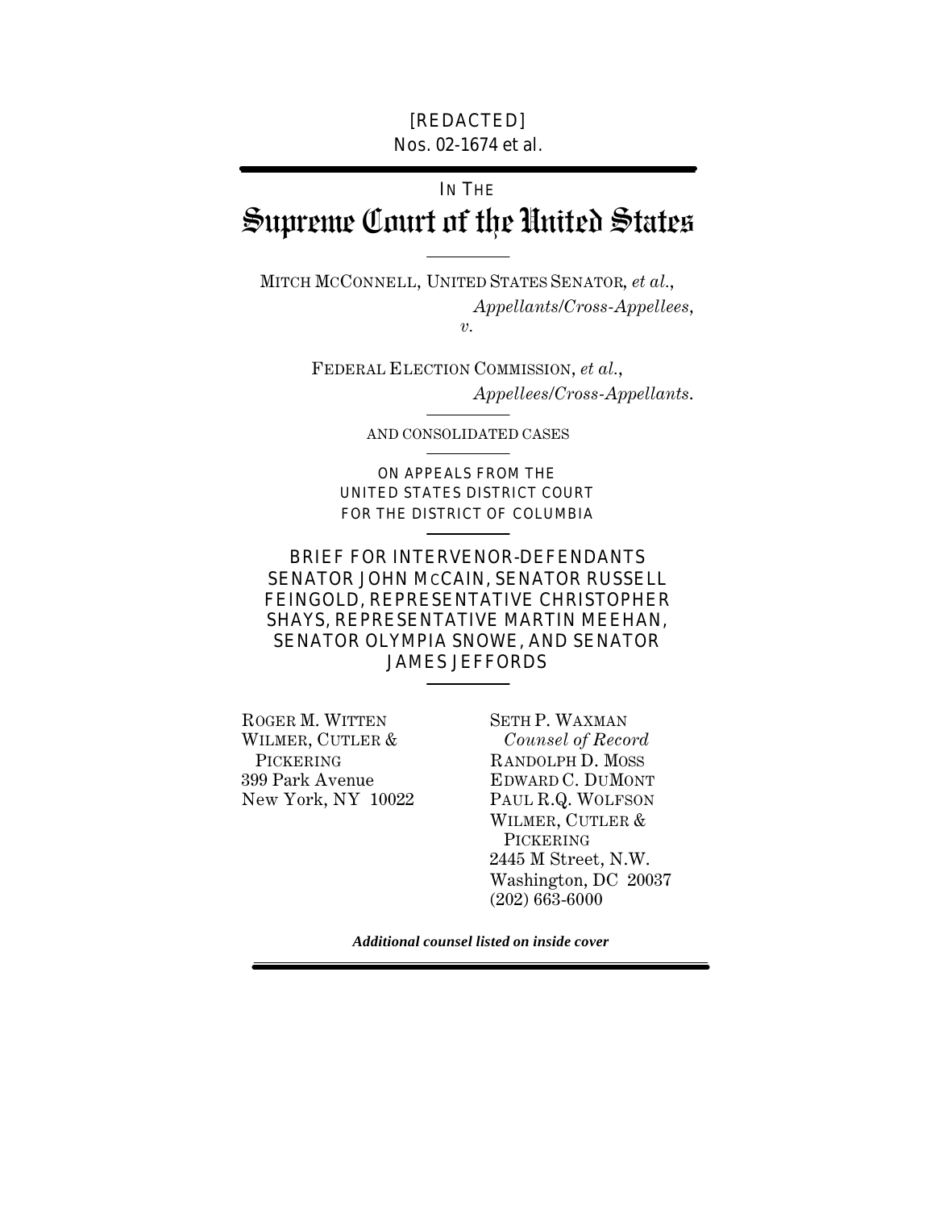[REDACTED]

Nos. 02-1674 et al.

IN THE

# Supreme Court of the United States

MITCH MCCONNELL, UNITED STATES SENATOR, *et al.*,
*Appellants/Cross-Appellees*,
*v.*

FEDERAL ELECTION COMMISSION, *et al.*,
*Appellees/Cross-Appellants*.

AND CONSOLIDATED CASES

ON APPEALS FROM THE
UNITED STATES DISTRICT COURT
FOR THE DISTRICT OF COLUMBIA

## BRIEF FOR INTERVENOR-DEFENDANTS SENATOR JOHN MCCAIN, SENATOR RUSSELL FEINGOLD, REPRESENTATIVE CHRISTOPHER SHAYS, REPRESENTATIVE MARTIN MEEHAN, SENATOR OLYMPIA SNOWE, AND SENATOR JAMES JEFFORDS

ROGER M. WITTEN
WILMER, CUTLER & PICKERING
399 Park Avenue
New York, NY 10022

SETH P. WAXMAN
*Counsel of Record*
RANDOLPH D. MOSS
EDWARD C. DUMONT
PAUL R.Q. WOLFSON
WILMER, CUTLER & PICKERING
2445 M Street, N.W.
Washington, DC 20037
(202) 663-6000

***Additional counsel listed on inside cover***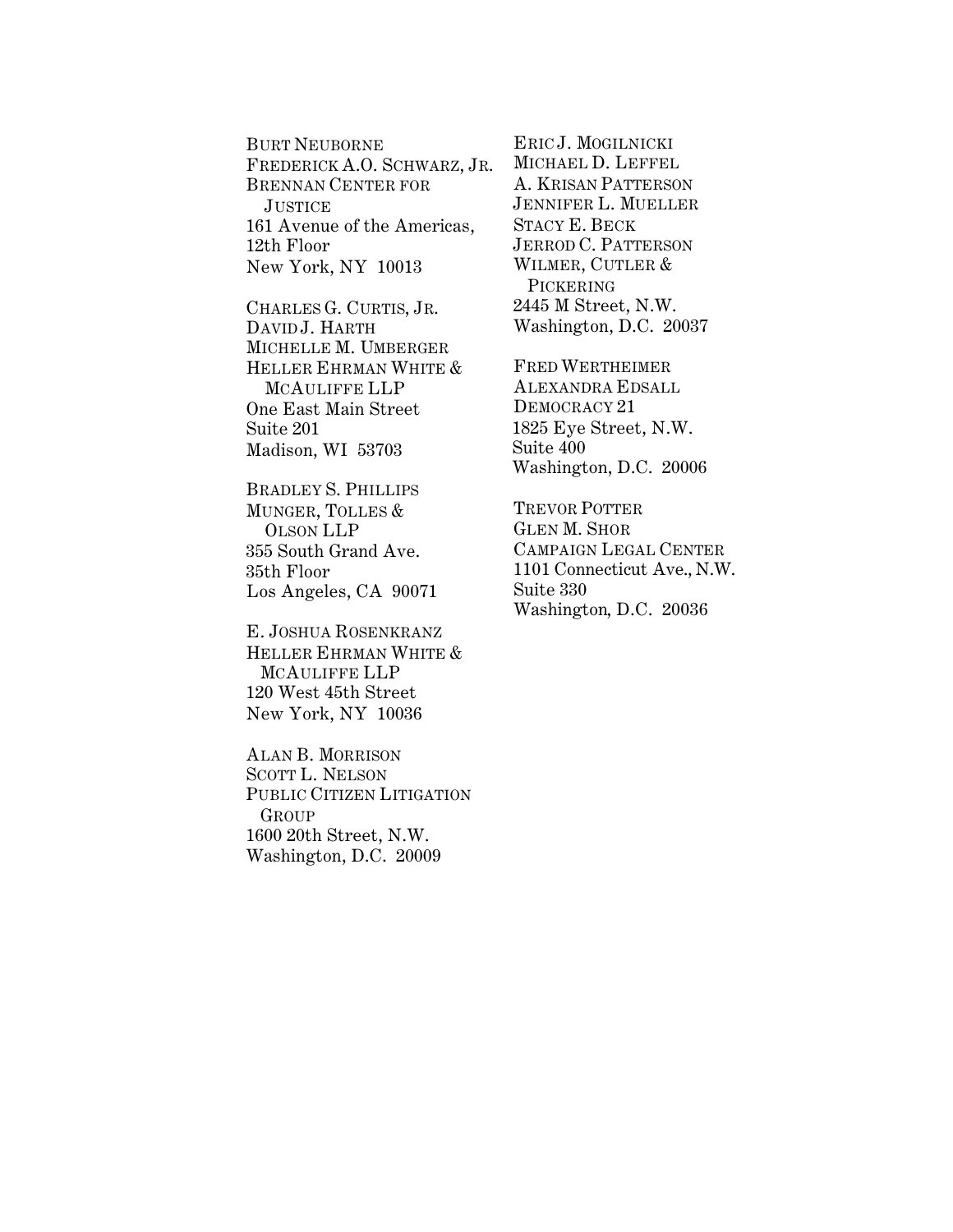BURT NEUBORNE
FREDERICK A.O. SCHWARZ, JR.
BRENNAN CENTER FOR JUSTICE
161 Avenue of the Americas, 12th Floor
New York, NY 10013

CHARLES G. CURTIS, JR.
DAVID J. HARTH
MICHELLE M. UMBERGER
HELLER EHRMAN WHITE & MCAULIFFE LLP
One East Main Street
Suite 201
Madison, WI 53703

BRADLEY S. PHILLIPS
MUNGER, TOLLES & OLSON LLP
355 South Grand Ave.
35th Floor
Los Angeles, CA 90071

E. JOSHUA ROSENKRANZ
HELLER EHRMAN WHITE & MCAULIFFE LLP
120 West 45th Street
New York, NY 10036

ALAN B. MORRISON
SCOTT L. NELSON
PUBLIC CITIZEN LITIGATION GROUP
1600 20th Street, N.W.
Washington, D.C. 20009

ERIC J. MOGILNICKI
MICHAEL D. LEFFEL
A. KRISAN PATTERSON
JENNIFER L. MUELLER
STACY E. BECK
JERROD C. PATTERSON
WILMER, CUTLER & PICKERING
2445 M Street, N.W.
Washington, D.C. 20037

FRED WERTHEIMER
ALEXANDRA EDSALL
DEMOCRACY 21
1825 Eye Street, N.W.
Suite 400
Washington, D.C. 20006

TREVOR POTTER
GLEN M. SHOR
CAMPAIGN LEGAL CENTER
1101 Connecticut Ave., N.W.
Suite 330
Washington, D.C. 20036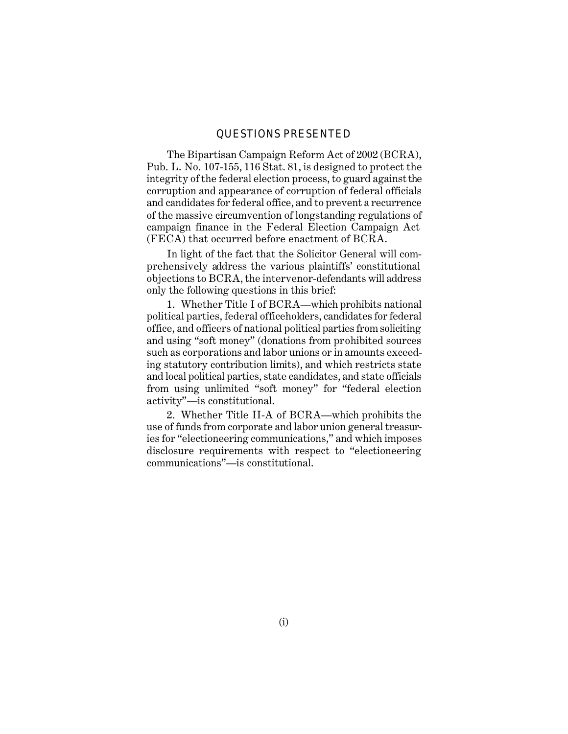## QUESTIONS PRESENTED

The Bipartisan Campaign Reform Act of 2002 (BCRA), Pub. L. No. 107-155, 116 Stat. 81, is designed to protect the integrity of the federal election process, to guard against the corruption and appearance of corruption of federal officials and candidates for federal office, and to prevent a recurrence of the massive circumvention of longstanding regulations of campaign finance in the Federal Election Campaign Act (FECA) that occurred before enactment of BCRA.

In light of the fact that the Solicitor General will comprehensively address the various plaintiffs' constitutional objections to BCRA, the intervenor-defendants will address only the following questions in this brief:

1. Whether Title I of BCRA—which prohibits national political parties, federal officeholders, candidates for federal office, and officers of national political parties from soliciting and using "soft money" (donations from prohibited sources such as corporations and labor unions or in amounts exceeding statutory contribution limits), and which restricts state and local political parties, state candidates, and state officials from using unlimited "soft money" for "federal election activity"—is constitutional.

2. Whether Title II-A of BCRA—which prohibits the use of funds from corporate and labor union general treasuries for "electioneering communications," and which imposes disclosure requirements with respect to "electioneering communications"—is constitutional.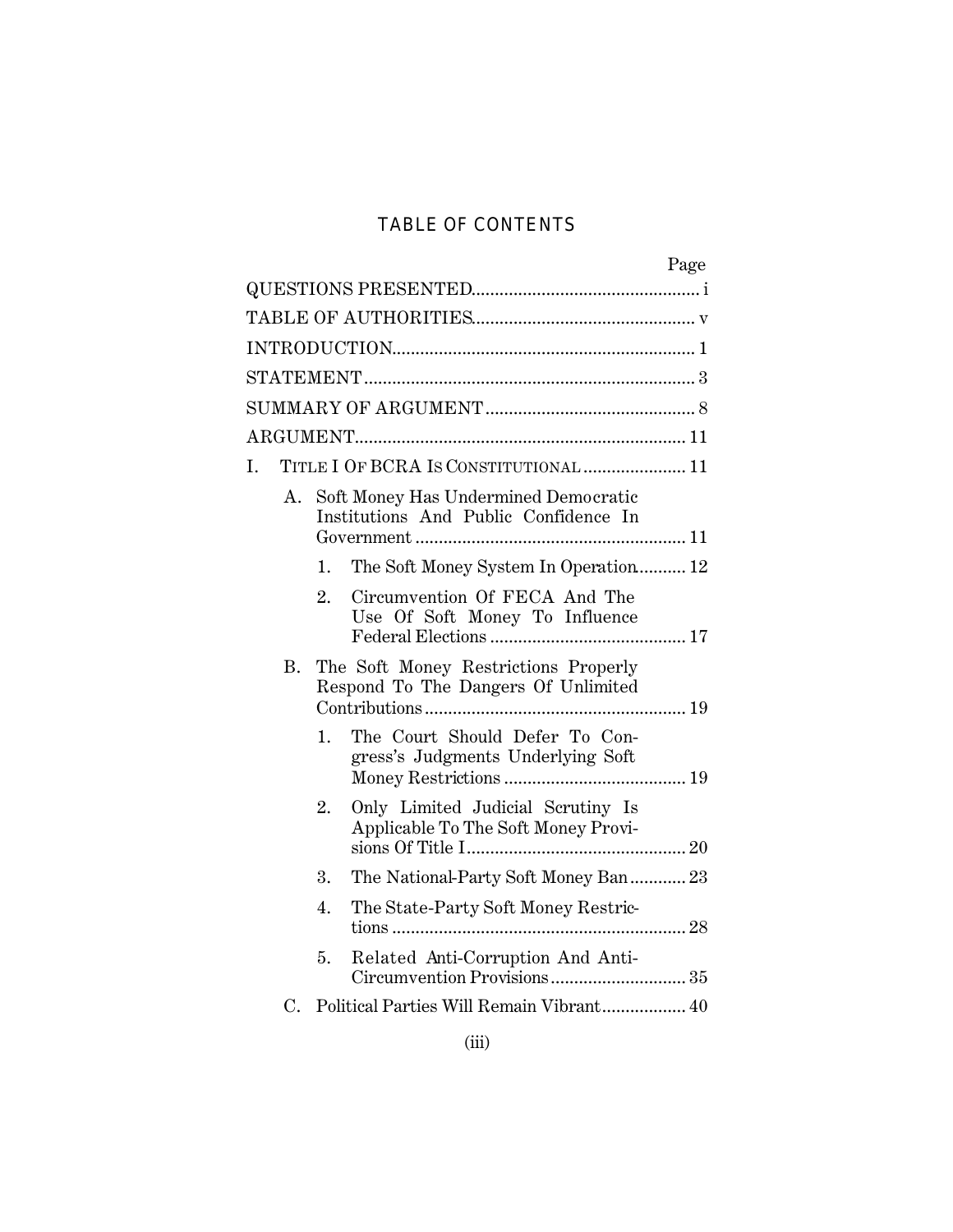## TABLE OF CONTENTS

| | Page |
|---|---|
| QUESTIONS PRESENTED | i |
| TABLE OF AUTHORITIES | v |
| INTRODUCTION | 1 |
| STATEMENT | 3 |
| SUMMARY OF ARGUMENT | 8 |
| ARGUMENT | 11 |
| I. TITLE I OF BCRA IS CONSTITUTIONAL | 11 |
| A. Soft Money Has Undermined Democratic Institutions And Public Confidence In Government | 11 |
| 1. The Soft Money System In Operation | 12 |
| 2. Circumvention Of FECA And The Use Of Soft Money To Influence Federal Elections | 17 |
| B. The Soft Money Restrictions Properly Respond To The Dangers Of Unlimited Contributions | 19 |
| 1. The Court Should Defer To Congress's Judgments Underlying Soft Money Restrictions | 19 |
| 2. Only Limited Judicial Scrutiny Is Applicable To The Soft Money Provisions Of Title I | 20 |
| 3. The National-Party Soft Money Ban | 23 |
| 4. The State-Party Soft Money Restrictions | 28 |
| 5. Related Anti-Corruption And Anti-Circumvention Provisions | 35 |
| C. Political Parties Will Remain Vibrant | 40 |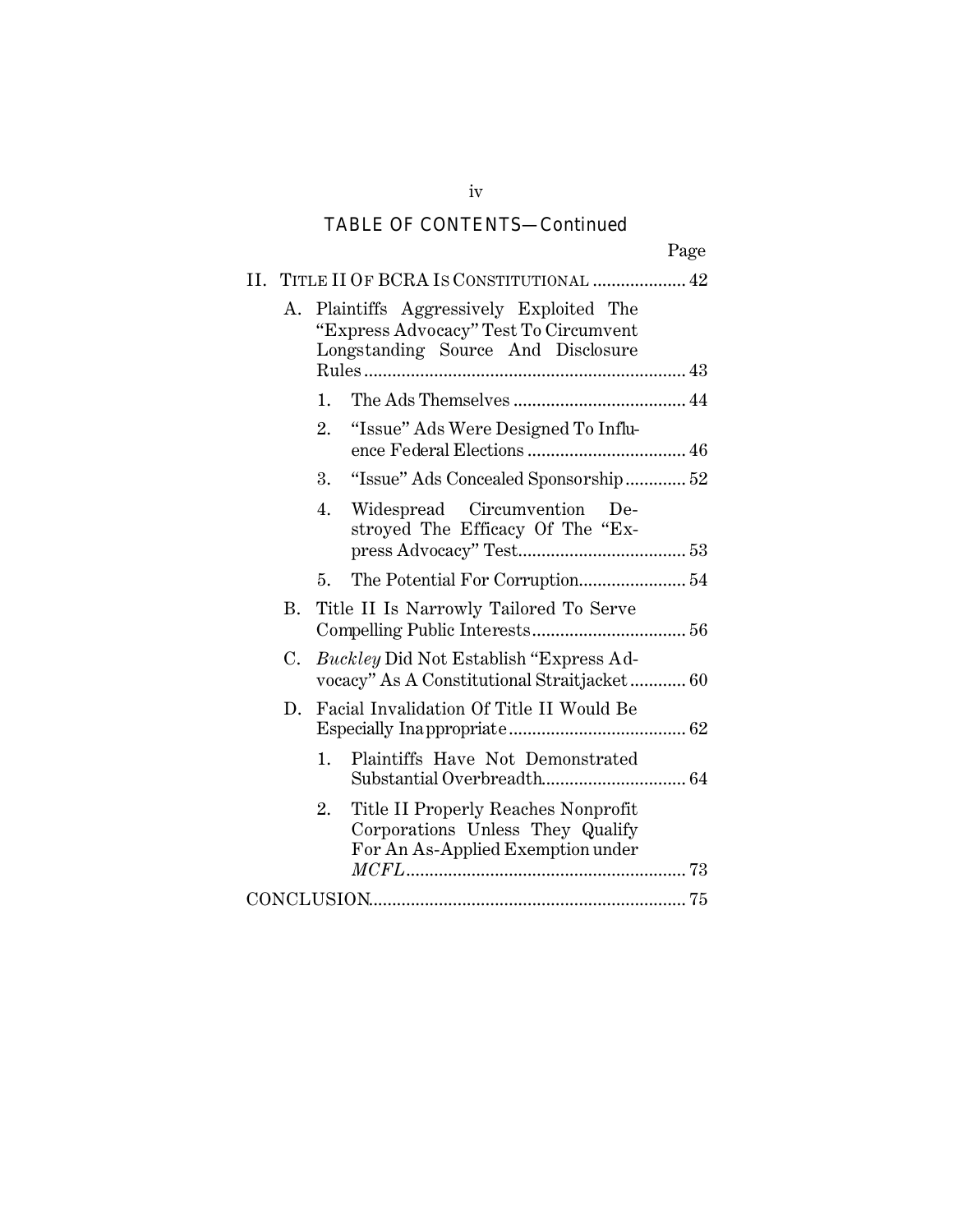TABLE OF CONTENTS—Continued

| | Page |
|---|---|
| II. TITLE II OF BCRA IS CONSTITUTIONAL | 42 |
| A. Plaintiffs Aggressively Exploited The "Express Advocacy" Test To Circumvent Longstanding Source And Disclosure Rules | 43 |
| 1. The Ads Themselves | 44 |
| 2. "Issue" Ads Were Designed To Influence Federal Elections | 46 |
| 3. "Issue" Ads Concealed Sponsorship | 52 |
| 4. Widespread Circumvention Destroyed The Efficacy Of The "Express Advocacy" Test | 53 |
| 5. The Potential For Corruption | 54 |
| B. Title II Is Narrowly Tailored To Serve Compelling Public Interests | 56 |
| C. *Buckley* Did Not Establish "Express Advocacy" As A Constitutional Straitjacket | 60 |
| D. Facial Invalidation Of Title II Would Be Especially Inappropriate | 62 |
| 1. Plaintiffs Have Not Demonstrated Substantial Overbreadth | 64 |
| 2. Title II Properly Reaches Nonprofit Corporations Unless They Qualify For An As-Applied Exemption under *MCFL* | 73 |
| CONCLUSION | 75 |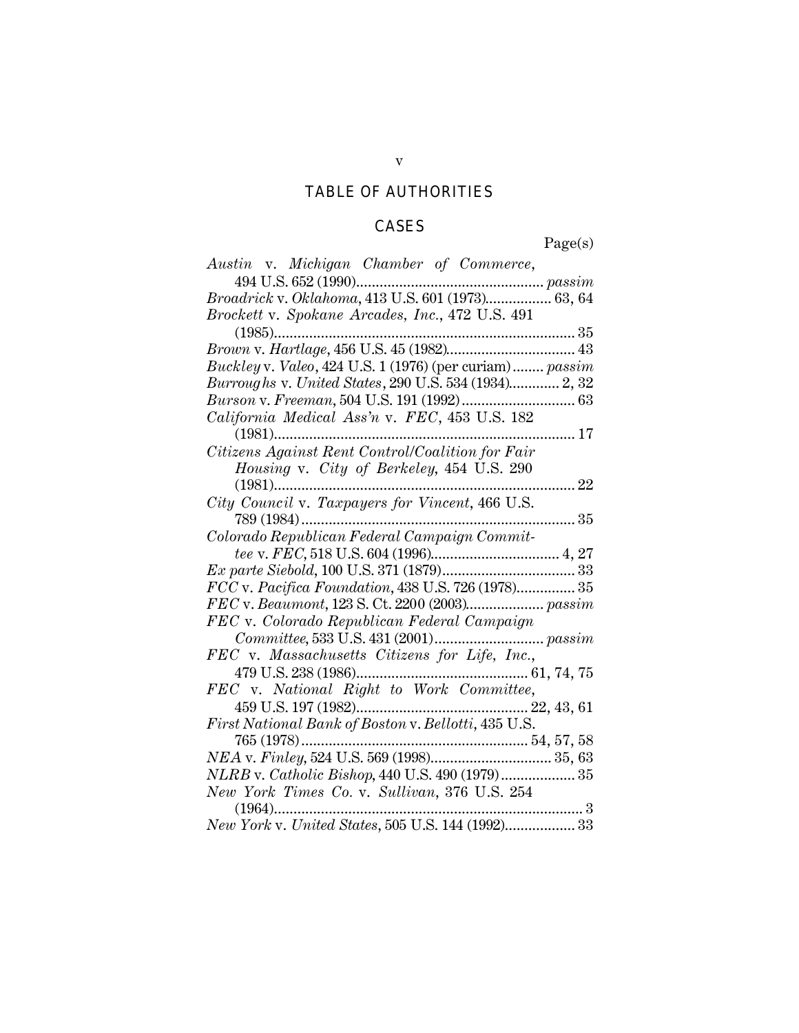# TABLE OF AUTHORITIES

## CASES

Page(s)

*Austin* v. *Michigan Chamber of Commerce*, 494 U.S. 652 (1990)................................................ *passim*
*Broadrick* v. *Oklahoma*, 413 U.S. 601 (1973)................. 63, 64
*Brockett* v. *Spokane Arcades, Inc.*, 472 U.S. 491 (1985)............................................................................ 35
*Brown* v. *Hartlage*, 456 U.S. 45 (1982)................................ 43
*Buckley* v. *Valeo*, 424 U.S. 1 (1976) (per curiam)........ *passim*
*Burroughs* v. *United States*, 290 U.S. 534 (1934)............. 2, 32
*Burson* v. *Freeman*, 504 U.S. 191 (1992)............................ 63
*California Medical Ass'n* v. *FEC*, 453 U.S. 182 (1981)............................................................................ 17
*Citizens Against Rent Control/Coalition for Fair Housing* v. *City of Berkeley*, 454 U.S. 290 (1981)............................................................................ 22
*City Council* v. *Taxpayers for Vincent*, 466 U.S. 789 (1984)..................................................................... 35
*Colorado Republican Federal Campaign Committee* v. *FEC*, 518 U.S. 604 (1996)................................ 4, 27
*Ex parte Siebold*, 100 U.S. 371 (1879).................................. 33
*FCC* v. *Pacifica Foundation*, 438 U.S. 726 (1978)............... 35
*FEC* v. *Beaumont*, 123 S. Ct. 2200 (2003).................... *passim*
*FEC* v. *Colorado Republican Federal Campaign Committee*, 533 U.S. 431 (2001)............................ *passim*
*FEC* v. *Massachusetts Citizens for Life, Inc.*, 479 U.S. 238 (1986)............................................ 61, 74, 75
*FEC* v. *National Right to Work Committee*, 459 U.S. 197 (1982)............................................ 22, 43, 61
*First National Bank of Boston* v. *Bellotti*, 435 U.S. 765 (1978).......................................................... 54, 57, 58
*NEA* v. *Finley*, 524 U.S. 569 (1998)............................... 35, 63
*NLRB* v. *Catholic Bishop*, 440 U.S. 490 (1979).................. 35
*New York Times Co.* v. *Sullivan*, 376 U.S. 254 (1964)............................................................................... 3
*New York* v. *United States*, 505 U.S. 144 (1992).................. 33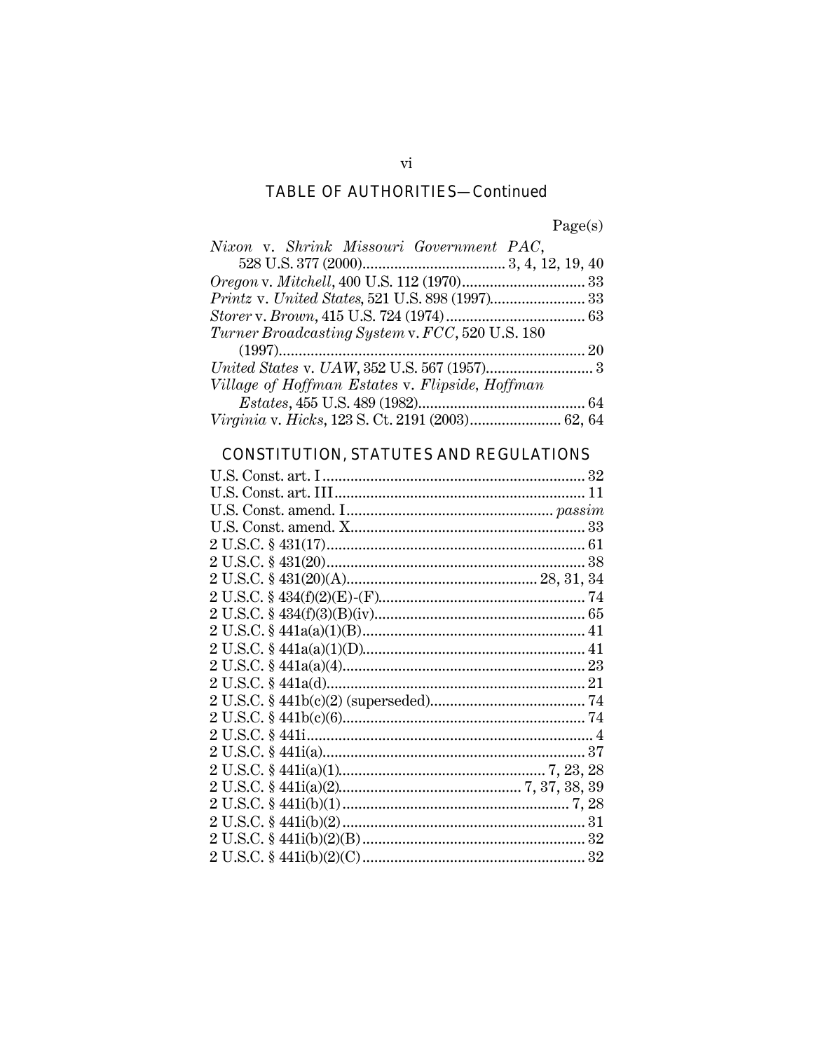## TABLE OF AUTHORITIES—Continued

Page(s)

*Nixon* v. *Shrink Missouri Government PAC*, 528 U.S. 377 (2000).................................... 3, 4, 12, 19, 40

*Oregon* v. *Mitchell*, 400 U.S. 112 (1970)............................... 33

*Printz* v. *United States*, 521 U.S. 898 (1997)........................ 33

*Storer* v. *Brown*, 415 U.S. 724 (1974)................................... 63

*Turner Broadcasting System* v. *FCC*, 520 U.S. 180 (1997)............................................................................. 20

*United States* v. *UAW*, 352 U.S. 567 (1957)........................... 3

*Village of Hoffman Estates* v. *Flipside, Hoffman Estates*, 455 U.S. 489 (1982).......................................... 64

*Virginia* v. *Hicks*, 123 S. Ct. 2191 (2003)....................... 62, 64

## CONSTITUTION, STATUTES AND REGULATIONS

U.S. Const. art. I.................................................................. 32

U.S. Const. art. III............................................................... 11

U.S. Const. amend. I................................................... *passim*

U.S. Const. amend. X........................................................... 33

2 U.S.C. § 431(17)................................................................. 61

2 U.S.C. § 431(20)................................................................. 38

2 U.S.C. § 431(20)(A)............................................... 28, 31, 34

2 U.S.C. § 434(f)(2)(E)-(F).................................................... 74

2 U.S.C. § 434(f)(3)(B)(iv)..................................................... 65

2 U.S.C. § 441a(a)(1)(B)........................................................ 41

2 U.S.C. § 441a(a)(1)(D)........................................................ 41

2 U.S.C. § 441a(a)(4)............................................................. 23

2 U.S.C. § 441a(d)................................................................. 21

2 U.S.C. § 441b(c)(2) (superseded)....................................... 74

2 U.S.C. § 441b(c)(6)............................................................. 74

2 U.S.C. § 441i....................................................................... 4

2 U.S.C. § 441i(a).................................................................. 37

2 U.S.C. § 441i(a)(1).................................................... 7, 23, 28

2 U.S.C. § 441i(a)(2)............................................. 7, 37, 38, 39

2 U.S.C. § 441i(b)(1)......................................................... 7, 28

2 U.S.C. § 441i(b)(2)............................................................. 31

2 U.S.C. § 441i(b)(2)(B)........................................................ 32

2 U.S.C. § 441i(b)(2)(C)........................................................ 32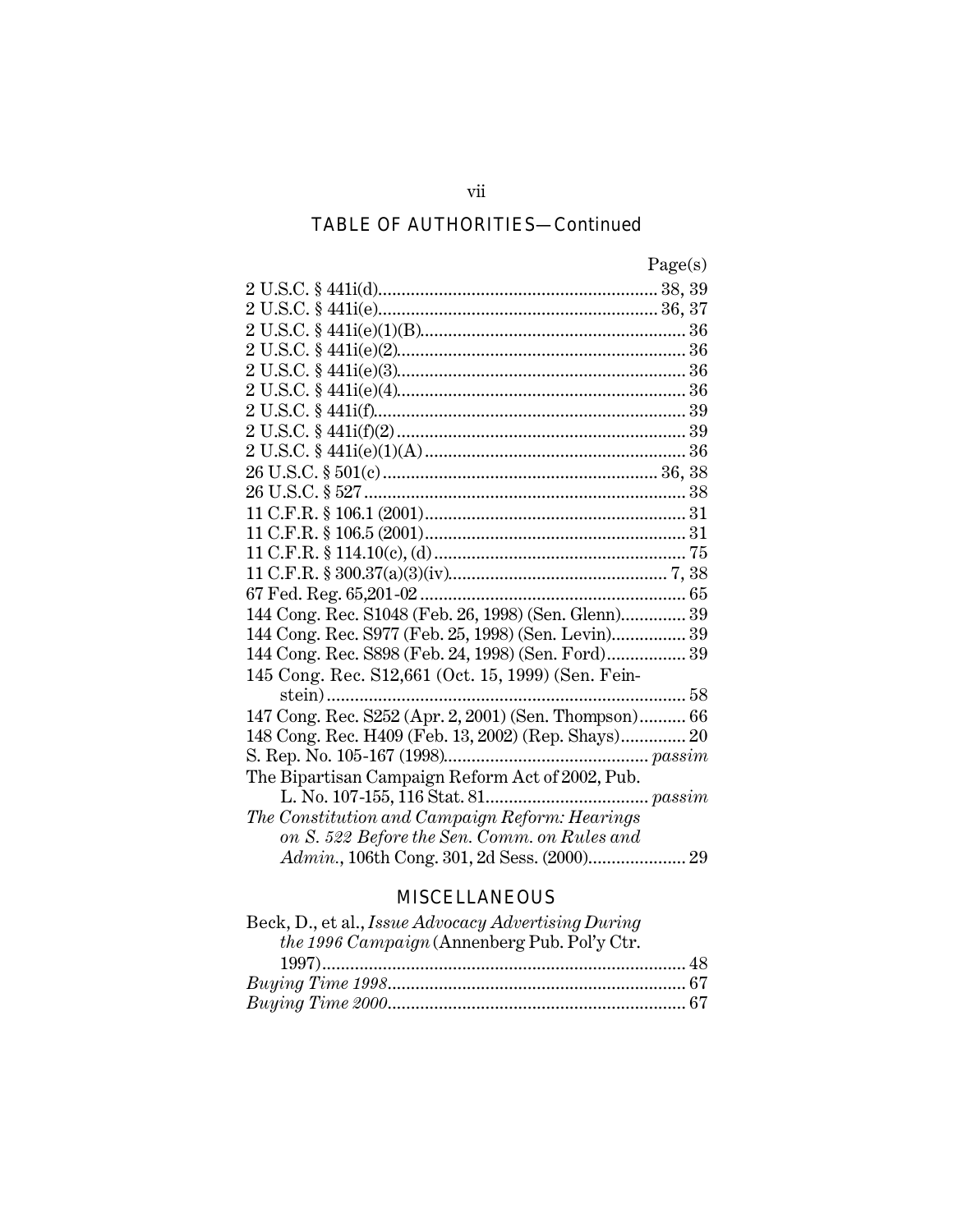## TABLE OF AUTHORITIES—Continued

| | Page(s) |
|---|---|
| 2 U.S.C. § 441i(d) | 38, 39 |
| 2 U.S.C. § 441i(e) | 36, 37 |
| 2 U.S.C. § 441i(e)(1)(B) | 36 |
| 2 U.S.C. § 441i(e)(2) | 36 |
| 2 U.S.C. § 441i(e)(3) | 36 |
| 2 U.S.C. § 441i(e)(4) | 36 |
| 2 U.S.C. § 441i(f) | 39 |
| 2 U.S.C. § 441i(f)(2) | 39 |
| 2 U.S.C. § 441i(e)(1)(A) | 36 |
| 26 U.S.C. § 501(c) | 36, 38 |
| 26 U.S.C. § 527 | 38 |
| 11 C.F.R. § 106.1 (2001) | 31 |
| 11 C.F.R. § 106.5 (2001) | 31 |
| 11 C.F.R. § 114.10(c), (d) | 75 |
| 11 C.F.R. § 300.37(a)(3)(iv) | 7, 38 |
| 67 Fed. Reg. 65,201-02 | 65 |
| 144 Cong. Rec. S1048 (Feb. 26, 1998) (Sen. Glenn) | 39 |
| 144 Cong. Rec. S977 (Feb. 25, 1998) (Sen. Levin) | 39 |
| 144 Cong. Rec. S898 (Feb. 24, 1998) (Sen. Ford) | 39 |
| 145 Cong. Rec. S12,661 (Oct. 15, 1999) (Sen. Feinstein) | 58 |
| 147 Cong. Rec. S252 (Apr. 2, 2001) (Sen. Thompson) | 66 |
| 148 Cong. Rec. H409 (Feb. 13, 2002) (Rep. Shays) | 20 |
| S. Rep. No. 105-167 (1998) | *passim* |
| The Bipartisan Campaign Reform Act of 2002, Pub. L. No. 107-155, 116 Stat. 81 | *passim* |
| *The Constitution and Campaign Reform: Hearings on S. 522 Before the Sen. Comm. on Rules and Admin.*, 106th Cong. 301, 2d Sess. (2000) | 29 |

## MISCELLANEOUS

| | |
|---|---|
| Beck, D., et al., *Issue Advocacy Advertising During the 1996 Campaign* (Annenberg Pub. Pol'y Ctr. 1997) | 48 |
| *Buying Time 1998* | 67 |
| *Buying Time 2000* | 67 |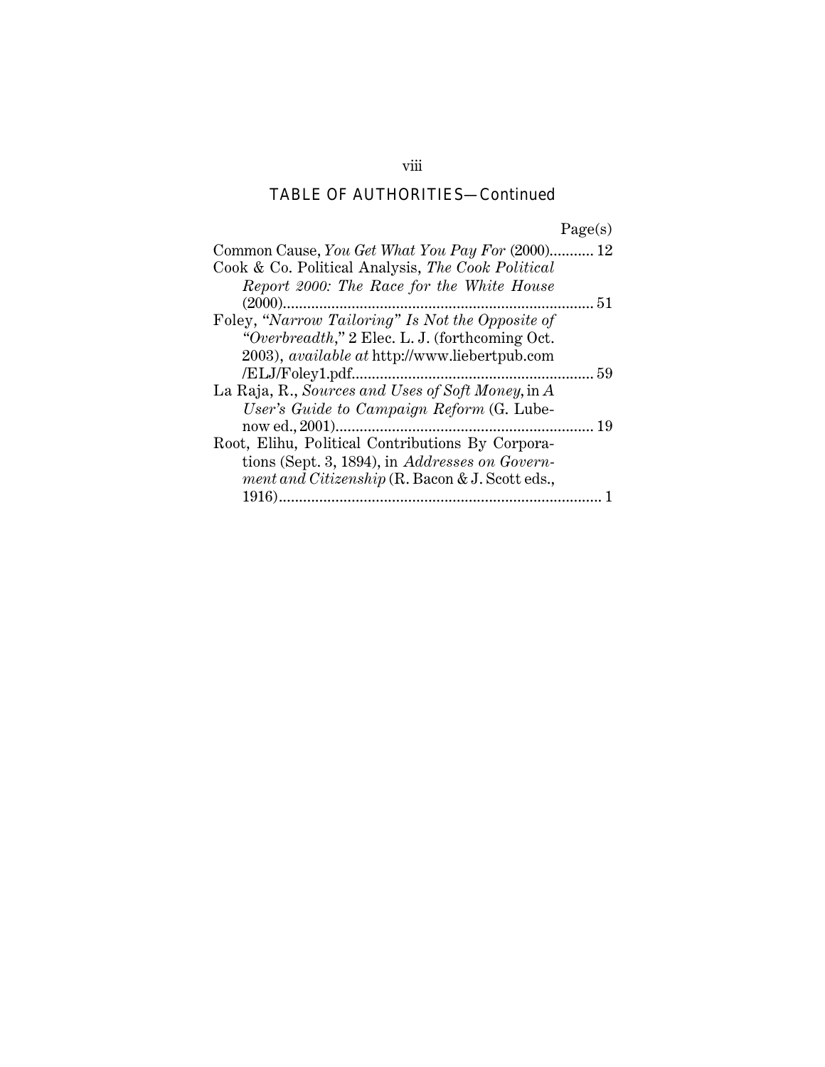## TABLE OF AUTHORITIES—Continued

Page(s)

Common Cause, *You Get What You Pay For* (2000)........... 12

Cook & Co. Political Analysis, *The Cook Political Report 2000: The Race for the White House* (2000)............................................................................. 51

Foley, "*Narrow Tailoring" Is Not the Opposite of "Overbreadth*," 2 Elec. L. J. (forthcoming Oct. 2003), *available at* http://www.liebertpub.com/ELJ/Foley1.pdf........................................................... 59

La Raja, R., *Sources and Uses of Soft Money*, in *A User's Guide to Campaign Reform* (G. Lubenow ed., 2001)............................................................... 19

Root, Elihu, Political Contributions By Corporations (Sept. 3, 1894), in *Addresses on Government and Citizenship* (R. Bacon & J. Scott eds., 1916)................................................................................ 1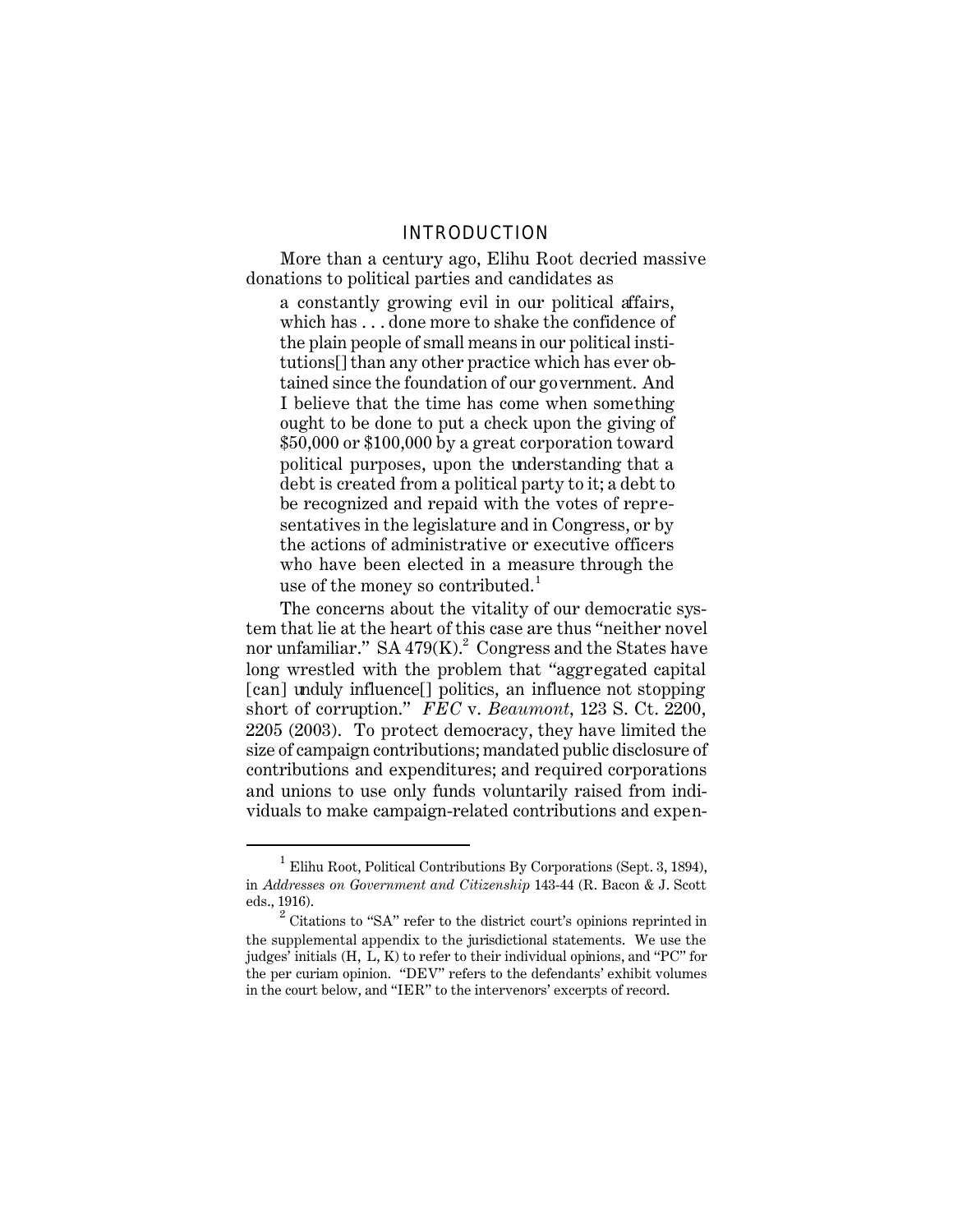# INTRODUCTION

More than a century ago, Elihu Root decried massive donations to political parties and candidates as

> a constantly growing evil in our political affairs, which has . . . done more to shake the confidence of the plain people of small means in our political institutions[] than any other practice which has ever obtained since the foundation of our government. And I believe that the time has come when something ought to be done to put a check upon the giving of $50,000 or $100,000 by a great corporation toward political purposes, upon the understanding that a debt is created from a political party to it; a debt to be recognized and repaid with the votes of representatives in the legislature and in Congress, or by the actions of administrative or executive officers who have been elected in a measure through the use of the money so contributed.[1]

The concerns about the vitality of our democratic system that lie at the heart of this case are thus "neither novel nor unfamiliar." SA 479(K).[2] Congress and the States have long wrestled with the problem that "aggregated capital [can] unduly influence[] politics, an influence not stopping short of corruption." *FEC* v. *Beaumont*, 123 S. Ct. 2200, 2205 (2003). To protect democracy, they have limited the size of campaign contributions; mandated public disclosure of contributions and expenditures; and required corporations and unions to use only funds voluntarily raised from individuals to make campaign-related contributions and expen-

---

[1] Elihu Root, Political Contributions By Corporations (Sept. 3, 1894), in *Addresses on Government and Citizenship* 143-44 (R. Bacon & J. Scott eds., 1916).

[2] Citations to "SA" refer to the district court's opinions reprinted in the supplemental appendix to the jurisdictional statements. We use the judges' initials (H, L, K) to refer to their individual opinions, and "PC" for the per curiam opinion. "DEV" refers to the defendants' exhibit volumes in the court below, and "IER" to the intervenors' excerpts of record.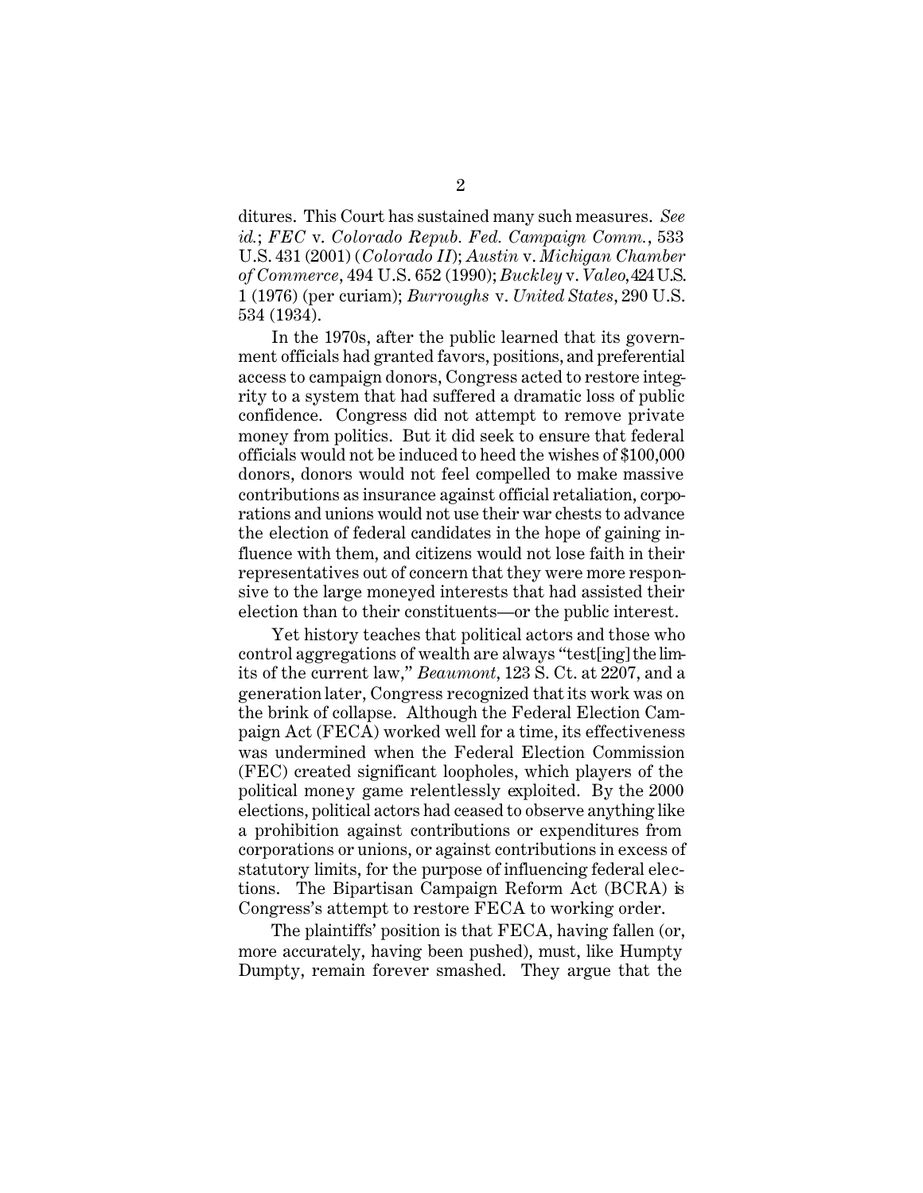ditures. This Court has sustained many such measures. *See id.*; *FEC* v. *Colorado Repub. Fed. Campaign Comm.*, 533 U.S. 431 (2001) (*Colorado II*); *Austin* v. *Michigan Chamber of Commerce*, 494 U.S. 652 (1990); *Buckley* v. *Valeo*, 424 U.S. 1 (1976) (per curiam); *Burroughs* v. *United States*, 290 U.S. 534 (1934).

In the 1970s, after the public learned that its government officials had granted favors, positions, and preferential access to campaign donors, Congress acted to restore integrity to a system that had suffered a dramatic loss of public confidence. Congress did not attempt to remove private money from politics. But it did seek to ensure that federal officials would not be induced to heed the wishes of $100,000 donors, donors would not feel compelled to make massive contributions as insurance against official retaliation, corporations and unions would not use their war chests to advance the election of federal candidates in the hope of gaining influence with them, and citizens would not lose faith in their representatives out of concern that they were more responsive to the large moneyed interests that had assisted their election than to their constituents—or the public interest.

Yet history teaches that political actors and those who control aggregations of wealth are always "test[ing] the limits of the current law," *Beaumont*, 123 S. Ct. at 2207, and a generation later, Congress recognized that its work was on the brink of collapse. Although the Federal Election Campaign Act (FECA) worked well for a time, its effectiveness was undermined when the Federal Election Commission (FEC) created significant loopholes, which players of the political money game relentlessly exploited. By the 2000 elections, political actors had ceased to observe anything like a prohibition against contributions or expenditures from corporations or unions, or against contributions in excess of statutory limits, for the purpose of influencing federal elections. The Bipartisan Campaign Reform Act (BCRA) is Congress's attempt to restore FECA to working order.

The plaintiffs' position is that FECA, having fallen (or, more accurately, having been pushed), must, like Humpty Dumpty, remain forever smashed. They argue that the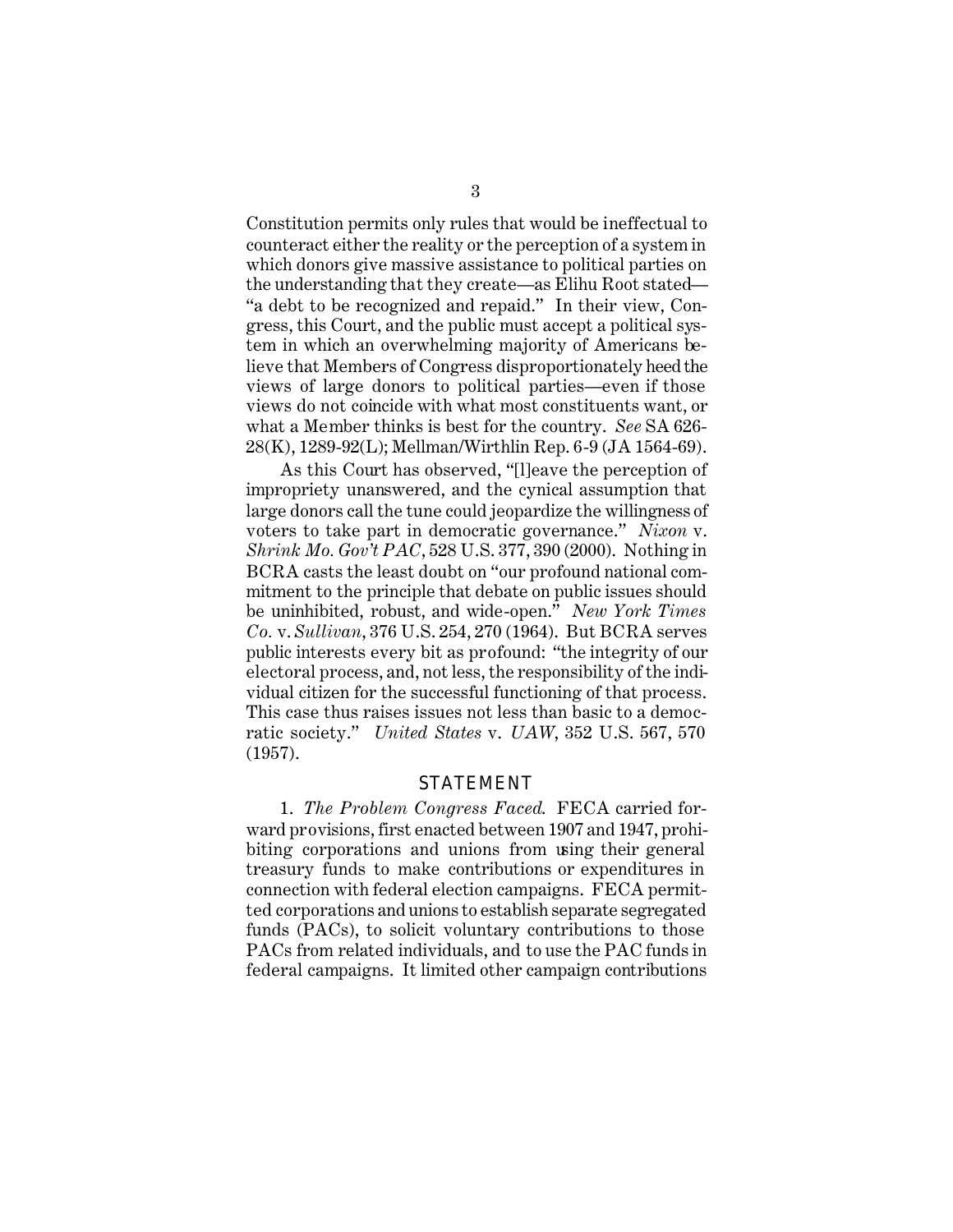Constitution permits only rules that would be ineffectual to counteract either the reality or the perception of a system in which donors give massive assistance to political parties on the understanding that they create—as Elihu Root stated—"a debt to be recognized and repaid." In their view, Congress, this Court, and the public must accept a political system in which an overwhelming majority of Americans believe that Members of Congress disproportionately heed the views of large donors to political parties—even if those views do not coincide with what most constituents want, or what a Member thinks is best for the country. *See* SA 626-28(K), 1289-92(L); Mellman/Wirthlin Rep. 6-9 (JA 1564-69).

As this Court has observed, "[l]eave the perception of impropriety unanswered, and the cynical assumption that large donors call the tune could jeopardize the willingness of voters to take part in democratic governance." *Nixon* v. *Shrink Mo. Gov't PAC*, 528 U.S. 377, 390 (2000). Nothing in BCRA casts the least doubt on "our profound national commitment to the principle that debate on public issues should be uninhibited, robust, and wide-open." *New York Times Co.* v. *Sullivan*, 376 U.S. 254, 270 (1964). But BCRA serves public interests every bit as profound: "the integrity of our electoral process, and, not less, the responsibility of the individual citizen for the successful functioning of that process. This case thus raises issues not less than basic to a democratic society." *United States* v. *UAW*, 352 U.S. 567, 570 (1957).

## STATEMENT

1. *The Problem Congress Faced.* FECA carried forward provisions, first enacted between 1907 and 1947, prohibiting corporations and unions from using their general treasury funds to make contributions or expenditures in connection with federal election campaigns. FECA permitted corporations and unions to establish separate segregated funds (PACs), to solicit voluntary contributions to those PACs from related individuals, and to use the PAC funds in federal campaigns. It limited other campaign contributions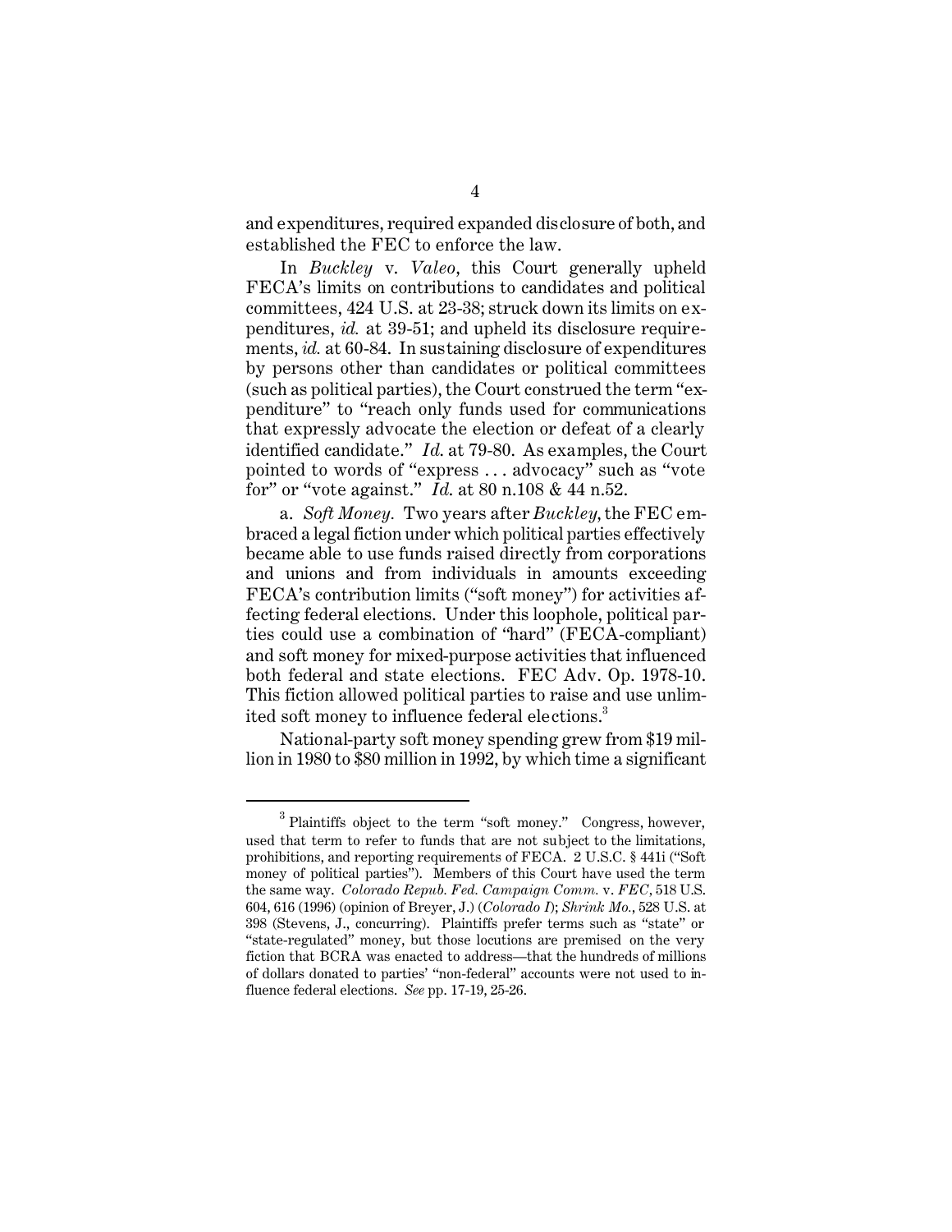and expenditures, required expanded disclosure of both, and established the FEC to enforce the law.

In *Buckley* v. *Valeo*, this Court generally upheld FECA's limits on contributions to candidates and political committees, 424 U.S. at 23-38; struck down its limits on expenditures, *id.* at 39-51; and upheld its disclosure requirements, *id.* at 60-84. In sustaining disclosure of expenditures by persons other than candidates or political committees (such as political parties), the Court construed the term "expenditure" to "reach only funds used for communications that expressly advocate the election or defeat of a clearly identified candidate." *Id.* at 79-80. As examples, the Court pointed to words of "express . . . advocacy" such as "vote for" or "vote against." *Id.* at 80 n.108 & 44 n.52.

a. *Soft Money.* Two years after *Buckley*, the FEC embraced a legal fiction under which political parties effectively became able to use funds raised directly from corporations and unions and from individuals in amounts exceeding FECA's contribution limits ("soft money") for activities affecting federal elections. Under this loophole, political parties could use a combination of "hard" (FECA-compliant) and soft money for mixed-purpose activities that influenced both federal and state elections. FEC Adv. Op. 1978-10. This fiction allowed political parties to raise and use unlimited soft money to influence federal elections.[3]

National-party soft money spending grew from $19 million in 1980 to $80 million in 1992, by which time a significant

---

[3] Plaintiffs object to the term "soft money." Congress, however, used that term to refer to funds that are not subject to the limitations, prohibitions, and reporting requirements of FECA. 2 U.S.C. § 441i ("Soft money of political parties"). Members of this Court have used the term the same way. *Colorado Repub. Fed. Campaign Comm.* v. *FEC*, 518 U.S. 604, 616 (1996) (opinion of Breyer, J.) (*Colorado I*); *Shrink Mo.*, 528 U.S. at 398 (Stevens, J., concurring). Plaintiffs prefer terms such as "state" or "state-regulated" money, but those locutions are premised on the very fiction that BCRA was enacted to address—that the hundreds of millions of dollars donated to parties' "non-federal" accounts were not used to influence federal elections. *See* pp. 17-19, 25-26.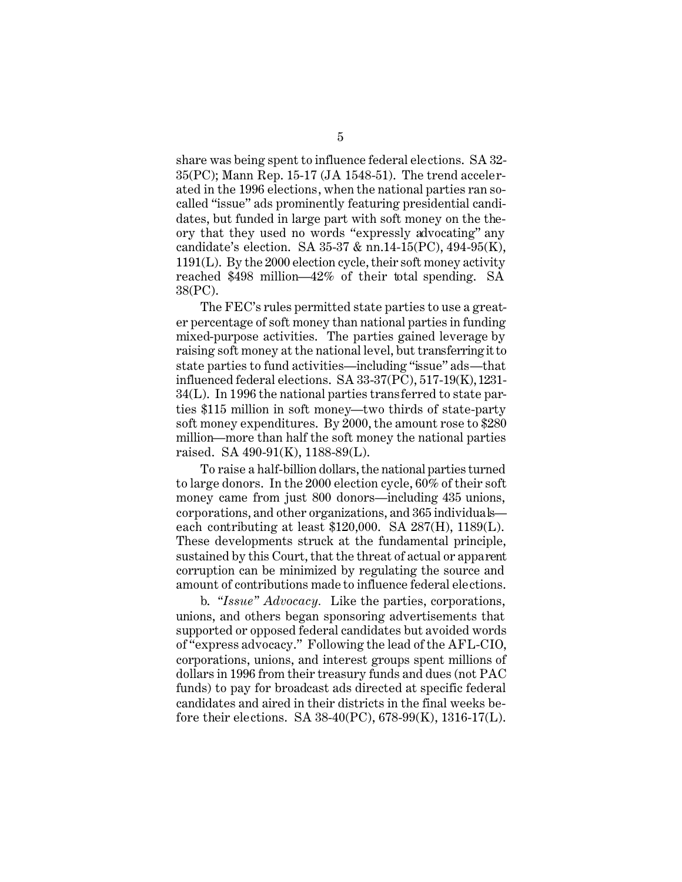share was being spent to influence federal elections. SA 32-35(PC); Mann Rep. 15-17 (JA 1548-51). The trend accelerated in the 1996 elections, when the national parties ran so-called "issue" ads prominently featuring presidential candidates, but funded in large part with soft money on the theory that they used no words "expressly advocating" any candidate's election. SA 35-37 & nn.14-15(PC), 494-95(K), 1191(L). By the 2000 election cycle, their soft money activity reached $498 million—42% of their total spending. SA 38(PC).

The FEC's rules permitted state parties to use a greater percentage of soft money than national parties in funding mixed-purpose activities. The parties gained leverage by raising soft money at the national level, but transferring it to state parties to fund activities—including "issue" ads—that influenced federal elections. SA 33-37(PC), 517-19(K), 1231-34(L). In 1996 the national parties transferred to state parties $115 million in soft money—two thirds of state-party soft money expenditures. By 2000, the amount rose to $280 million—more than half the soft money the national parties raised. SA 490-91(K), 1188-89(L).

To raise a half-billion dollars, the national parties turned to large donors. In the 2000 election cycle, 60% of their soft money came from just 800 donors—including 435 unions, corporations, and other organizations, and 365 individuals—each contributing at least $120,000. SA 287(H), 1189(L). These developments struck at the fundamental principle, sustained by this Court, that the threat of actual or apparent corruption can be minimized by regulating the source and amount of contributions made to influence federal elections.

b. *"Issue" Advocacy.* Like the parties, corporations, unions, and others began sponsoring advertisements that supported or opposed federal candidates but avoided words of "express advocacy." Following the lead of the AFL-CIO, corporations, unions, and interest groups spent millions of dollars in 1996 from their treasury funds and dues (not PAC funds) to pay for broadcast ads directed at specific federal candidates and aired in their districts in the final weeks before their elections. SA 38-40(PC), 678-99(K), 1316-17(L).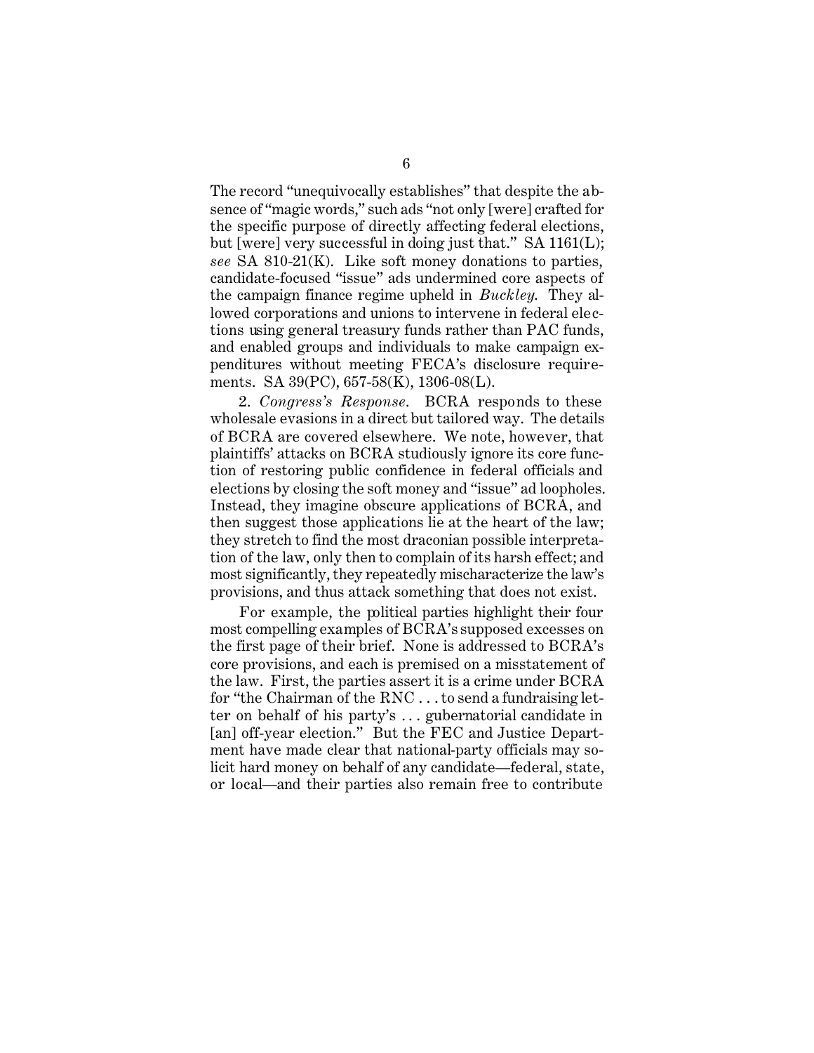The record "unequivocally establishes" that despite the absence of "magic words," such ads "not only [were] crafted for the specific purpose of directly affecting federal elections, but [were] very successful in doing just that." SA 1161(L); *see* SA 810-21(K). Like soft money donations to parties, candidate-focused "issue" ads undermined core aspects of the campaign finance regime upheld in *Buckley*. They allowed corporations and unions to intervene in federal elections using general treasury funds rather than PAC funds, and enabled groups and individuals to make campaign expenditures without meeting FECA's disclosure requirements. SA 39(PC), 657-58(K), 1306-08(L).

2. *Congress's Response*. BCRA responds to these wholesale evasions in a direct but tailored way. The details of BCRA are covered elsewhere. We note, however, that plaintiffs' attacks on BCRA studiously ignore its core function of restoring public confidence in federal officials and elections by closing the soft money and "issue" ad loopholes. Instead, they imagine obscure applications of BCRA, and then suggest those applications lie at the heart of the law; they stretch to find the most draconian possible interpretation of the law, only then to complain of its harsh effect; and most significantly, they repeatedly mischaracterize the law's provisions, and thus attack something that does not exist.

For example, the political parties highlight their four most compelling examples of BCRA's supposed excesses on the first page of their brief. None is addressed to BCRA's core provisions, and each is premised on a misstatement of the law. First, the parties assert it is a crime under BCRA for "the Chairman of the RNC . . . to send a fundraising letter on behalf of his party's . . . gubernatorial candidate in [an] off-year election." But the FEC and Justice Department have made clear that national-party officials may solicit hard money on behalf of any candidate—federal, state, or local—and their parties also remain free to contribute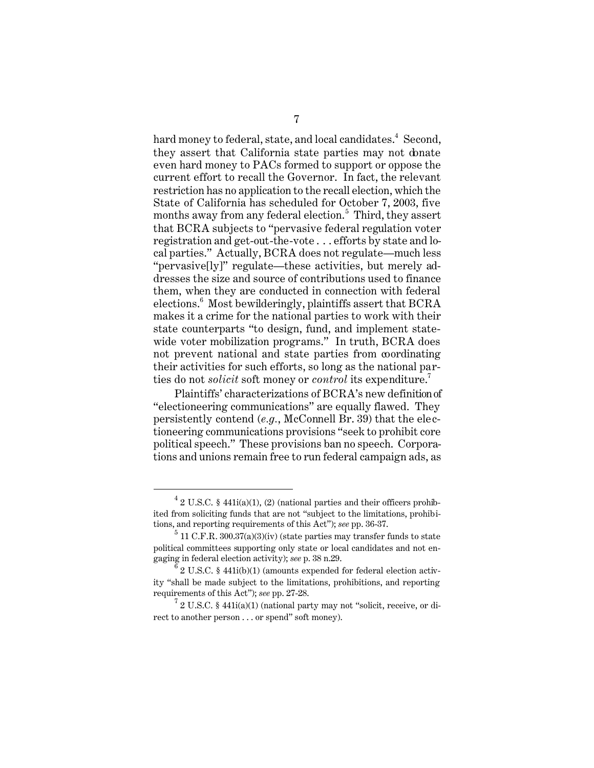hard money to federal, state, and local candidates.[4] Second, they assert that California state parties may not donate even hard money to PACs formed to support or oppose the current effort to recall the Governor. In fact, the relevant restriction has no application to the recall election, which the State of California has scheduled for October 7, 2003, five months away from any federal election.[5] Third, they assert that BCRA subjects to "pervasive federal regulation voter registration and get-out-the-vote . . . efforts by state and local parties." Actually, BCRA does not regulate—much less "pervasive[ly]" regulate—these activities, but merely addresses the size and source of contributions used to finance them, when they are conducted in connection with federal elections.[6] Most bewilderingly, plaintiffs assert that BCRA makes it a crime for the national parties to work with their state counterparts "to design, fund, and implement statewide voter mobilization programs." In truth, BCRA does not prevent national and state parties from coordinating their activities for such efforts, so long as the national parties do not *solicit* soft money or *control* its expenditure.[7]

Plaintiffs' characterizations of BCRA's new definition of "electioneering communications" are equally flawed. They persistently contend (*e.g.*, McConnell Br. 39) that the electioneering communications provisions "seek to prohibit core political speech." These provisions ban no speech. Corporations and unions remain free to run federal campaign ads, as

---

[4] 2 U.S.C. § 441i(a)(1), (2) (national parties and their officers prohibited from soliciting funds that are not "subject to the limitations, prohibitions, and reporting requirements of this Act"); *see* pp. 36-37.

[5] 11 C.F.R. 300.37(a)(3)(iv) (state parties may transfer funds to state political committees supporting only state or local candidates and not engaging in federal election activity); *see* p. 38 n.29.

[6] 2 U.S.C. § 441i(b)(1) (amounts expended for federal election activity "shall be made subject to the limitations, prohibitions, and reporting requirements of this Act"); *see* pp. 27-28.

[7] 2 U.S.C. § 441i(a)(1) (national party may not "solicit, receive, or direct to another person . . . or spend" soft money).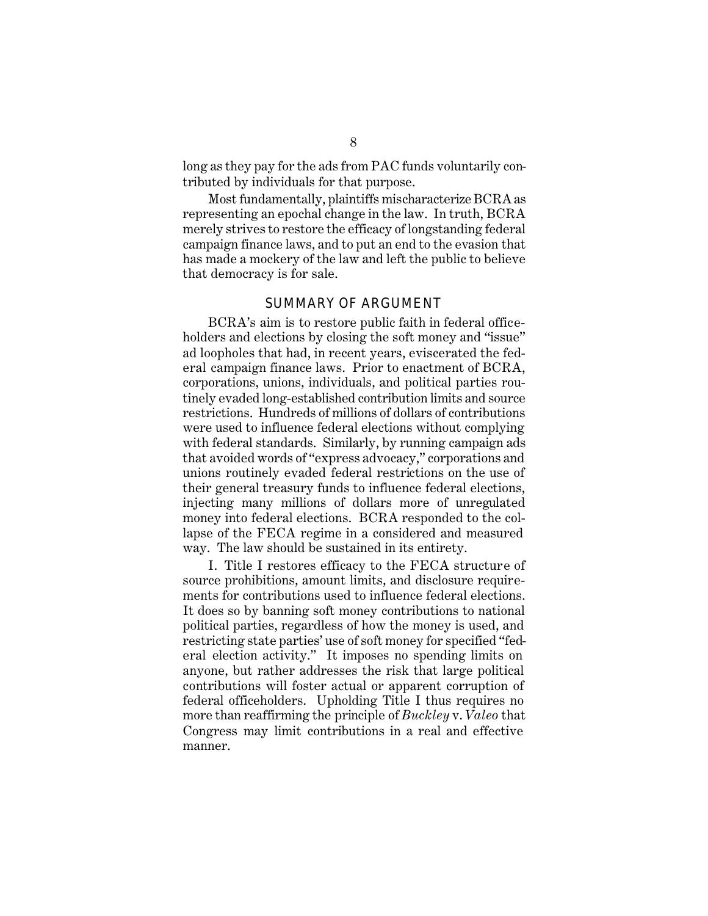long as they pay for the ads from PAC funds voluntarily contributed by individuals for that purpose.

Most fundamentally, plaintiffs mischaracterize BCRA as representing an epochal change in the law. In truth, BCRA merely strives to restore the efficacy of longstanding federal campaign finance laws, and to put an end to the evasion that has made a mockery of the law and left the public to believe that democracy is for sale.

## SUMMARY OF ARGUMENT

BCRA's aim is to restore public faith in federal officeholders and elections by closing the soft money and "issue" ad loopholes that had, in recent years, eviscerated the federal campaign finance laws. Prior to enactment of BCRA, corporations, unions, individuals, and political parties routinely evaded long-established contribution limits and source restrictions. Hundreds of millions of dollars of contributions were used to influence federal elections without complying with federal standards. Similarly, by running campaign ads that avoided words of "express advocacy," corporations and unions routinely evaded federal restrictions on the use of their general treasury funds to influence federal elections, injecting many millions of dollars more of unregulated money into federal elections. BCRA responded to the collapse of the FECA regime in a considered and measured way. The law should be sustained in its entirety.

I. Title I restores efficacy to the FECA structure of source prohibitions, amount limits, and disclosure requirements for contributions used to influence federal elections. It does so by banning soft money contributions to national political parties, regardless of how the money is used, and restricting state parties' use of soft money for specified "federal election activity." It imposes no spending limits on anyone, but rather addresses the risk that large political contributions will foster actual or apparent corruption of federal officeholders. Upholding Title I thus requires no more than reaffirming the principle of *Buckley* v. *Valeo* that Congress may limit contributions in a real and effective manner.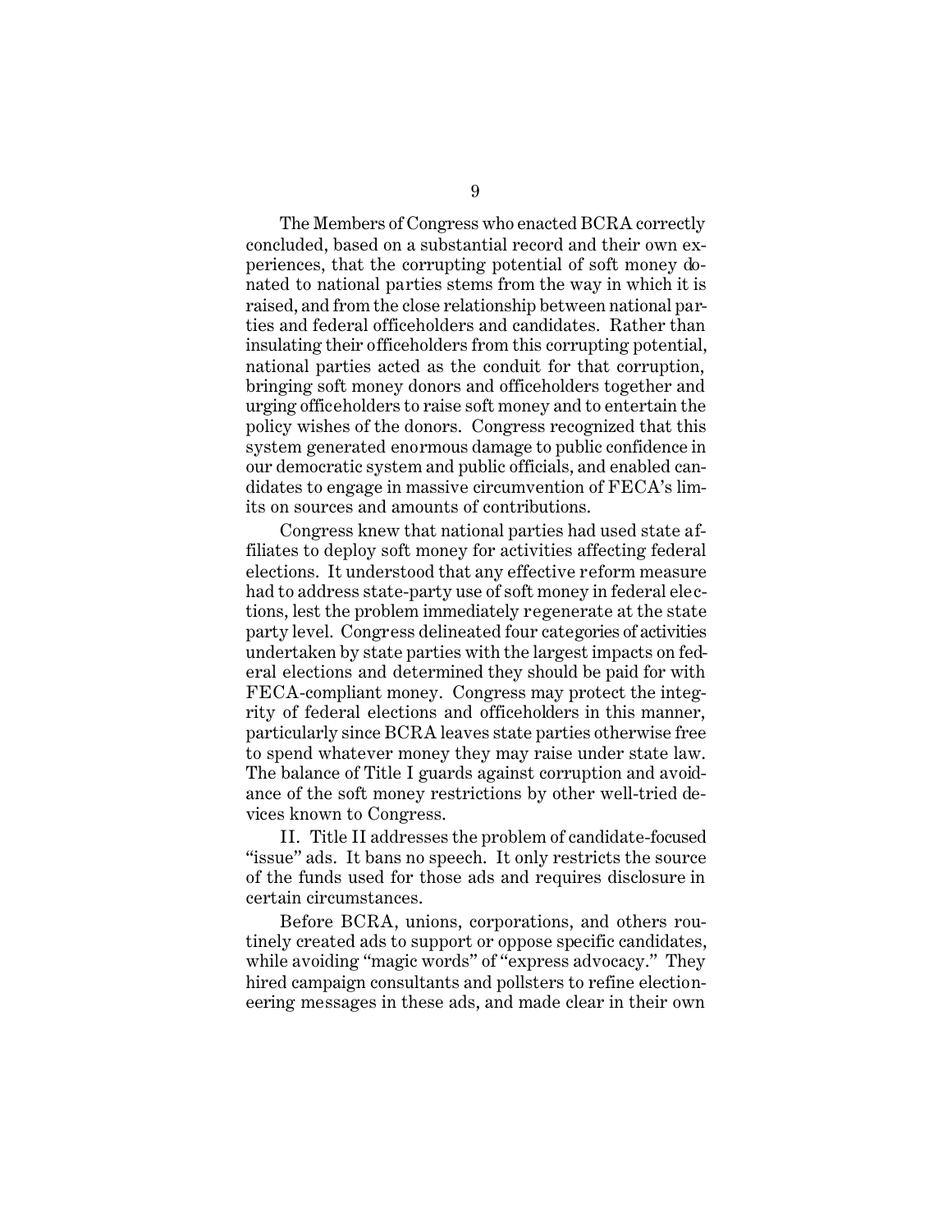The Members of Congress who enacted BCRA correctly concluded, based on a substantial record and their own experiences, that the corrupting potential of soft money donated to national parties stems from the way in which it is raised, and from the close relationship between national parties and federal officeholders and candidates. Rather than insulating their officeholders from this corrupting potential, national parties acted as the conduit for that corruption, bringing soft money donors and officeholders together and urging officeholders to raise soft money and to entertain the policy wishes of the donors. Congress recognized that this system generated enormous damage to public confidence in our democratic system and public officials, and enabled candidates to engage in massive circumvention of FECA's limits on sources and amounts of contributions.

Congress knew that national parties had used state affiliates to deploy soft money for activities affecting federal elections. It understood that any effective reform measure had to address state-party use of soft money in federal elections, lest the problem immediately regenerate at the state party level. Congress delineated four categories of activities undertaken by state parties with the largest impacts on federal elections and determined they should be paid for with FECA-compliant money. Congress may protect the integrity of federal elections and officeholders in this manner, particularly since BCRA leaves state parties otherwise free to spend whatever money they may raise under state law. The balance of Title I guards against corruption and avoidance of the soft money restrictions by other well-tried devices known to Congress.

II. Title II addresses the problem of candidate-focused "issue" ads. It bans no speech. It only restricts the source of the funds used for those ads and requires disclosure in certain circumstances.

Before BCRA, unions, corporations, and others routinely created ads to support or oppose specific candidates, while avoiding "magic words" of "express advocacy." They hired campaign consultants and pollsters to refine electioneering messages in these ads, and made clear in their own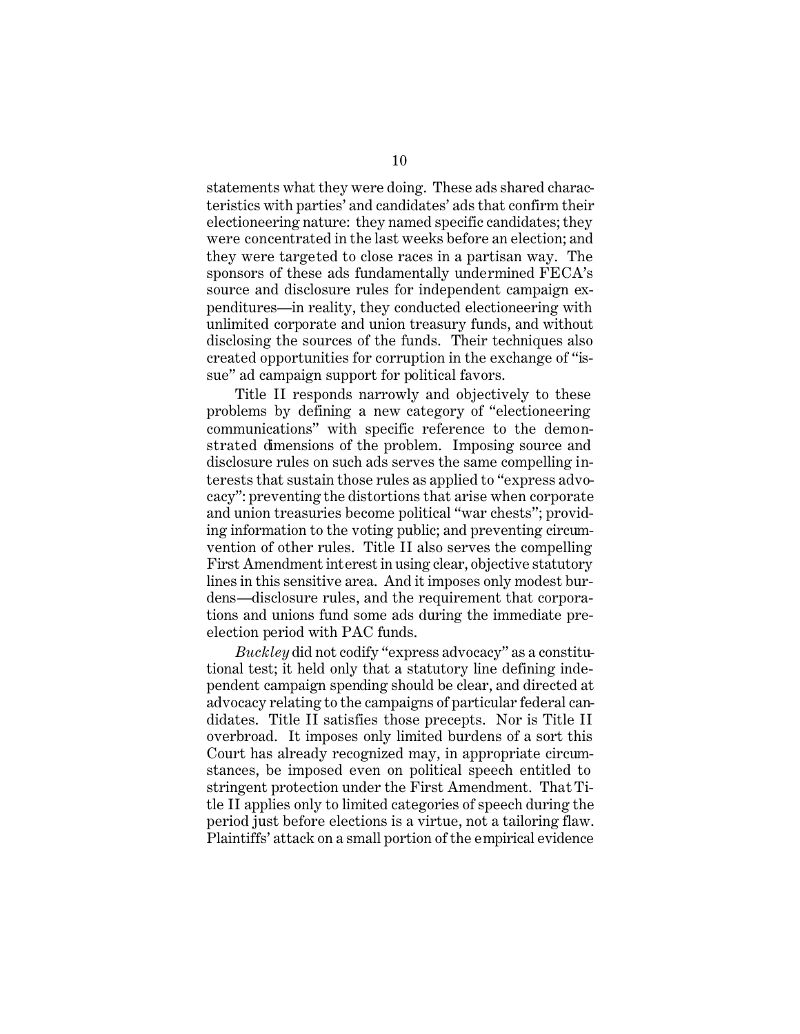statements what they were doing. These ads shared characteristics with parties' and candidates' ads that confirm their electioneering nature: they named specific candidates; they were concentrated in the last weeks before an election; and they were targeted to close races in a partisan way. The sponsors of these ads fundamentally undermined FECA's source and disclosure rules for independent campaign expenditures—in reality, they conducted electioneering with unlimited corporate and union treasury funds, and without disclosing the sources of the funds. Their techniques also created opportunities for corruption in the exchange of "issue" ad campaign support for political favors.

Title II responds narrowly and objectively to these problems by defining a new category of "electioneering communications" with specific reference to the demonstrated dimensions of the problem. Imposing source and disclosure rules on such ads serves the same compelling interests that sustain those rules as applied to "express advocacy": preventing the distortions that arise when corporate and union treasuries become political "war chests"; providing information to the voting public; and preventing circumvention of other rules. Title II also serves the compelling First Amendment interest in using clear, objective statutory lines in this sensitive area. And it imposes only modest burdens—disclosure rules, and the requirement that corporations and unions fund some ads during the immediate pre-election period with PAC funds.

*Buckley* did not codify "express advocacy" as a constitutional test; it held only that a statutory line defining independent campaign spending should be clear, and directed at advocacy relating to the campaigns of particular federal candidates. Title II satisfies those precepts. Nor is Title II overbroad. It imposes only limited burdens of a sort this Court has already recognized may, in appropriate circumstances, be imposed even on political speech entitled to stringent protection under the First Amendment. That Title II applies only to limited categories of speech during the period just before elections is a virtue, not a tailoring flaw. Plaintiffs' attack on a small portion of the empirical evidence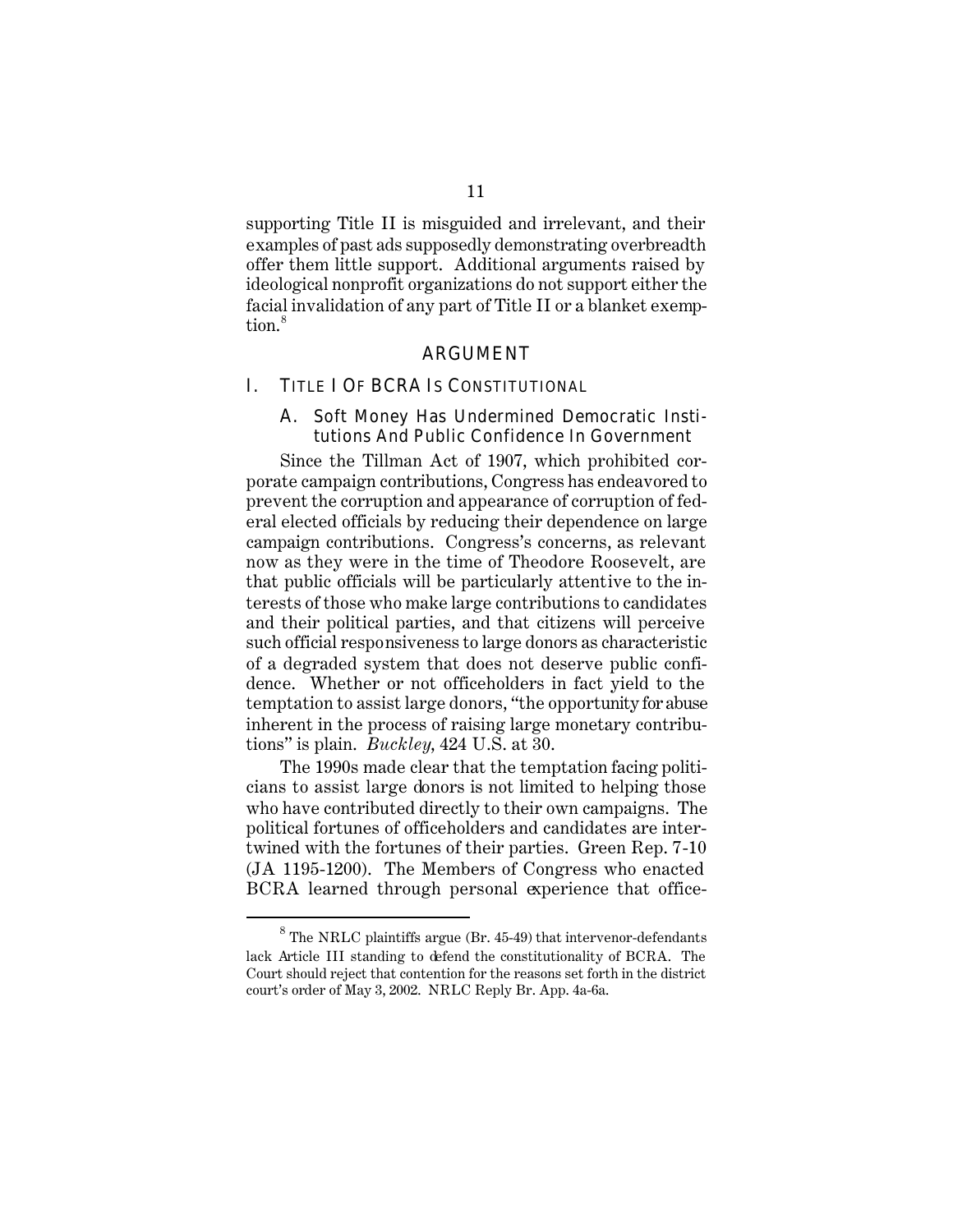supporting Title II is misguided and irrelevant, and their examples of past ads supposedly demonstrating overbreadth offer them little support. Additional arguments raised by ideological nonprofit organizations do not support either the facial invalidation of any part of Title II or a blanket exemption.[8]

## ARGUMENT

### I. TITLE I OF BCRA IS CONSTITUTIONAL

#### A. Soft Money Has Undermined Democratic Institutions And Public Confidence In Government

Since the Tillman Act of 1907, which prohibited corporate campaign contributions, Congress has endeavored to prevent the corruption and appearance of corruption of federal elected officials by reducing their dependence on large campaign contributions. Congress's concerns, as relevant now as they were in the time of Theodore Roosevelt, are that public officials will be particularly attentive to the interests of those who make large contributions to candidates and their political parties, and that citizens will perceive such official responsiveness to large donors as characteristic of a degraded system that does not deserve public confidence. Whether or not officeholders in fact yield to the temptation to assist large donors, "the opportunity for abuse inherent in the process of raising large monetary contributions" is plain. *Buckley*, 424 U.S. at 30.

The 1990s made clear that the temptation facing politicians to assist large donors is not limited to helping those who have contributed directly to their own campaigns. The political fortunes of officeholders and candidates are intertwined with the fortunes of their parties. Green Rep. 7-10 (JA 1195-1200). The Members of Congress who enacted BCRA learned through personal experience that office-

---

[8] The NRLC plaintiffs argue (Br. 45-49) that intervenor-defendants lack Article III standing to defend the constitutionality of BCRA. The Court should reject that contention for the reasons set forth in the district court's order of May 3, 2002. NRLC Reply Br. App. 4a-6a.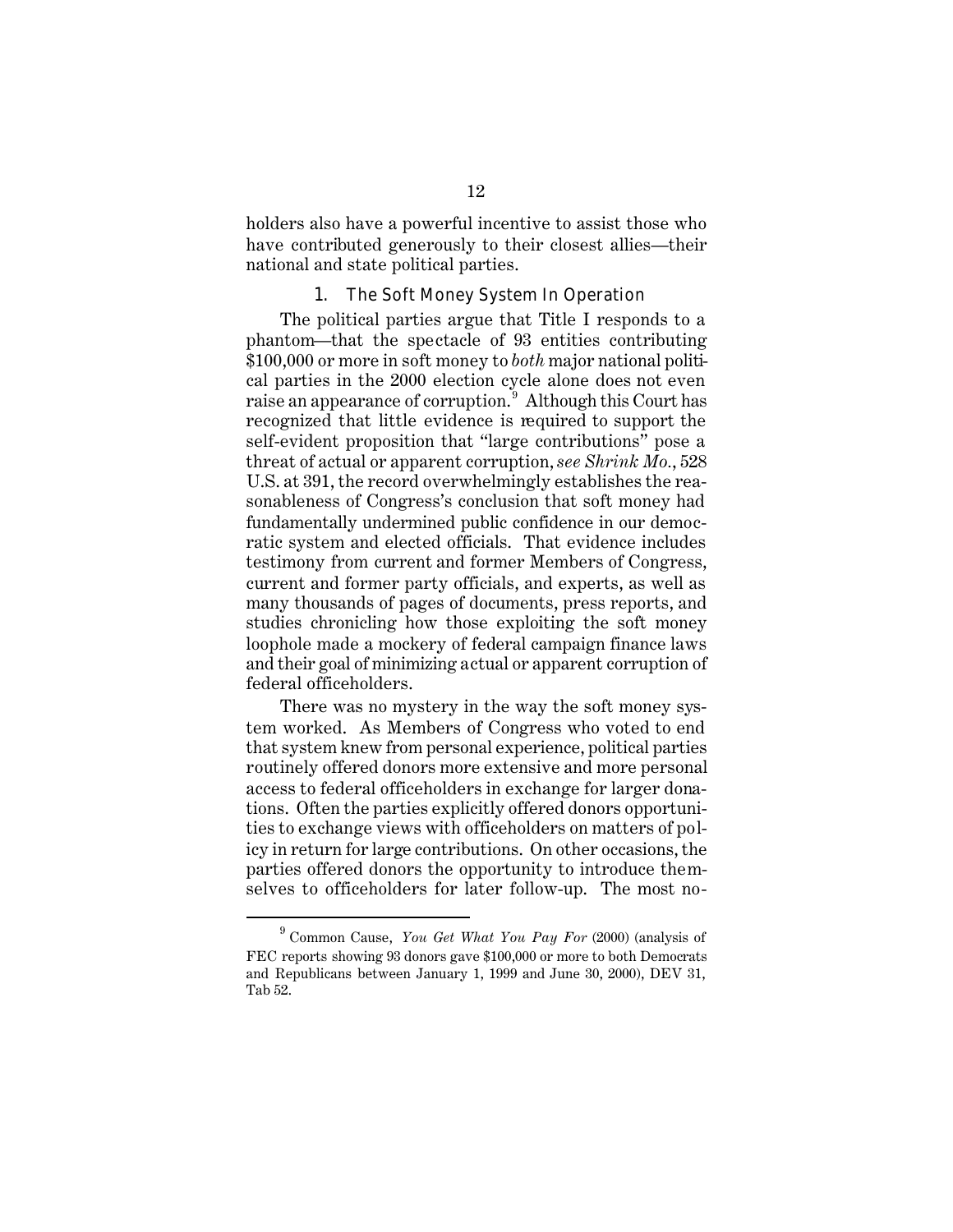holders also have a powerful incentive to assist those who have contributed generously to their closest allies—their national and state political parties.

### 1. The Soft Money System In Operation

The political parties argue that Title I responds to a phantom—that the spectacle of 93 entities contributing $100,000 or more in soft money to *both* major national political parties in the 2000 election cycle alone does not even raise an appearance of corruption.[9] Although this Court has recognized that little evidence is required to support the self-evident proposition that "large contributions" pose a threat of actual or apparent corruption, *see Shrink Mo.*, 528 U.S. at 391, the record overwhelmingly establishes the reasonableness of Congress's conclusion that soft money had fundamentally undermined public confidence in our democratic system and elected officials. That evidence includes testimony from current and former Members of Congress, current and former party officials, and experts, as well as many thousands of pages of documents, press reports, and studies chronicling how those exploiting the soft money loophole made a mockery of federal campaign finance laws and their goal of minimizing actual or apparent corruption of federal officeholders.

There was no mystery in the way the soft money system worked. As Members of Congress who voted to end that system knew from personal experience, political parties routinely offered donors more extensive and more personal access to federal officeholders in exchange for larger donations. Often the parties explicitly offered donors opportunities to exchange views with officeholders on matters of policy in return for large contributions. On other occasions, the parties offered donors the opportunity to introduce themselves to officeholders for later follow-up. The most no-

[9] Common Cause, *You Get What You Pay For* (2000) (analysis of FEC reports showing 93 donors gave $100,000 or more to both Democrats and Republicans between January 1, 1999 and June 30, 2000), DEV 31, Tab 52.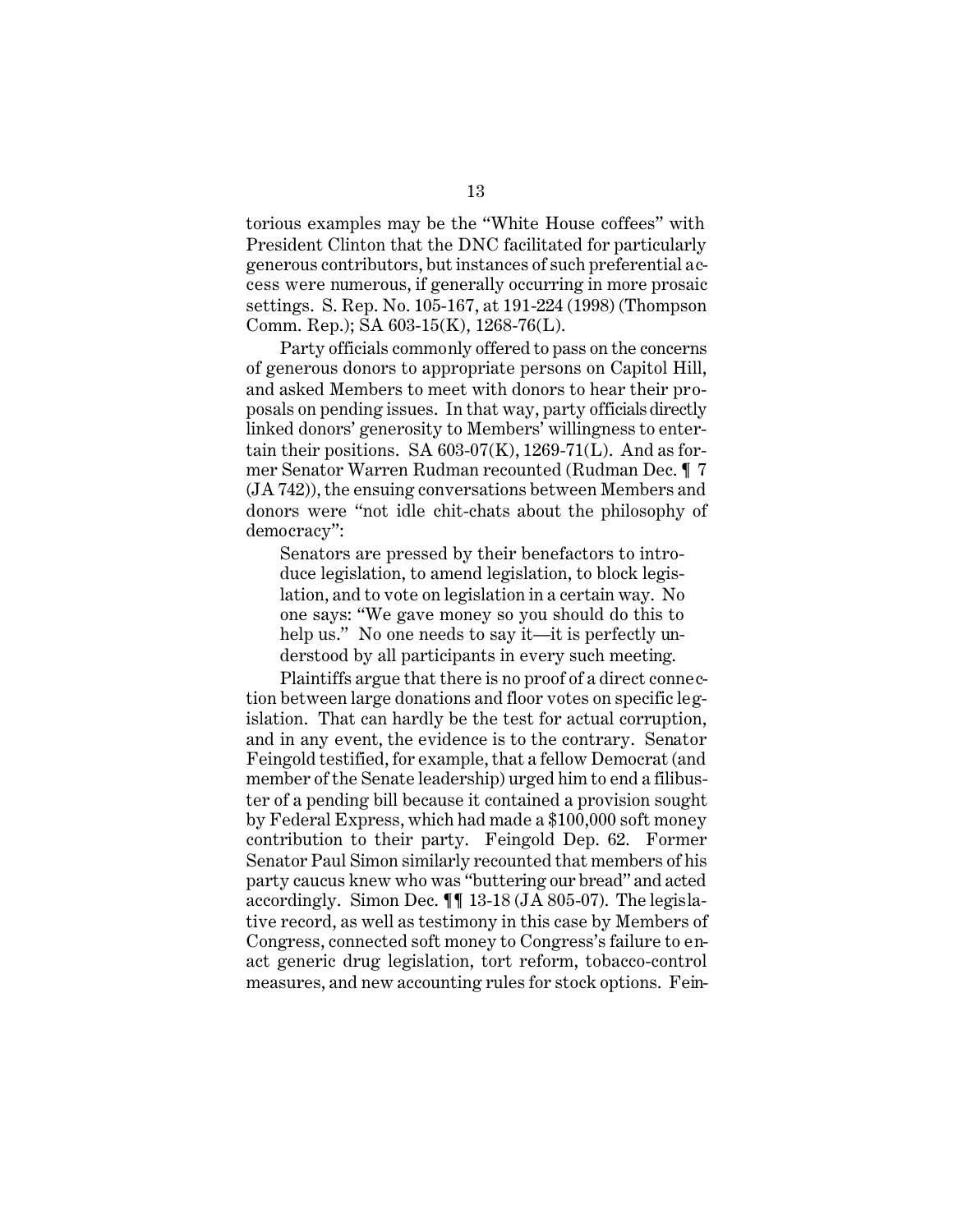torious examples may be the "White House coffees" with President Clinton that the DNC facilitated for particularly generous contributors, but instances of such preferential access were numerous, if generally occurring in more prosaic settings. S. Rep. No. 105-167, at 191-224 (1998) (Thompson Comm. Rep.); SA 603-15(K), 1268-76(L).

Party officials commonly offered to pass on the concerns of generous donors to appropriate persons on Capitol Hill, and asked Members to meet with donors to hear their proposals on pending issues. In that way, party officials directly linked donors' generosity to Members' willingness to entertain their positions. SA 603-07(K), 1269-71(L). And as former Senator Warren Rudman recounted (Rudman Dec. ¶ 7 (JA 742)), the ensuing conversations between Members and donors were "not idle chit-chats about the philosophy of democracy":

> Senators are pressed by their benefactors to introduce legislation, to amend legislation, to block legislation, and to vote on legislation in a certain way. No one says: "We gave money so you should do this to help us." No one needs to say it—it is perfectly understood by all participants in every such meeting.

Plaintiffs argue that there is no proof of a direct connection between large donations and floor votes on specific legislation. That can hardly be the test for actual corruption, and in any event, the evidence is to the contrary. Senator Feingold testified, for example, that a fellow Democrat (and member of the Senate leadership) urged him to end a filibuster of a pending bill because it contained a provision sought by Federal Express, which had made a $100,000 soft money contribution to their party. Feingold Dep. 62. Former Senator Paul Simon similarly recounted that members of his party caucus knew who was "buttering our bread" and acted accordingly. Simon Dec. ¶¶ 13-18 (JA 805-07). The legislative record, as well as testimony in this case by Members of Congress, connected soft money to Congress's failure to enact generic drug legislation, tort reform, tobacco-control measures, and new accounting rules for stock options. Fein-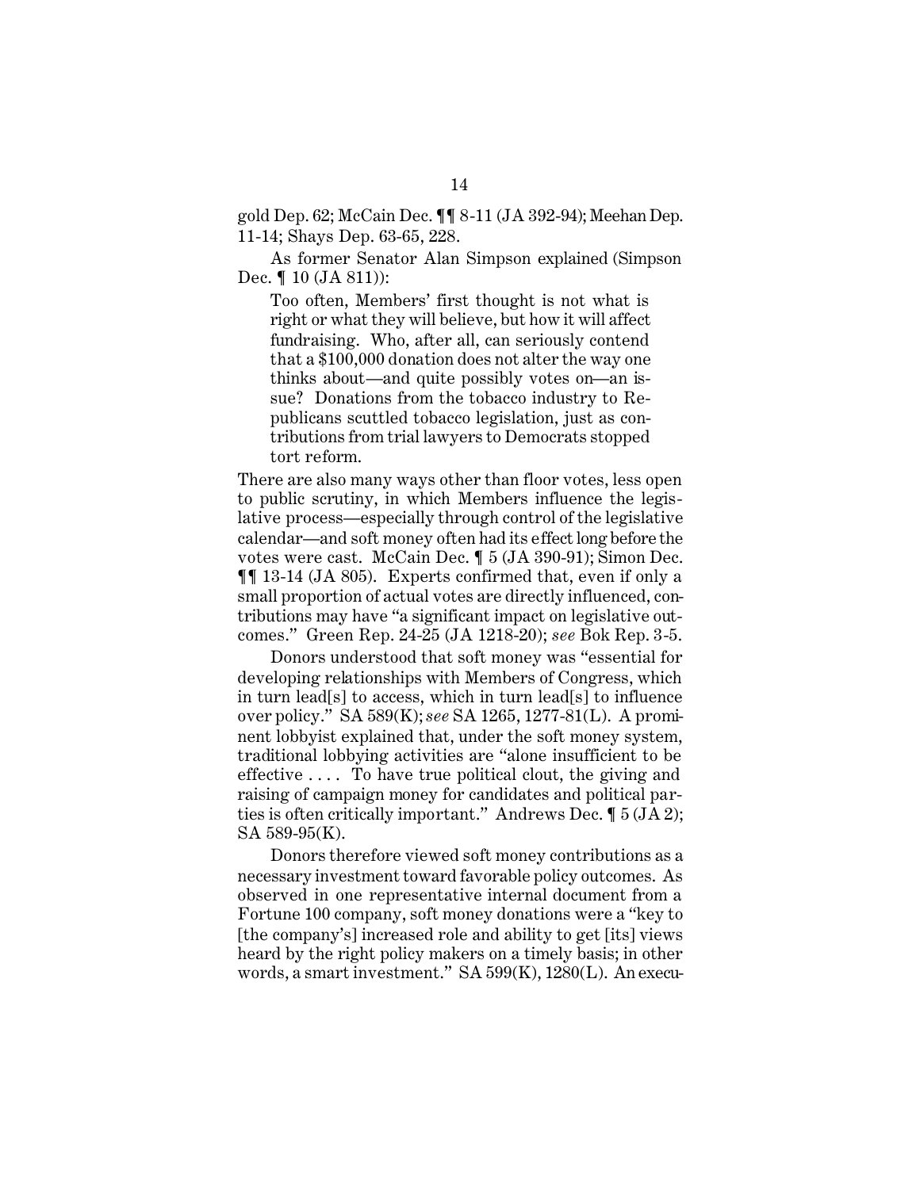gold Dep. 62; McCain Dec. ¶¶ 8-11 (JA 392-94); Meehan Dep. 11-14; Shays Dep. 63-65, 228.

As former Senator Alan Simpson explained (Simpson Dec. ¶ 10 (JA 811)):

> Too often, Members' first thought is not what is right or what they will believe, but how it will affect fundraising. Who, after all, can seriously contend that a $100,000 donation does not alter the way one thinks about—and quite possibly votes on—an issue? Donations from the tobacco industry to Republicans scuttled tobacco legislation, just as contributions from trial lawyers to Democrats stopped tort reform.

There are also many ways other than floor votes, less open to public scrutiny, in which Members influence the legislative process—especially through control of the legislative calendar—and soft money often had its effect long before the votes were cast. McCain Dec. ¶ 5 (JA 390-91); Simon Dec. ¶¶ 13-14 (JA 805). Experts confirmed that, even if only a small proportion of actual votes are directly influenced, contributions may have "a significant impact on legislative outcomes." Green Rep. 24-25 (JA 1218-20); *see* Bok Rep. 3-5.

Donors understood that soft money was "essential for developing relationships with Members of Congress, which in turn lead[s] to access, which in turn lead[s] to influence over policy." SA 589(K); *see* SA 1265, 1277-81(L). A prominent lobbyist explained that, under the soft money system, traditional lobbying activities are "alone insufficient to be effective . . . . To have true political clout, the giving and raising of campaign money for candidates and political parties is often critically important." Andrews Dec. ¶ 5 (JA 2); SA 589-95(K).

Donors therefore viewed soft money contributions as a necessary investment toward favorable policy outcomes. As observed in one representative internal document from a Fortune 100 company, soft money donations were a "key to [the company's] increased role and ability to get [its] views heard by the right policy makers on a timely basis; in other words, a smart investment." SA 599(K), 1280(L). An execu-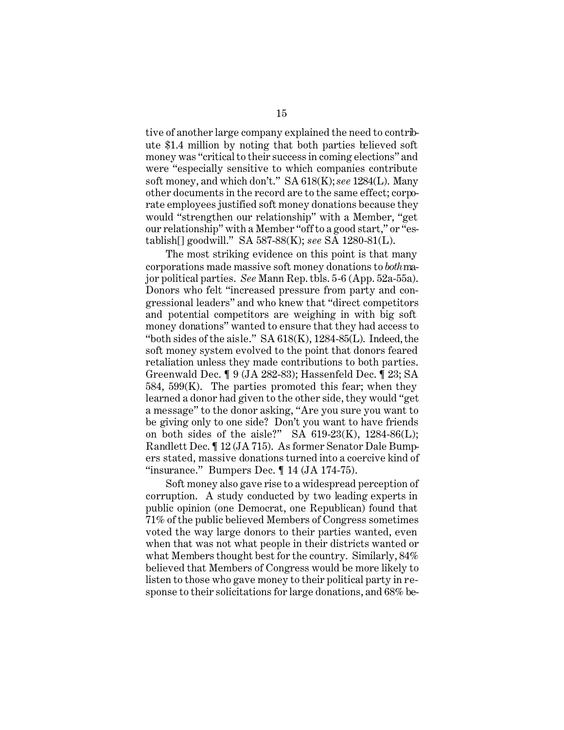tive of another large company explained the need to contribute $1.4 million by noting that both parties believed soft money was "critical to their success in coming elections" and were "especially sensitive to which companies contribute soft money, and which don't." SA 618(K); *see* 1284(L). Many other documents in the record are to the same effect; corporate employees justified soft money donations because they would "strengthen our relationship" with a Member, "get our relationship" with a Member "off to a good start," or "establish[] goodwill." SA 587-88(K); *see* SA 1280-81(L).

The most striking evidence on this point is that many corporations made massive soft money donations to *both* major political parties. *See* Mann Rep. tbls. 5-6 (App. 52a-55a). Donors who felt "increased pressure from party and congressional leaders" and who knew that "direct competitors and potential competitors are weighing in with big soft money donations" wanted to ensure that they had access to "both sides of the aisle." SA 618(K), 1284-85(L). Indeed, the soft money system evolved to the point that donors feared retaliation unless they made contributions to both parties. Greenwald Dec. ¶ 9 (JA 282-83); Hassenfeld Dec. ¶ 23; SA 584, 599(K). The parties promoted this fear; when they learned a donor had given to the other side, they would "get a message" to the donor asking, "Are you sure you want to be giving only to one side? Don't you want to have friends on both sides of the aisle?" SA 619-23(K), 1284-86(L); Randlett Dec. ¶ 12 (JA 715). As former Senator Dale Bumpers stated, massive donations turned into a coercive kind of "insurance." Bumpers Dec. ¶ 14 (JA 174-75).

Soft money also gave rise to a widespread perception of corruption. A study conducted by two leading experts in public opinion (one Democrat, one Republican) found that 71% of the public believed Members of Congress sometimes voted the way large donors to their parties wanted, even when that was not what people in their districts wanted or what Members thought best for the country. Similarly, 84% believed that Members of Congress would be more likely to listen to those who gave money to their political party in response to their solicitations for large donations, and 68% be-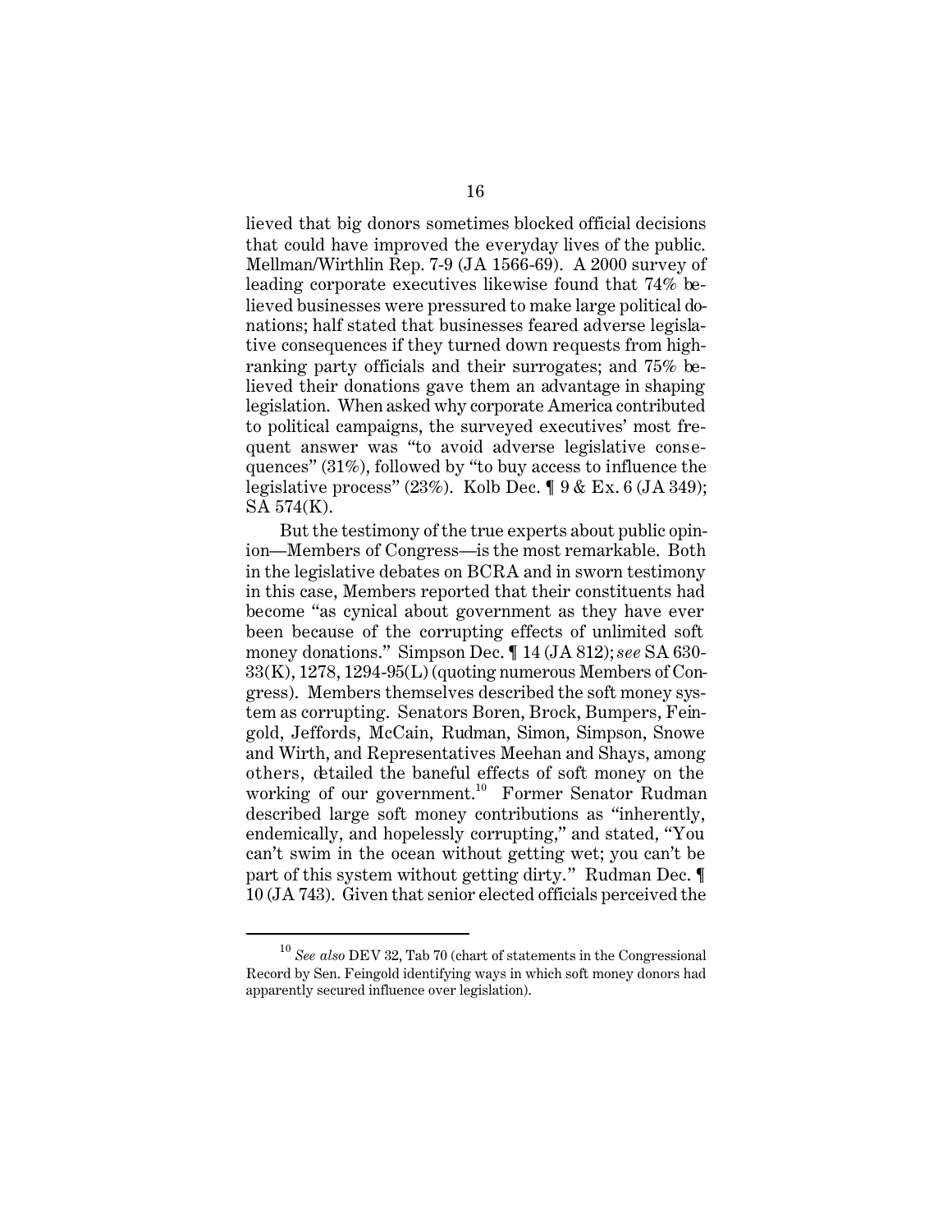lieved that big donors sometimes blocked official decisions that could have improved the everyday lives of the public. Mellman/Wirthlin Rep. 7-9 (JA 1566-69). A 2000 survey of leading corporate executives likewise found that 74% believed businesses were pressured to make large political donations; half stated that businesses feared adverse legislative consequences if they turned down requests from high-ranking party officials and their surrogates; and 75% believed their donations gave them an advantage in shaping legislation. When asked why corporate America contributed to political campaigns, the surveyed executives' most frequent answer was "to avoid adverse legislative consequences" (31%), followed by "to buy access to influence the legislative process" (23%). Kolb Dec. ¶ 9 & Ex. 6 (JA 349); SA 574(K).

But the testimony of the true experts about public opinion—Members of Congress—is the most remarkable. Both in the legislative debates on BCRA and in sworn testimony in this case, Members reported that their constituents had become "as cynical about government as they have ever been because of the corrupting effects of unlimited soft money donations." Simpson Dec. ¶ 14 (JA 812); *see* SA 630-33(K), 1278, 1294-95(L) (quoting numerous Members of Congress). Members themselves described the soft money system as corrupting. Senators Boren, Brock, Bumpers, Feingold, Jeffords, McCain, Rudman, Simon, Simpson, Snowe and Wirth, and Representatives Meehan and Shays, among others, detailed the baneful effects of soft money on the working of our government.[10] Former Senator Rudman described large soft money contributions as "inherently, endemically, and hopelessly corrupting," and stated, "You can't swim in the ocean without getting wet; you can't be part of this system without getting dirty." Rudman Dec. ¶ 10 (JA 743). Given that senior elected officials perceived the

---

[10] *See also* DEV 32, Tab 70 (chart of statements in the Congressional Record by Sen. Feingold identifying ways in which soft money donors had apparently secured influence over legislation).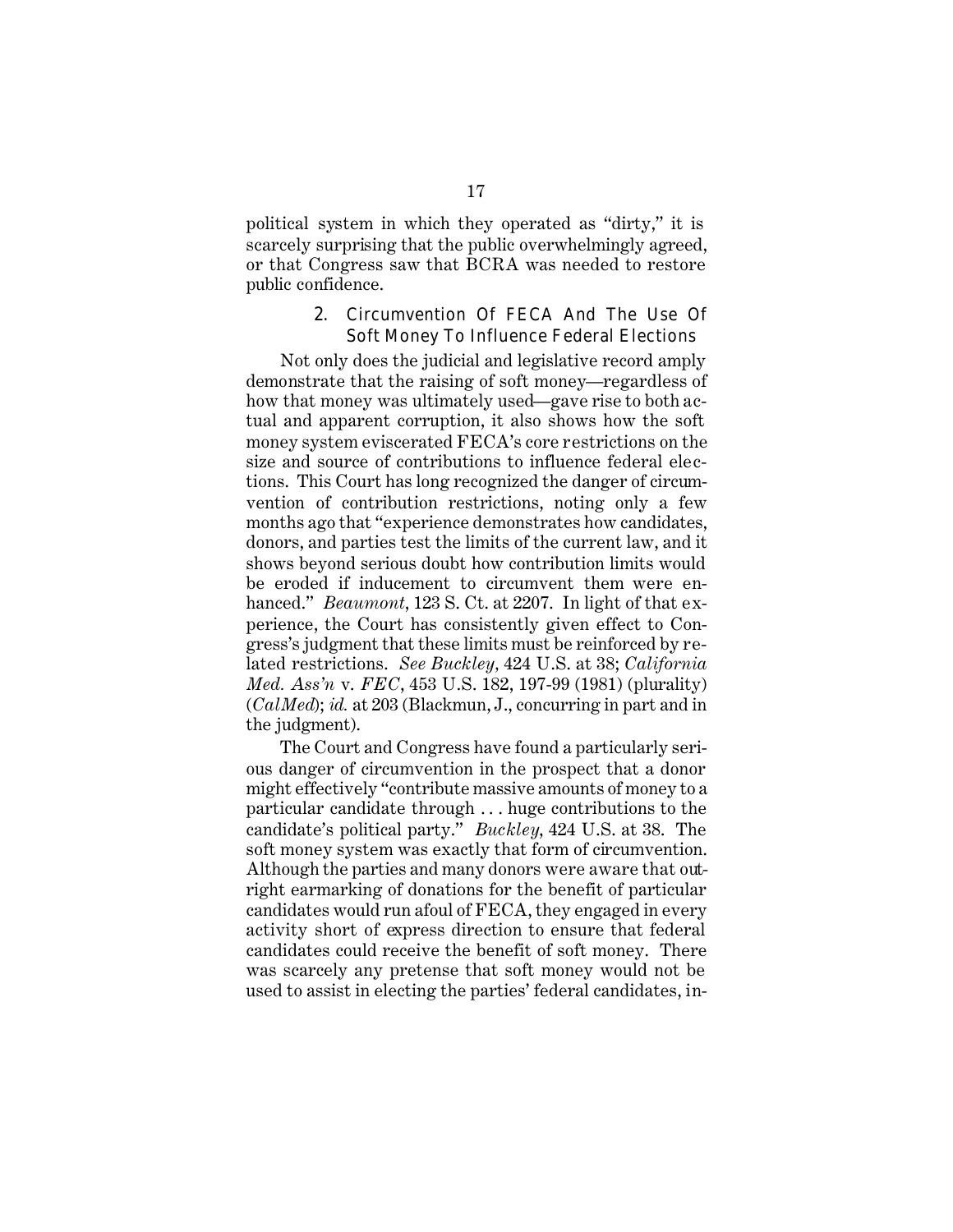political system in which they operated as "dirty," it is scarcely surprising that the public overwhelmingly agreed, or that Congress saw that BCRA was needed to restore public confidence.

### 2. Circumvention Of FECA And The Use Of Soft Money To Influence Federal Elections

Not only does the judicial and legislative record amply demonstrate that the raising of soft money—regardless of how that money was ultimately used—gave rise to both actual and apparent corruption, it also shows how the soft money system eviscerated FECA's core restrictions on the size and source of contributions to influence federal elections. This Court has long recognized the danger of circumvention of contribution restrictions, noting only a few months ago that "experience demonstrates how candidates, donors, and parties test the limits of the current law, and it shows beyond serious doubt how contribution limits would be eroded if inducement to circumvent them were enhanced." *Beaumont*, 123 S. Ct. at 2207. In light of that experience, the Court has consistently given effect to Congress's judgment that these limits must be reinforced by related restrictions. *See Buckley*, 424 U.S. at 38; *California Med. Ass'n* v. *FEC*, 453 U.S. 182, 197-99 (1981) (plurality) (*CalMed*); *id.* at 203 (Blackmun, J., concurring in part and in the judgment).

The Court and Congress have found a particularly serious danger of circumvention in the prospect that a donor might effectively "contribute massive amounts of money to a particular candidate through . . . huge contributions to the candidate's political party." *Buckley*, 424 U.S. at 38. The soft money system was exactly that form of circumvention. Although the parties and many donors were aware that outright earmarking of donations for the benefit of particular candidates would run afoul of FECA, they engaged in every activity short of express direction to ensure that federal candidates could receive the benefit of soft money. There was scarcely any pretense that soft money would not be used to assist in electing the parties' federal candidates, in-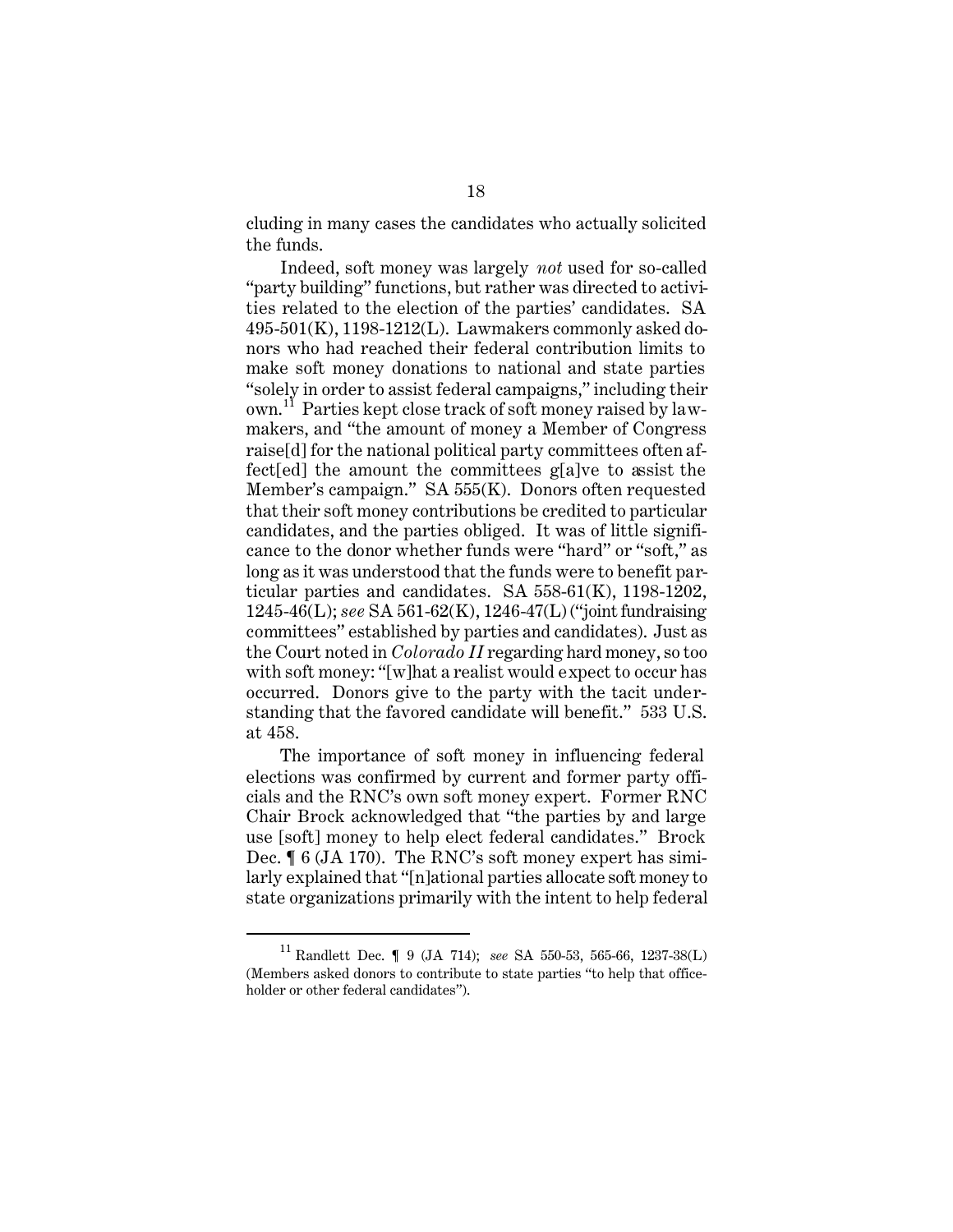cluding in many cases the candidates who actually solicited the funds.

Indeed, soft money was largely *not* used for so-called "party building" functions, but rather was directed to activities related to the election of the parties' candidates. SA 495-501(K), 1198-1212(L). Lawmakers commonly asked donors who had reached their federal contribution limits to make soft money donations to national and state parties "solely in order to assist federal campaigns," including their own.[11] Parties kept close track of soft money raised by lawmakers, and "the amount of money a Member of Congress raise[d] for the national political party committees often affect[ed] the amount the committees g[a]ve to assist the Member's campaign." SA 555(K). Donors often requested that their soft money contributions be credited to particular candidates, and the parties obliged. It was of little significance to the donor whether funds were "hard" or "soft," as long as it was understood that the funds were to benefit particular parties and candidates. SA 558-61(K), 1198-1202, 1245-46(L); *see* SA 561-62(K), 1246-47(L) ("joint fundraising committees" established by parties and candidates). Just as the Court noted in *Colorado II* regarding hard money, so too with soft money: "[w]hat a realist would expect to occur has occurred. Donors give to the party with the tacit understanding that the favored candidate will benefit." 533 U.S. at 458.

The importance of soft money in influencing federal elections was confirmed by current and former party officials and the RNC's own soft money expert. Former RNC Chair Brock acknowledged that "the parties by and large use [soft] money to help elect federal candidates." Brock Dec. ¶ 6 (JA 170). The RNC's soft money expert has similarly explained that "[n]ational parties allocate soft money to state organizations primarily with the intent to help federal

---

[11] Randlett Dec. ¶ 9 (JA 714); *see* SA 550-53, 565-66, 1237-38(L) (Members asked donors to contribute to state parties "to help that officeholder or other federal candidates").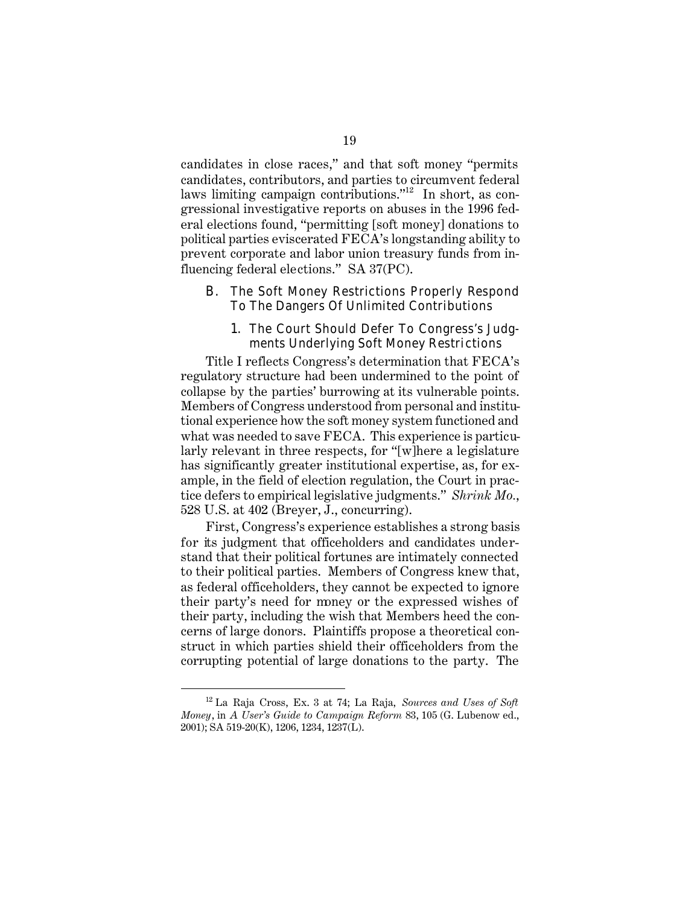candidates in close races," and that soft money "permits candidates, contributors, and parties to circumvent federal laws limiting campaign contributions."[12] In short, as congressional investigative reports on abuses in the 1996 federal elections found, "permitting [soft money] donations to political parties eviscerated FECA's longstanding ability to prevent corporate and labor union treasury funds from influencing federal elections." SA 37(PC).

### B. The Soft Money Restrictions Properly Respond To The Dangers Of Unlimited Contributions

#### 1. The Court Should Defer To Congress's Judgments Underlying Soft Money Restrictions

Title I reflects Congress's determination that FECA's regulatory structure had been undermined to the point of collapse by the parties' burrowing at its vulnerable points. Members of Congress understood from personal and institutional experience how the soft money system functioned and what was needed to save FECA. This experience is particularly relevant in three respects, for "[w]here a legislature has significantly greater institutional expertise, as, for example, in the field of election regulation, the Court in practice defers to empirical legislative judgments." *Shrink Mo.*, 528 U.S. at 402 (Breyer, J., concurring).

First, Congress's experience establishes a strong basis for its judgment that officeholders and candidates understand that their political fortunes are intimately connected to their political parties. Members of Congress knew that, as federal officeholders, they cannot be expected to ignore their party's need for money or the expressed wishes of their party, including the wish that Members heed the concerns of large donors. Plaintiffs propose a theoretical construct in which parties shield their officeholders from the corrupting potential of large donations to the party. The

[12] La Raja Cross, Ex. 3 at 74; La Raja, *Sources and Uses of Soft Money*, in *A User's Guide to Campaign Reform* 83, 105 (G. Lubenow ed., 2001); SA 519-20(K), 1206, 1234, 1237(L).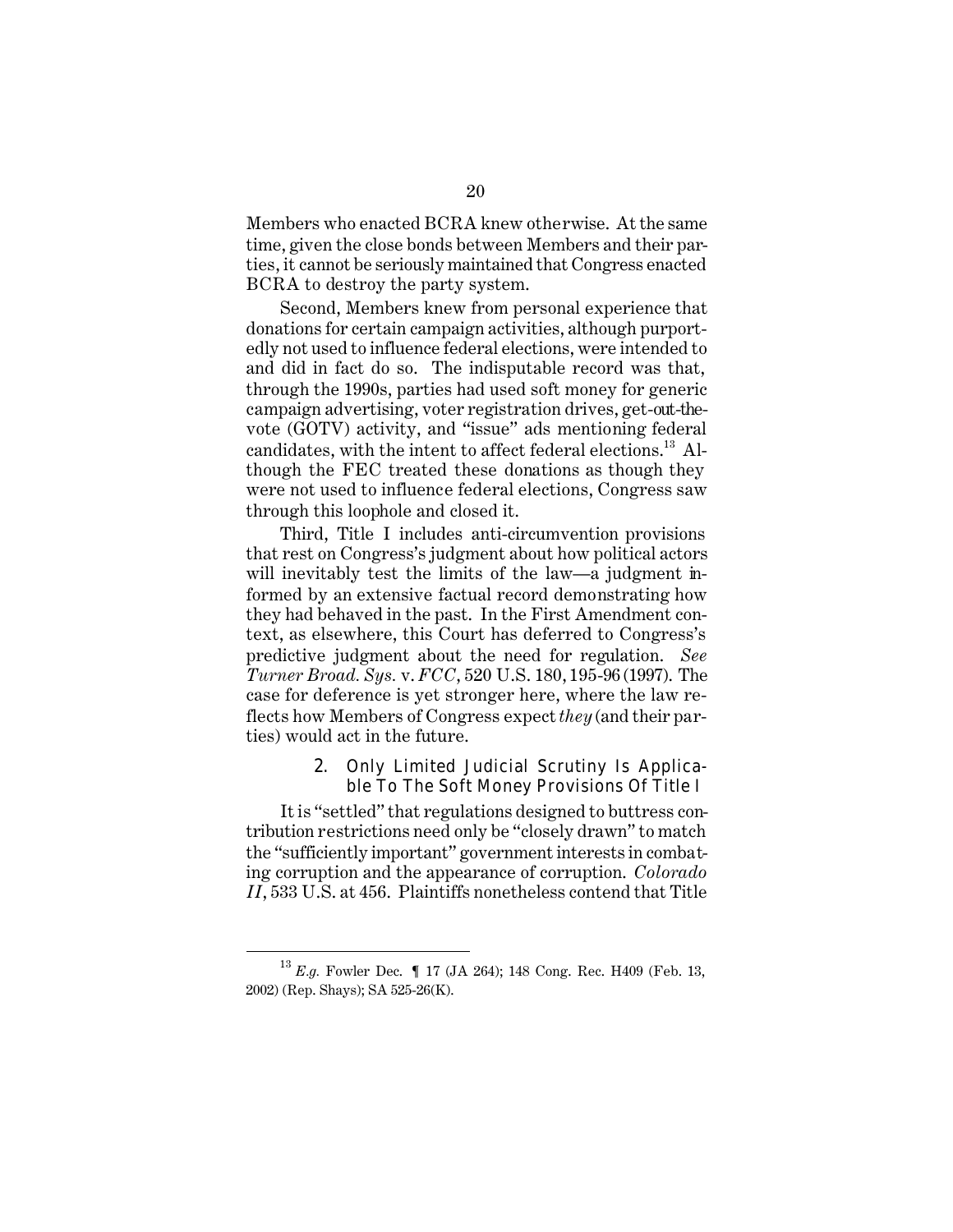Members who enacted BCRA knew otherwise. At the same time, given the close bonds between Members and their parties, it cannot be seriously maintained that Congress enacted BCRA to destroy the party system.

Second, Members knew from personal experience that donations for certain campaign activities, although purportedly not used to influence federal elections, were intended to and did in fact do so. The indisputable record was that, through the 1990s, parties had used soft money for generic campaign advertising, voter registration drives, get-out-the-vote (GOTV) activity, and "issue" ads mentioning federal candidates, with the intent to affect federal elections.[13] Although the FEC treated these donations as though they were not used to influence federal elections, Congress saw through this loophole and closed it.

Third, Title I includes anti-circumvention provisions that rest on Congress's judgment about how political actors will inevitably test the limits of the law—a judgment informed by an extensive factual record demonstrating how they had behaved in the past. In the First Amendment context, as elsewhere, this Court has deferred to Congress's predictive judgment about the need for regulation. *See Turner Broad. Sys.* v. *FCC*, 520 U.S. 180, 195-96 (1997). The case for deference is yet stronger here, where the law reflects how Members of Congress expect *they* (and their parties) would act in the future.

### 2. Only Limited Judicial Scrutiny Is Applicable To The Soft Money Provisions Of Title I

It is "settled" that regulations designed to buttress contribution restrictions need only be "closely drawn" to match the "sufficiently important" government interests in combating corruption and the appearance of corruption. *Colorado II*, 533 U.S. at 456. Plaintiffs nonetheless contend that Title

---

[13] *E.g.* Fowler Dec. ¶ 17 (JA 264); 148 Cong. Rec. H409 (Feb. 13, 2002) (Rep. Shays); SA 525-26(K).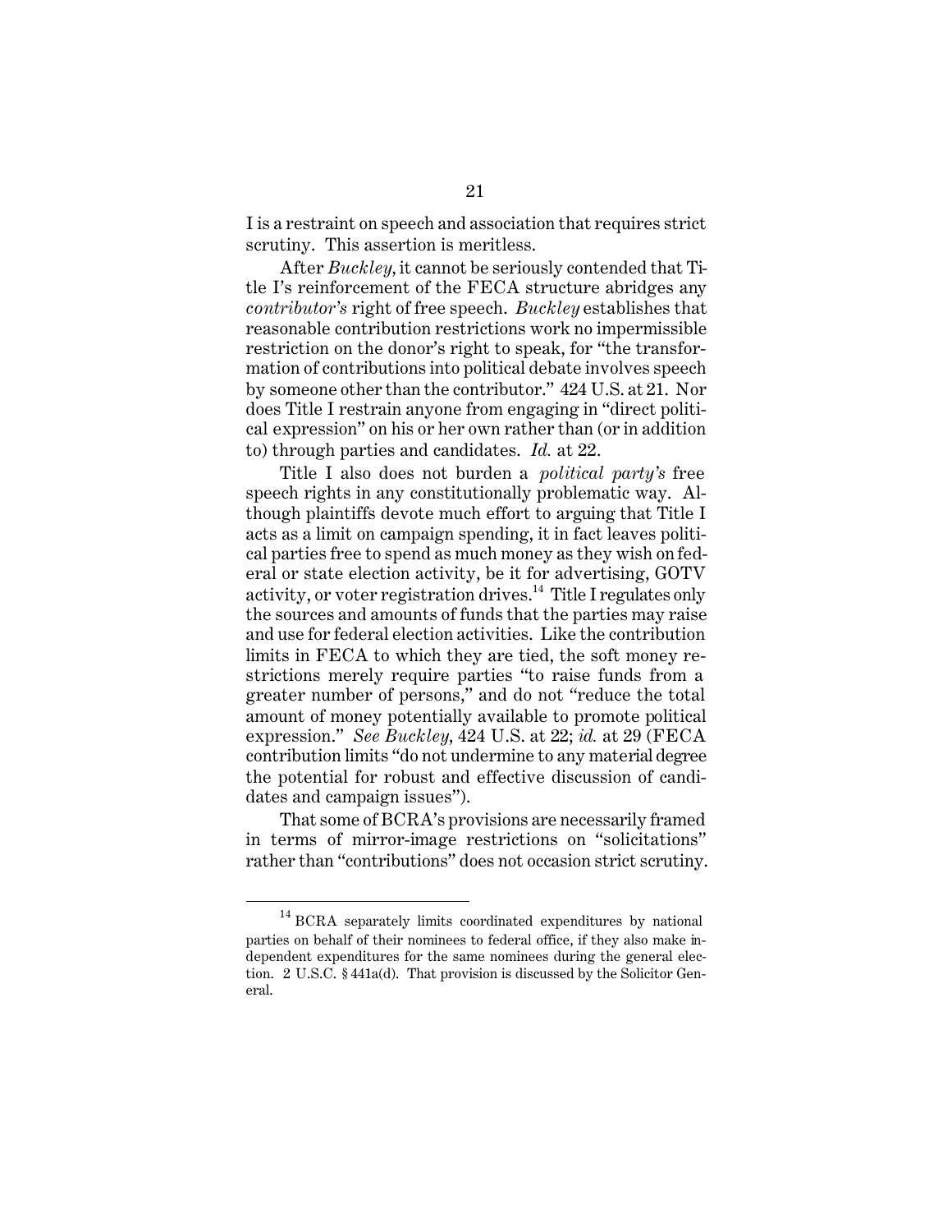I is a restraint on speech and association that requires strict scrutiny. This assertion is meritless.

After *Buckley*, it cannot be seriously contended that Title I's reinforcement of the FECA structure abridges any *contributor's* right of free speech. *Buckley* establishes that reasonable contribution restrictions work no impermissible restriction on the donor's right to speak, for "the transformation of contributions into political debate involves speech by someone other than the contributor." 424 U.S. at 21. Nor does Title I restrain anyone from engaging in "direct political expression" on his or her own rather than (or in addition to) through parties and candidates. *Id.* at 22.

Title I also does not burden a *political party's* free speech rights in any constitutionally problematic way. Although plaintiffs devote much effort to arguing that Title I acts as a limit on campaign spending, it in fact leaves political parties free to spend as much money as they wish on federal or state election activity, be it for advertising, GOTV activity, or voter registration drives.[14] Title I regulates only the sources and amounts of funds that the parties may raise and use for federal election activities. Like the contribution limits in FECA to which they are tied, the soft money restrictions merely require parties "to raise funds from a greater number of persons," and do not "reduce the total amount of money potentially available to promote political expression." *See Buckley*, 424 U.S. at 22; *id.* at 29 (FECA contribution limits "do not undermine to any material degree the potential for robust and effective discussion of candidates and campaign issues").

That some of BCRA's provisions are necessarily framed in terms of mirror-image restrictions on "solicitations" rather than "contributions" does not occasion strict scrutiny.

[14] BCRA separately limits coordinated expenditures by national parties on behalf of their nominees to federal office, if they also make independent expenditures for the same nominees during the general election. 2 U.S.C. § 441a(d). That provision is discussed by the Solicitor General.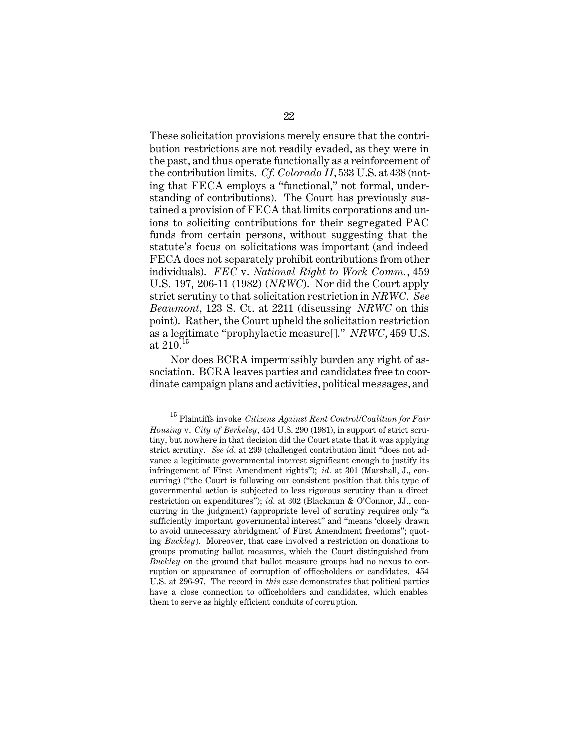These solicitation provisions merely ensure that the contribution restrictions are not readily evaded, as they were in the past, and thus operate functionally as a reinforcement of the contribution limits. *Cf. Colorado II*, 533 U.S. at 438 (noting that FECA employs a "functional," not formal, understanding of contributions). The Court has previously sustained a provision of FECA that limits corporations and unions to soliciting contributions for their segregated PAC funds from certain persons, without suggesting that the statute's focus on solicitations was important (and indeed FECA does not separately prohibit contributions from other individuals). *FEC* v. *National Right to Work Comm.*, 459 U.S. 197, 206-11 (1982) (*NRWC*). Nor did the Court apply strict scrutiny to that solicitation restriction in *NRWC*. *See Beaumont*, 123 S. Ct. at 2211 (discussing *NRWC* on this point). Rather, the Court upheld the solicitation restriction as a legitimate "prophylactic measure[]." *NRWC*, 459 U.S. at 210.[15]

Nor does BCRA impermissibly burden any right of association. BCRA leaves parties and candidates free to coordinate campaign plans and activities, political messages, and

---

[15] Plaintiffs invoke *Citizens Against Rent Control/Coalition for Fair Housing* v. *City of Berkeley*, 454 U.S. 290 (1981), in support of strict scrutiny, but nowhere in that decision did the Court state that it was applying strict scrutiny. *See id.* at 299 (challenged contribution limit "does not advance a legitimate governmental interest significant enough to justify its infringement of First Amendment rights"); *id.* at 301 (Marshall, J., concurring) ("the Court is following our consistent position that this type of governmental action is subjected to less rigorous scrutiny than a direct restriction on expenditures"); *id.* at 302 (Blackmun & O'Connor, JJ., concurring in the judgment) (appropriate level of scrutiny requires only "a sufficiently important governmental interest" and "means 'closely drawn to avoid unnecessary abridgment' of First Amendment freedoms"; quoting *Buckley*). Moreover, that case involved a restriction on donations to groups promoting ballot measures, which the Court distinguished from *Buckley* on the ground that ballot measure groups had no nexus to corruption or appearance of corruption of officeholders or candidates. 454 U.S. at 296-97. The record in *this* case demonstrates that political parties have a close connection to officeholders and candidates, which enables them to serve as highly efficient conduits of corruption.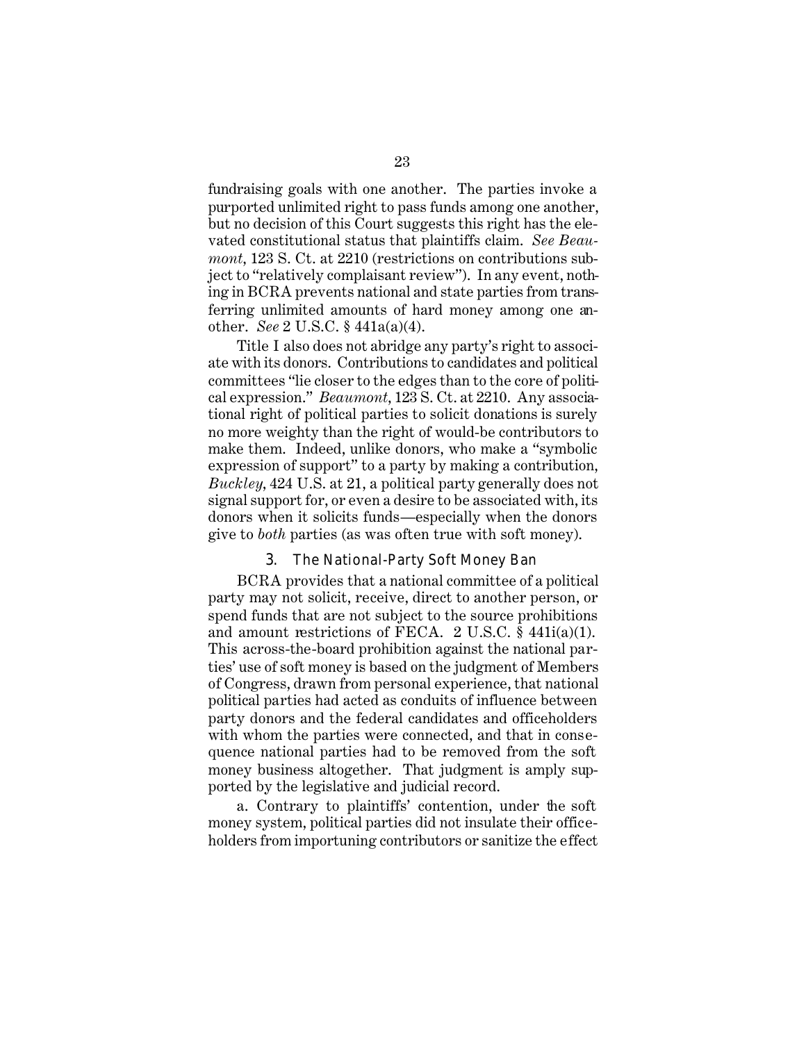fundraising goals with one another. The parties invoke a purported unlimited right to pass funds among one another, but no decision of this Court suggests this right has the elevated constitutional status that plaintiffs claim. *See Beaumont*, 123 S. Ct. at 2210 (restrictions on contributions subject to "relatively complaisant review"). In any event, nothing in BCRA prevents national and state parties from transferring unlimited amounts of hard money among one another. *See* 2 U.S.C. § 441a(a)(4).

Title I also does not abridge any party's right to associate with its donors. Contributions to candidates and political committees "lie closer to the edges than to the core of political expression." *Beaumont*, 123 S. Ct. at 2210. Any associational right of political parties to solicit donations is surely no more weighty than the right of would-be contributors to make them. Indeed, unlike donors, who make a "symbolic expression of support" to a party by making a contribution, *Buckley*, 424 U.S. at 21, a political party generally does not signal support for, or even a desire to be associated with, its donors when it solicits funds—especially when the donors give to *both* parties (as was often true with soft money).

### 3. The National-Party Soft Money Ban

BCRA provides that a national committee of a political party may not solicit, receive, direct to another person, or spend funds that are not subject to the source prohibitions and amount restrictions of FECA. 2 U.S.C. § 441i(a)(1). This across-the-board prohibition against the national parties' use of soft money is based on the judgment of Members of Congress, drawn from personal experience, that national political parties had acted as conduits of influence between party donors and the federal candidates and officeholders with whom the parties were connected, and that in consequence national parties had to be removed from the soft money business altogether. That judgment is amply supported by the legislative and judicial record.

a. Contrary to plaintiffs' contention, under the soft money system, political parties did not insulate their officeholders from importuning contributors or sanitize the effect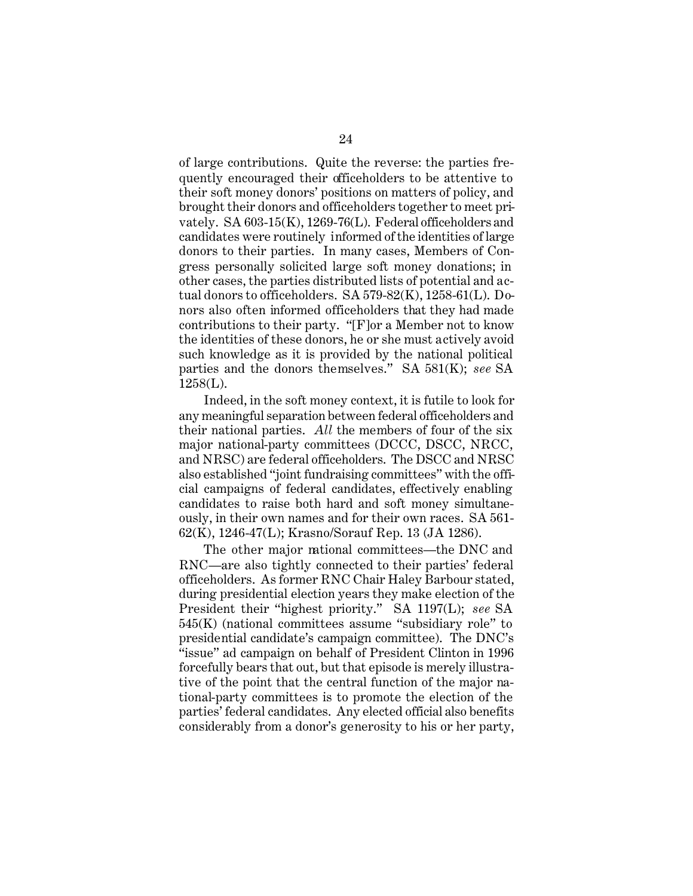of large contributions. Quite the reverse: the parties frequently encouraged their officeholders to be attentive to their soft money donors' positions on matters of policy, and brought their donors and officeholders together to meet privately. SA 603-15(K), 1269-76(L). Federal officeholders and candidates were routinely informed of the identities of large donors to their parties. In many cases, Members of Congress personally solicited large soft money donations; in other cases, the parties distributed lists of potential and actual donors to officeholders. SA 579-82(K), 1258-61(L). Donors also often informed officeholders that they had made contributions to their party. "[F]or a Member not to know the identities of these donors, he or she must actively avoid such knowledge as it is provided by the national political parties and the donors themselves." SA 581(K); *see* SA 1258(L).

Indeed, in the soft money context, it is futile to look for any meaningful separation between federal officeholders and their national parties. *All* the members of four of the six major national-party committees (DCCC, DSCC, NRCC, and NRSC) are federal officeholders. The DSCC and NRSC also established "joint fundraising committees" with the official campaigns of federal candidates, effectively enabling candidates to raise both hard and soft money simultaneously, in their own names and for their own races. SA 561-62(K), 1246-47(L); Krasno/Sorauf Rep. 13 (JA 1286).

The other major national committees—the DNC and RNC—are also tightly connected to their parties' federal officeholders. As former RNC Chair Haley Barbour stated, during presidential election years they make election of the President their "highest priority." SA 1197(L); *see* SA 545(K) (national committees assume "subsidiary role" to presidential candidate's campaign committee). The DNC's "issue" ad campaign on behalf of President Clinton in 1996 forcefully bears that out, but that episode is merely illustrative of the point that the central function of the major national-party committees is to promote the election of the parties' federal candidates. Any elected official also benefits considerably from a donor's generosity to his or her party,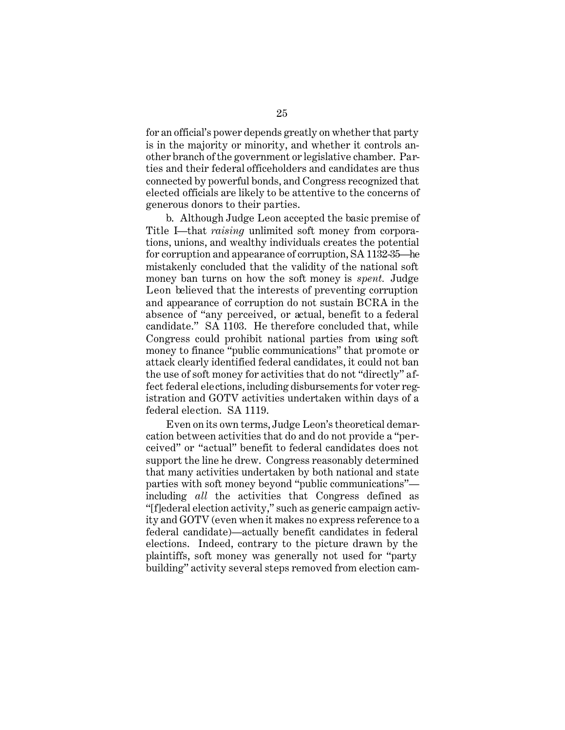for an official's power depends greatly on whether that party is in the majority or minority, and whether it controls another branch of the government or legislative chamber. Parties and their federal officeholders and candidates are thus connected by powerful bonds, and Congress recognized that elected officials are likely to be attentive to the concerns of generous donors to their parties.

b. Although Judge Leon accepted the basic premise of Title I—that *raising* unlimited soft money from corporations, unions, and wealthy individuals creates the potential for corruption and appearance of corruption, SA 1132-35—he mistakenly concluded that the validity of the national soft money ban turns on how the soft money is *spent*. Judge Leon believed that the interests of preventing corruption and appearance of corruption do not sustain BCRA in the absence of "any perceived, or actual, benefit to a federal candidate." SA 1103. He therefore concluded that, while Congress could prohibit national parties from using soft money to finance "public communications" that promote or attack clearly identified federal candidates, it could not ban the use of soft money for activities that do not "directly" affect federal elections, including disbursements for voter registration and GOTV activities undertaken within days of a federal election. SA 1119.

Even on its own terms, Judge Leon's theoretical demarcation between activities that do and do not provide a "perceived" or "actual" benefit to federal candidates does not support the line he drew. Congress reasonably determined that many activities undertaken by both national and state parties with soft money beyond "public communications"—including *all* the activities that Congress defined as "[f]ederal election activity," such as generic campaign activity and GOTV (even when it makes no express reference to a federal candidate)—actually benefit candidates in federal elections. Indeed, contrary to the picture drawn by the plaintiffs, soft money was generally not used for "party building" activity several steps removed from election cam-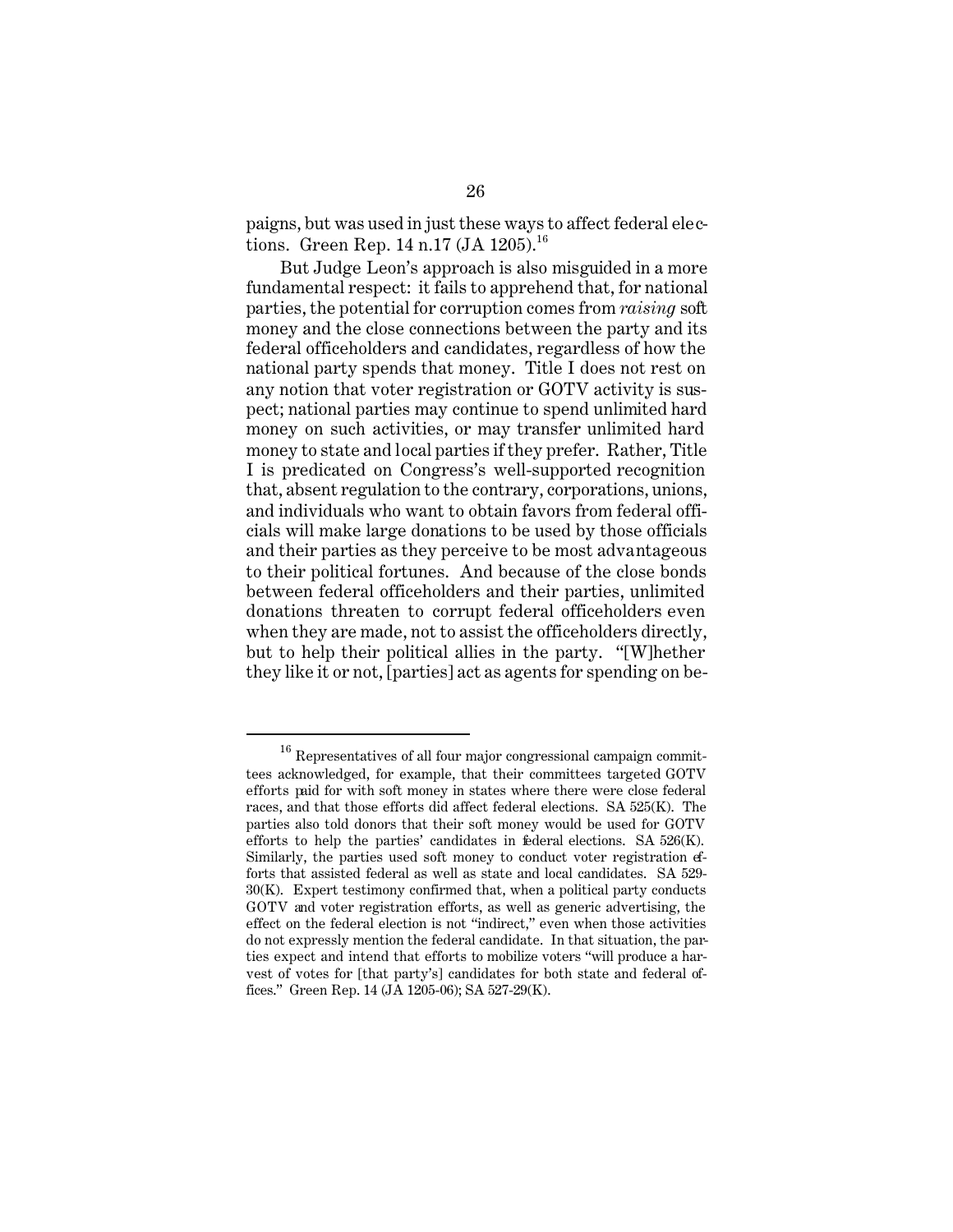paigns, but was used in just these ways to affect federal elections. Green Rep. 14 n.17 (JA 1205).[16]

But Judge Leon's approach is also misguided in a more fundamental respect: it fails to apprehend that, for national parties, the potential for corruption comes from *raising* soft money and the close connections between the party and its federal officeholders and candidates, regardless of how the national party spends that money. Title I does not rest on any notion that voter registration or GOTV activity is suspect; national parties may continue to spend unlimited hard money on such activities, or may transfer unlimited hard money to state and local parties if they prefer. Rather, Title I is predicated on Congress's well-supported recognition that, absent regulation to the contrary, corporations, unions, and individuals who want to obtain favors from federal officials will make large donations to be used by those officials and their parties as they perceive to be most advantageous to their political fortunes. And because of the close bonds between federal officeholders and their parties, unlimited donations threaten to corrupt federal officeholders even when they are made, not to assist the officeholders directly, but to help their political allies in the party. "[W]hether they like it or not, [parties] act as agents for spending on be-

---

[16] Representatives of all four major congressional campaign committees acknowledged, for example, that their committees targeted GOTV efforts paid for with soft money in states where there were close federal races, and that those efforts did affect federal elections. SA 525(K). The parties also told donors that their soft money would be used for GOTV efforts to help the parties' candidates in federal elections. SA 526(K). Similarly, the parties used soft money to conduct voter registration efforts that assisted federal as well as state and local candidates. SA 529-30(K). Expert testimony confirmed that, when a political party conducts GOTV and voter registration efforts, as well as generic advertising, the effect on the federal election is not "indirect," even when those activities do not expressly mention the federal candidate. In that situation, the parties expect and intend that efforts to mobilize voters "will produce a harvest of votes for [that party's] candidates for both state and federal offices." Green Rep. 14 (JA 1205-06); SA 527-29(K).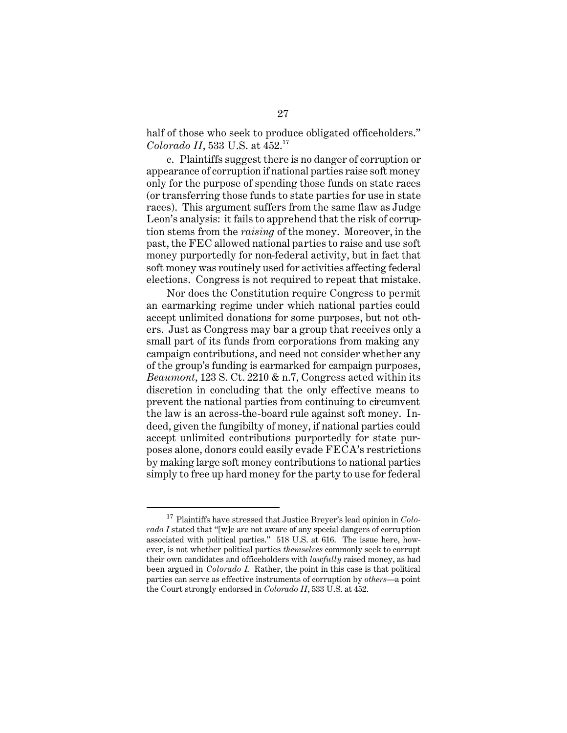half of those who seek to produce obligated officeholders." *Colorado II*, 533 U.S. at 452.[17]

c. Plaintiffs suggest there is no danger of corruption or appearance of corruption if national parties raise soft money only for the purpose of spending those funds on state races (or transferring those funds to state parties for use in state races). This argument suffers from the same flaw as Judge Leon's analysis: it fails to apprehend that the risk of corruption stems from the *raising* of the money. Moreover, in the past, the FEC allowed national parties to raise and use soft money purportedly for non-federal activity, but in fact that soft money was routinely used for activities affecting federal elections. Congress is not required to repeat that mistake.

Nor does the Constitution require Congress to permit an earmarking regime under which national parties could accept unlimited donations for some purposes, but not others. Just as Congress may bar a group that receives only a small part of its funds from corporations from making any campaign contributions, and need not consider whether any of the group's funding is earmarked for campaign purposes, *Beaumont*, 123 S. Ct. 2210 & n.7, Congress acted within its discretion in concluding that the only effective means to prevent the national parties from continuing to circumvent the law is an across-the-board rule against soft money. Indeed, given the fungibilty of money, if national parties could accept unlimited contributions purportedly for state purposes alone, donors could easily evade FECA's restrictions by making large soft money contributions to national parties simply to free up hard money for the party to use for federal

[17] Plaintiffs have stressed that Justice Breyer's lead opinion in *Colorado I* stated that "[w]e are not aware of any special dangers of corruption associated with political parties." 518 U.S. at 616. The issue here, however, is not whether political parties *themselves* commonly seek to corrupt their own candidates and officeholders with *lawfully* raised money, as had been argued in *Colorado I*. Rather, the point in this case is that political parties can serve as effective instruments of corruption by *others*—a point the Court strongly endorsed in *Colorado II*, 533 U.S. at 452.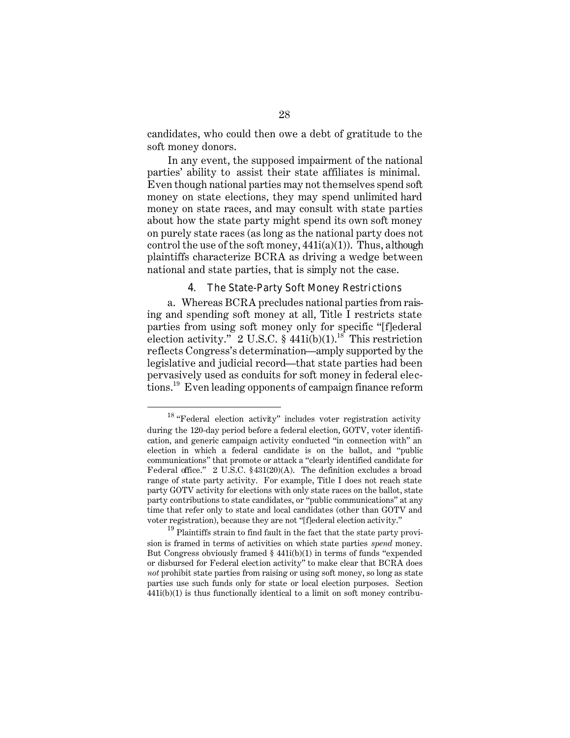candidates, who could then owe a debt of gratitude to the soft money donors.

In any event, the supposed impairment of the national parties' ability to assist their state affiliates is minimal. Even though national parties may not themselves spend soft money on state elections, they may spend unlimited hard money on state races, and may consult with state parties about how the state party might spend its own soft money on purely state races (as long as the national party does not control the use of the soft money, 441i(a)(1)). Thus, although plaintiffs characterize BCRA as driving a wedge between national and state parties, that is simply not the case.

### 4. The State-Party Soft Money Restrictions

a. Whereas BCRA precludes national parties from raising and spending soft money at all, Title I restricts state parties from using soft money only for specific "[f]ederal election activity." 2 U.S.C. § 441i(b)(1).[18] This restriction reflects Congress's determination—amply supported by the legislative and judicial record—that state parties had been pervasively used as conduits for soft money in federal elections.[19] Even leading opponents of campaign finance reform

---

[18] "Federal election activity" includes voter registration activity during the 120-day period before a federal election, GOTV, voter identification, and generic campaign activity conducted "in connection with" an election in which a federal candidate is on the ballot, and "public communications" that promote or attack a "clearly identified candidate for Federal office." 2 U.S.C. §431(20)(A). The definition excludes a broad range of state party activity. For example, Title I does not reach state party GOTV activity for elections with only state races on the ballot, state party contributions to state candidates, or "public communications" at any time that refer only to state and local candidates (other than GOTV and voter registration), because they are not "[f]ederal election activity."

[19] Plaintiffs strain to find fault in the fact that the state party provision is framed in terms of activities on which state parties *spend* money. But Congress obviously framed § 441i(b)(1) in terms of funds "expended or disbursed for Federal election activity" to make clear that BCRA does *not* prohibit state parties from raising or using soft money, so long as state parties use such funds only for state or local election purposes. Section 441i(b)(1) is thus functionally identical to a limit on soft money contribu-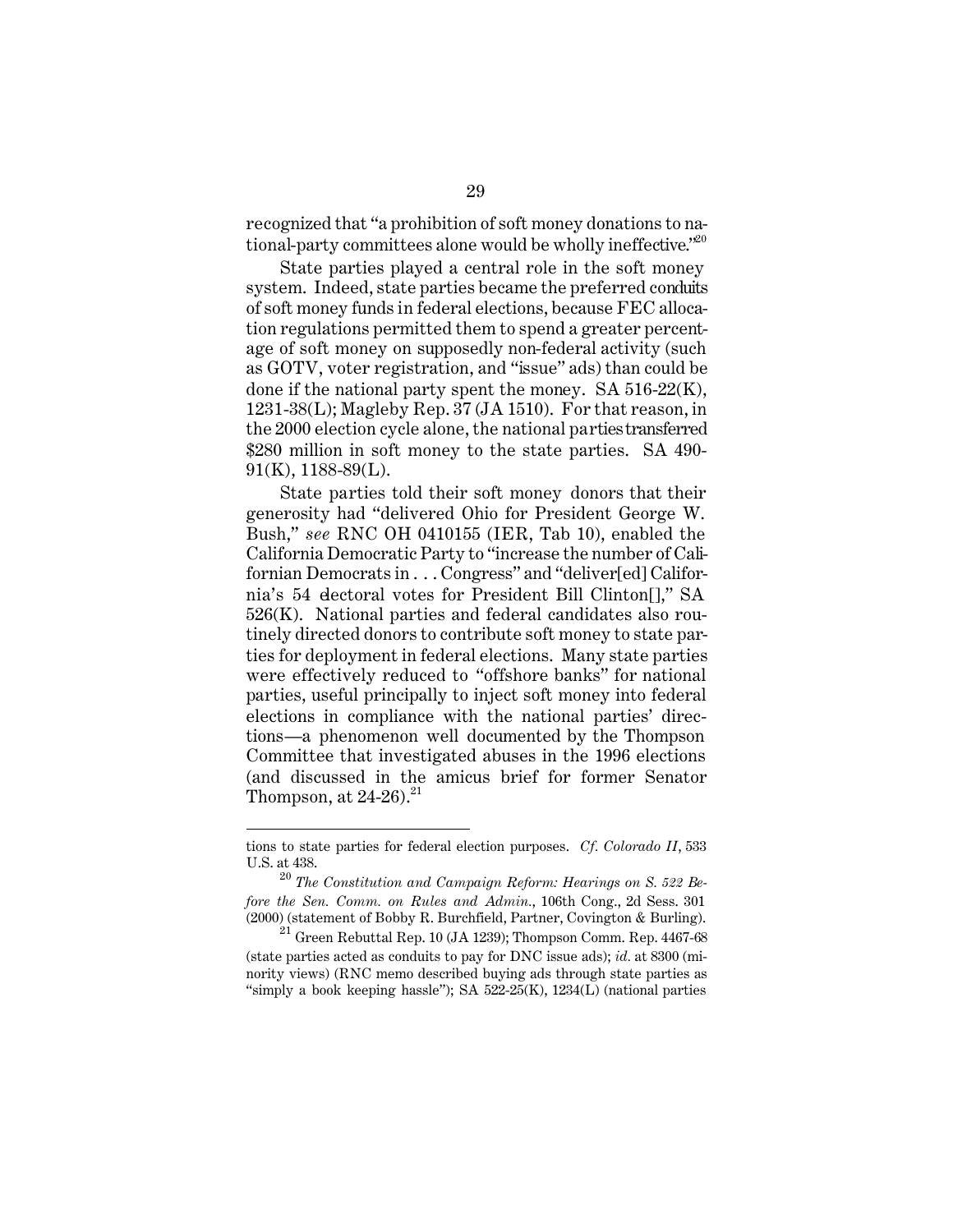recognized that "a prohibition of soft money donations to national-party committees alone would be wholly ineffective."[20]

State parties played a central role in the soft money system. Indeed, state parties became the preferred conduits of soft money funds in federal elections, because FEC allocation regulations permitted them to spend a greater percentage of soft money on supposedly non-federal activity (such as GOTV, voter registration, and "issue" ads) than could be done if the national party spent the money. SA 516-22(K), 1231-38(L); Magleby Rep. 37 (JA 1510). For that reason, in the 2000 election cycle alone, the national parties transferred $280 million in soft money to the state parties. SA 490-91(K), 1188-89(L).

State parties told their soft money donors that their generosity had "delivered Ohio for President George W. Bush," *see* RNC OH 0410155 (IER, Tab 10), enabled the California Democratic Party to "increase the number of Californian Democrats in . . . Congress" and "deliver[ed] California's 54 electoral votes for President Bill Clinton[]," SA 526(K). National parties and federal candidates also routinely directed donors to contribute soft money to state parties for deployment in federal elections. Many state parties were effectively reduced to "offshore banks" for national parties, useful principally to inject soft money into federal elections in compliance with the national parties' directions—a phenomenon well documented by the Thompson Committee that investigated abuses in the 1996 elections (and discussed in the amicus brief for former Senator Thompson, at 24-26).[21]

---

tions to state parties for federal election purposes. *Cf. Colorado II*, 533 U.S. at 438.

[20] *The Constitution and Campaign Reform: Hearings on S. 522 Before the Sen. Comm. on Rules and Admin.*, 106th Cong., 2d Sess. 301 (2000) (statement of Bobby R. Burchfield, Partner, Covington & Burling).

[21] Green Rebuttal Rep. 10 (JA 1239); Thompson Comm. Rep. 4467-68 (state parties acted as conduits to pay for DNC issue ads); *id.* at 8300 (minority views) (RNC memo described buying ads through state parties as "simply a book keeping hassle"); SA 522-25(K), 1234(L) (national parties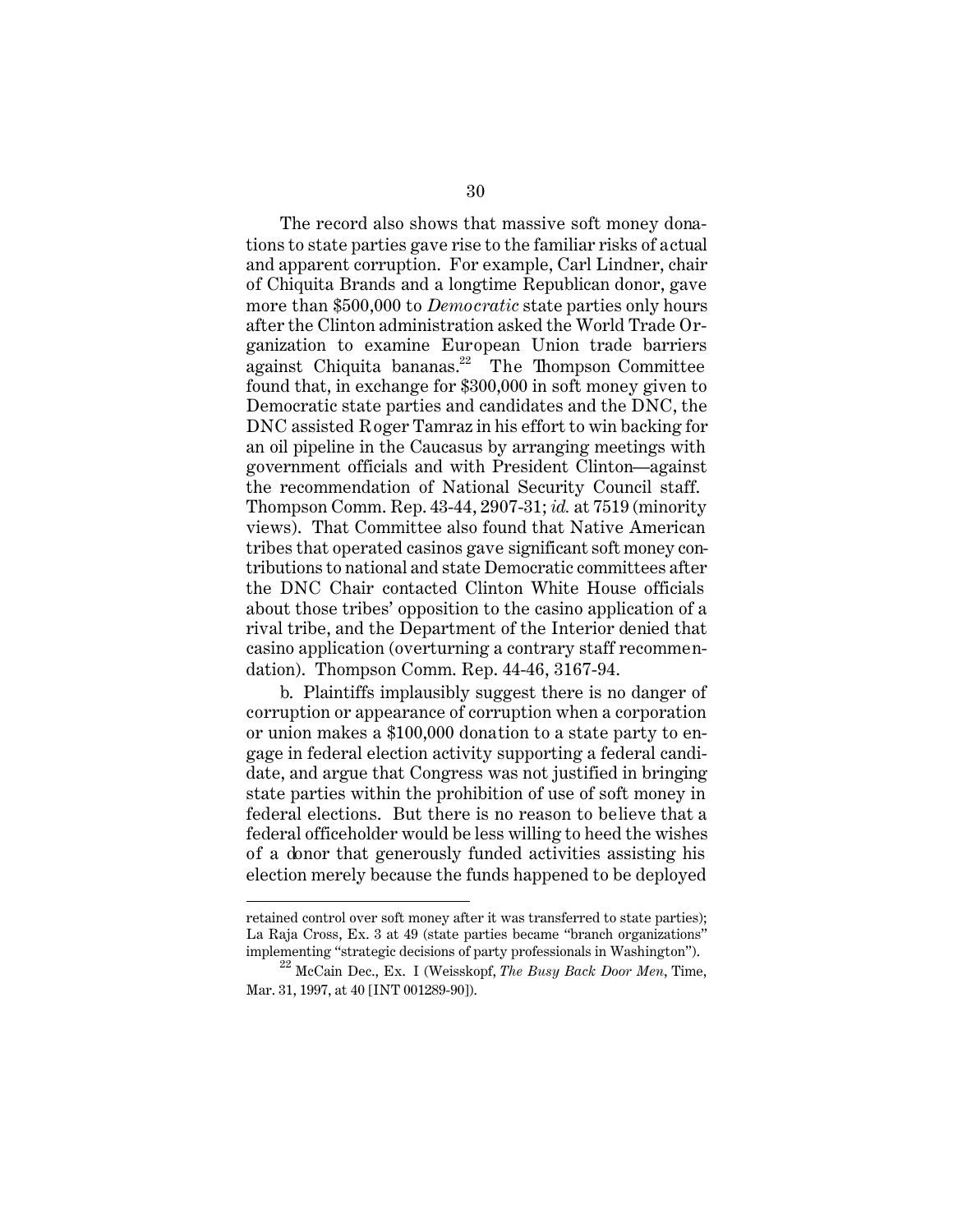The record also shows that massive soft money donations to state parties gave rise to the familiar risks of actual and apparent corruption. For example, Carl Lindner, chair of Chiquita Brands and a longtime Republican donor, gave more than $500,000 to *Democratic* state parties only hours after the Clinton administration asked the World Trade Organization to examine European Union trade barriers against Chiquita bananas.[22] The Thompson Committee found that, in exchange for $300,000 in soft money given to Democratic state parties and candidates and the DNC, the DNC assisted Roger Tamraz in his effort to win backing for an oil pipeline in the Caucasus by arranging meetings with government officials and with President Clinton—against the recommendation of National Security Council staff. Thompson Comm. Rep. 43-44, 2907-31; *id.* at 7519 (minority views). That Committee also found that Native American tribes that operated casinos gave significant soft money contributions to national and state Democratic committees after the DNC Chair contacted Clinton White House officials about those tribes' opposition to the casino application of a rival tribe, and the Department of the Interior denied that casino application (overturning a contrary staff recommendation). Thompson Comm. Rep. 44-46, 3167-94.

b. Plaintiffs implausibly suggest there is no danger of corruption or appearance of corruption when a corporation or union makes a $100,000 donation to a state party to engage in federal election activity supporting a federal candidate, and argue that Congress was not justified in bringing state parties within the prohibition of use of soft money in federal elections. But there is no reason to believe that a federal officeholder would be less willing to heed the wishes of a donor that generously funded activities assisting his election merely because the funds happened to be deployed

---

retained control over soft money after it was transferred to state parties); La Raja Cross, Ex. 3 at 49 (state parties became "branch organizations" implementing "strategic decisions of party professionals in Washington").

[22] McCain Dec., Ex. I (Weisskopf, *The Busy Back Door Men*, Time, Mar. 31, 1997, at 40 [INT 001289-90]).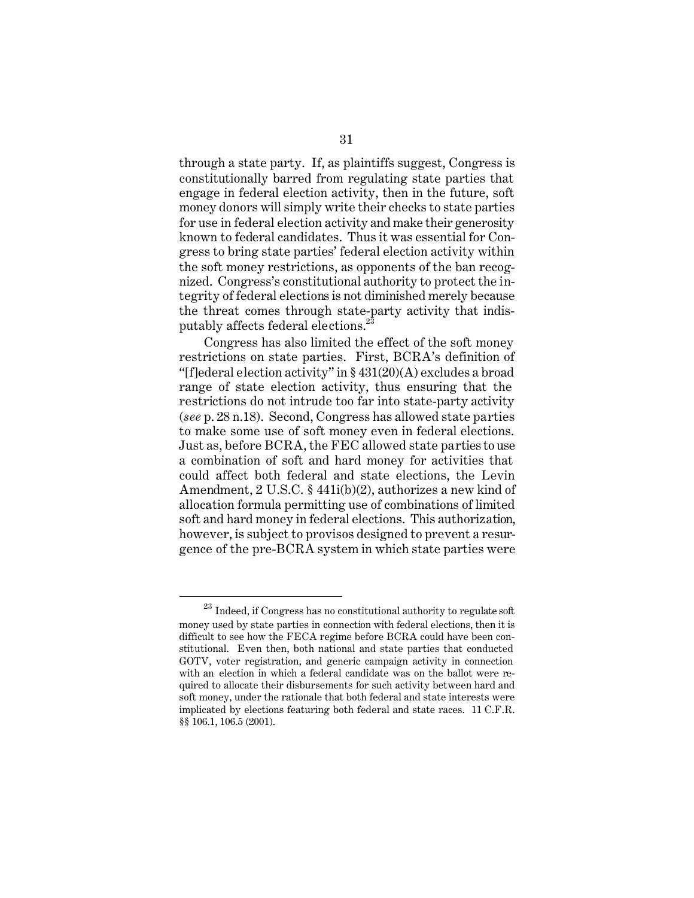through a state party. If, as plaintiffs suggest, Congress is constitutionally barred from regulating state parties that engage in federal election activity, then in the future, soft money donors will simply write their checks to state parties for use in federal election activity and make their generosity known to federal candidates. Thus it was essential for Congress to bring state parties' federal election activity within the soft money restrictions, as opponents of the ban recognized. Congress's constitutional authority to protect the integrity of federal elections is not diminished merely because the threat comes through state-party activity that indisputably affects federal elections.[23]

Congress has also limited the effect of the soft money restrictions on state parties. First, BCRA's definition of "[f]ederal election activity" in § 431(20)(A) excludes a broad range of state election activity, thus ensuring that the restrictions do not intrude too far into state-party activity (*see* p. 28 n.18). Second, Congress has allowed state parties to make some use of soft money even in federal elections. Just as, before BCRA, the FEC allowed state parties to use a combination of soft and hard money for activities that could affect both federal and state elections, the Levin Amendment, 2 U.S.C. § 441i(b)(2), authorizes a new kind of allocation formula permitting use of combinations of limited soft and hard money in federal elections. This authorization, however, is subject to provisos designed to prevent a resurgence of the pre-BCRA system in which state parties were

[23] Indeed, if Congress has no constitutional authority to regulate soft money used by state parties in connection with federal elections, then it is difficult to see how the FECA regime before BCRA could have been constitutional. Even then, both national and state parties that conducted GOTV, voter registration, and generic campaign activity in connection with an election in which a federal candidate was on the ballot were required to allocate their disbursements for such activity between hard and soft money, under the rationale that both federal and state interests were implicated by elections featuring both federal and state races. 11 C.F.R. §§ 106.1, 106.5 (2001).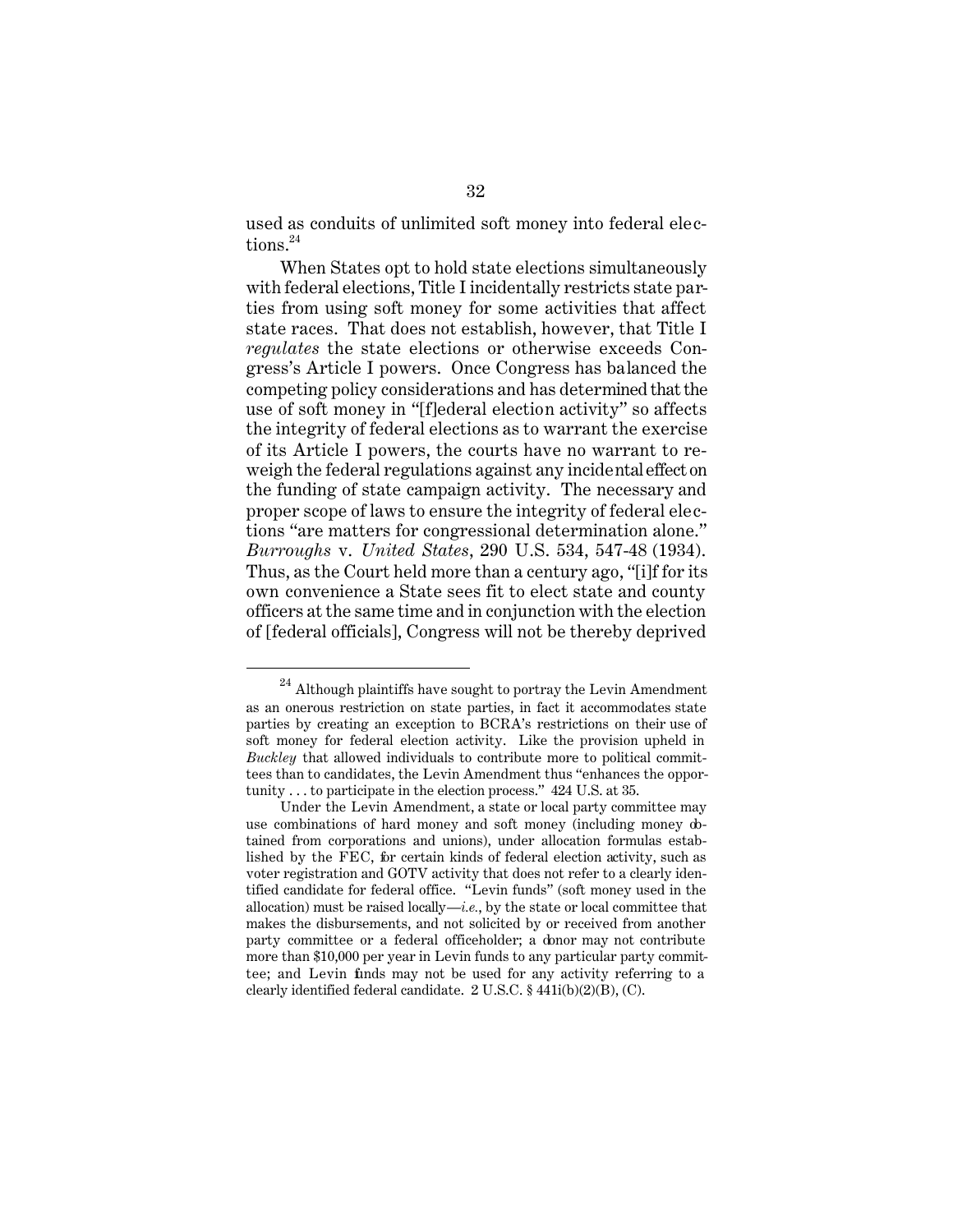used as conduits of unlimited soft money into federal elections.[24]

When States opt to hold state elections simultaneously with federal elections, Title I incidentally restricts state parties from using soft money for some activities that affect state races. That does not establish, however, that Title I *regulates* the state elections or otherwise exceeds Congress's Article I powers. Once Congress has balanced the competing policy considerations and has determined that the use of soft money in "[f]ederal election activity" so affects the integrity of federal elections as to warrant the exercise of its Article I powers, the courts have no warrant to reweigh the federal regulations against any incidental effect on the funding of state campaign activity. The necessary and proper scope of laws to ensure the integrity of federal elections "are matters for congressional determination alone." *Burroughs* v. *United States*, 290 U.S. 534, 547-48 (1934). Thus, as the Court held more than a century ago, "[i]f for its own convenience a State sees fit to elect state and county officers at the same time and in conjunction with the election of [federal officials], Congress will not be thereby deprived

---

[24] Although plaintiffs have sought to portray the Levin Amendment as an onerous restriction on state parties, in fact it accommodates state parties by creating an exception to BCRA's restrictions on their use of soft money for federal election activity. Like the provision upheld in *Buckley* that allowed individuals to contribute more to political committees than to candidates, the Levin Amendment thus "enhances the opportunity . . . to participate in the election process." 424 U.S. at 35.

Under the Levin Amendment, a state or local party committee may use combinations of hard money and soft money (including money obtained from corporations and unions), under allocation formulas established by the FEC, for certain kinds of federal election activity, such as voter registration and GOTV activity that does not refer to a clearly identified candidate for federal office. "Levin funds" (soft money used in the allocation) must be raised locally—*i.e.*, by the state or local committee that makes the disbursements, and not solicited by or received from another party committee or a federal officeholder; a donor may not contribute more than $10,000 per year in Levin funds to any particular party committee; and Levin funds may not be used for any activity referring to a clearly identified federal candidate. 2 U.S.C. § 441i(b)(2)(B), (C).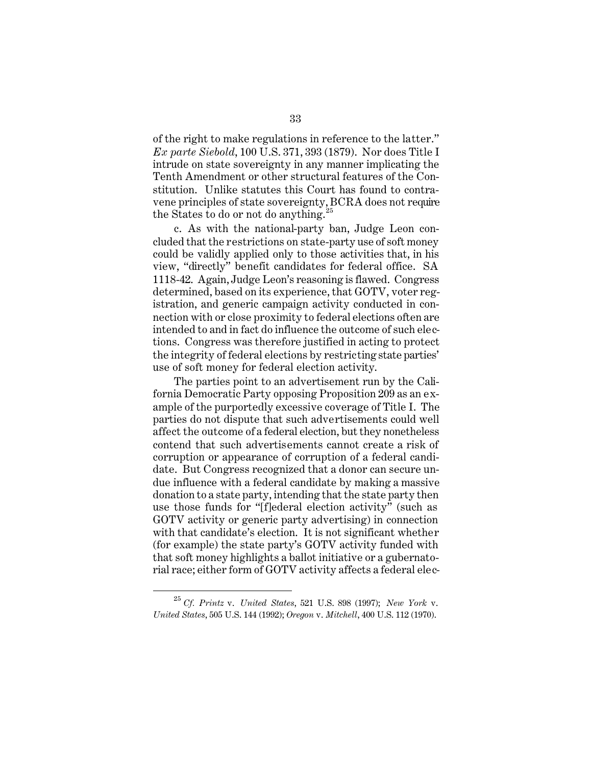of the right to make regulations in reference to the latter." *Ex parte Siebold*, 100 U.S. 371, 393 (1879). Nor does Title I intrude on state sovereignty in any manner implicating the Tenth Amendment or other structural features of the Constitution. Unlike statutes this Court has found to contravene principles of state sovereignty, BCRA does not require the States to do or not do anything.[25]

c. As with the national-party ban, Judge Leon concluded that the restrictions on state-party use of soft money could be validly applied only to those activities that, in his view, "directly" benefit candidates for federal office. SA 1118-42. Again, Judge Leon's reasoning is flawed. Congress determined, based on its experience, that GOTV, voter registration, and generic campaign activity conducted in connection with or close proximity to federal elections often are intended to and in fact do influence the outcome of such elections. Congress was therefore justified in acting to protect the integrity of federal elections by restricting state parties' use of soft money for federal election activity.

The parties point to an advertisement run by the California Democratic Party opposing Proposition 209 as an example of the purportedly excessive coverage of Title I. The parties do not dispute that such advertisements could well affect the outcome of a federal election, but they nonetheless contend that such advertisements cannot create a risk of corruption or appearance of corruption of a federal candidate. But Congress recognized that a donor can secure undue influence with a federal candidate by making a massive donation to a state party, intending that the state party then use those funds for "[f]ederal election activity" (such as GOTV activity or generic party advertising) in connection with that candidate's election. It is not significant whether (for example) the state party's GOTV activity funded with that soft money highlights a ballot initiative or a gubernatorial race; either form of GOTV activity affects a federal elec-

[25] *Cf. Printz* v. *United States*, 521 U.S. 898 (1997); *New York* v. *United States*, 505 U.S. 144 (1992); *Oregon* v. *Mitchell*, 400 U.S. 112 (1970).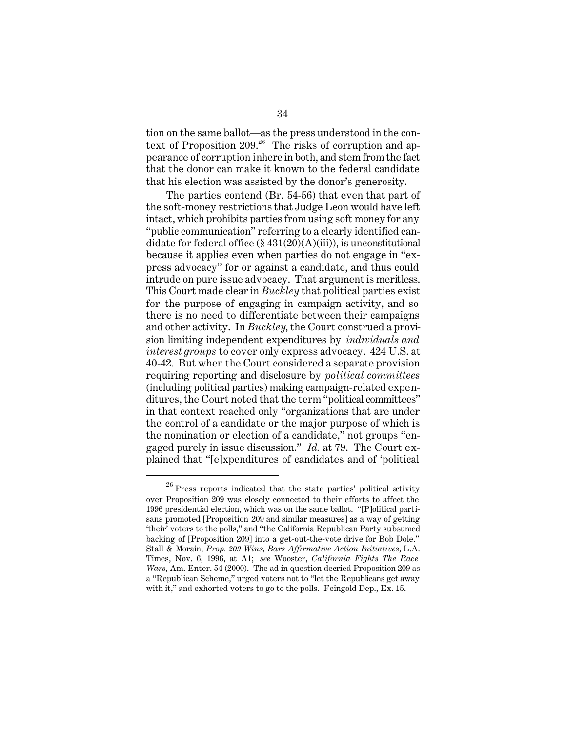tion on the same ballot—as the press understood in the context of Proposition 209.[26] The risks of corruption and appearance of corruption inhere in both, and stem from the fact that the donor can make it known to the federal candidate that his election was assisted by the donor's generosity.

The parties contend (Br. 54-56) that even that part of the soft-money restrictions that Judge Leon would have left intact, which prohibits parties from using soft money for any "public communication" referring to a clearly identified candidate for federal office (§ 431(20)(A)(iii)), is unconstitutional because it applies even when parties do not engage in "express advocacy" for or against a candidate, and thus could intrude on pure issue advocacy. That argument is meritless. This Court made clear in *Buckley* that political parties exist for the purpose of engaging in campaign activity, and so there is no need to differentiate between their campaigns and other activity. In *Buckley*, the Court construed a provision limiting independent expenditures by *individuals and interest groups* to cover only express advocacy. 424 U.S. at 40-42. But when the Court considered a separate provision requiring reporting and disclosure by *political committees* (including political parties) making campaign-related expenditures, the Court noted that the term "political committees" in that context reached only "organizations that are under the control of a candidate or the major purpose of which is the nomination or election of a candidate," not groups "engaged purely in issue discussion." *Id.* at 79. The Court explained that "[e]xpenditures of candidates and of 'political

---

[26] Press reports indicated that the state parties' political activity over Proposition 209 was closely connected to their efforts to affect the 1996 presidential election, which was on the same ballot. "[P]olitical partisans promoted [Proposition 209 and similar measures] as a way of getting 'their' voters to the polls," and "the California Republican Party subsumed backing of [Proposition 209] into a get-out-the-vote drive for Bob Dole." Stall & Morain, *Prop. 209 Wins, Bars Affirmative Action Initiatives*, L.A. Times, Nov. 6, 1996, at A1; *see* Wooster, *California Fights The Race Wars*, Am. Enter. 54 (2000). The ad in question decried Proposition 209 as a "Republican Scheme," urged voters not to "let the Republicans get away with it," and exhorted voters to go to the polls. Feingold Dep., Ex. 15.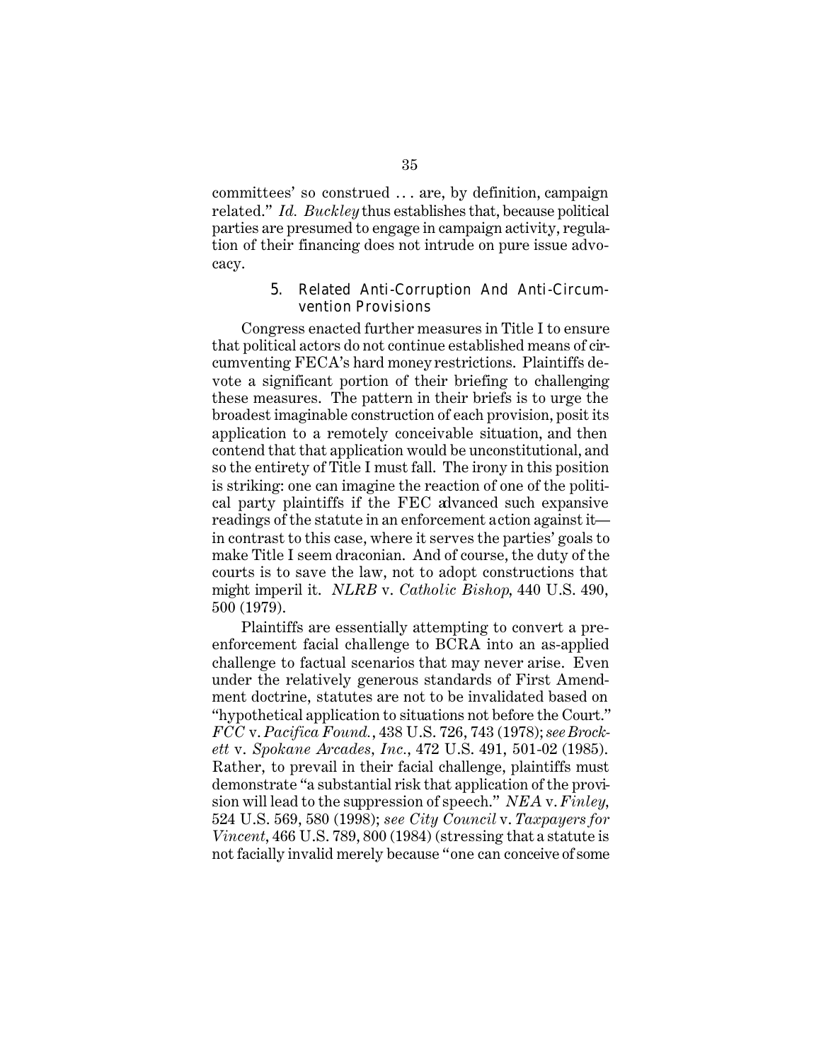committees' so construed . . . are, by definition, campaign related." *Id.* *Buckley* thus establishes that, because political parties are presumed to engage in campaign activity, regulation of their financing does not intrude on pure issue advocacy.

#### 5. Related Anti-Corruption And Anti-Circumvention Provisions

Congress enacted further measures in Title I to ensure that political actors do not continue established means of circumventing FECA's hard money restrictions. Plaintiffs devote a significant portion of their briefing to challenging these measures. The pattern in their briefs is to urge the broadest imaginable construction of each provision, posit its application to a remotely conceivable situation, and then contend that that application would be unconstitutional, and so the entirety of Title I must fall. The irony in this position is striking: one can imagine the reaction of one of the political party plaintiffs if the FEC advanced such expansive readings of the statute in an enforcement action against it—in contrast to this case, where it serves the parties' goals to make Title I seem draconian. And of course, the duty of the courts is to save the law, not to adopt constructions that might imperil it. *NLRB* v. *Catholic Bishop*, 440 U.S. 490, 500 (1979).

Plaintiffs are essentially attempting to convert a pre-enforcement facial challenge to BCRA into an as-applied challenge to factual scenarios that may never arise. Even under the relatively generous standards of First Amendment doctrine, statutes are not to be invalidated based on "hypothetical application to situations not before the Court." *FCC* v. *Pacifica Found.*, 438 U.S. 726, 743 (1978); *see Brockett* v. *Spokane Arcades, Inc.*, 472 U.S. 491, 501-02 (1985). Rather, to prevail in their facial challenge, plaintiffs must demonstrate "a substantial risk that application of the provision will lead to the suppression of speech." *NEA* v. *Finley*, 524 U.S. 569, 580 (1998); *see City Council* v. *Taxpayers for Vincent*, 466 U.S. 789, 800 (1984) (stressing that a statute is not facially invalid merely because "one can conceive of some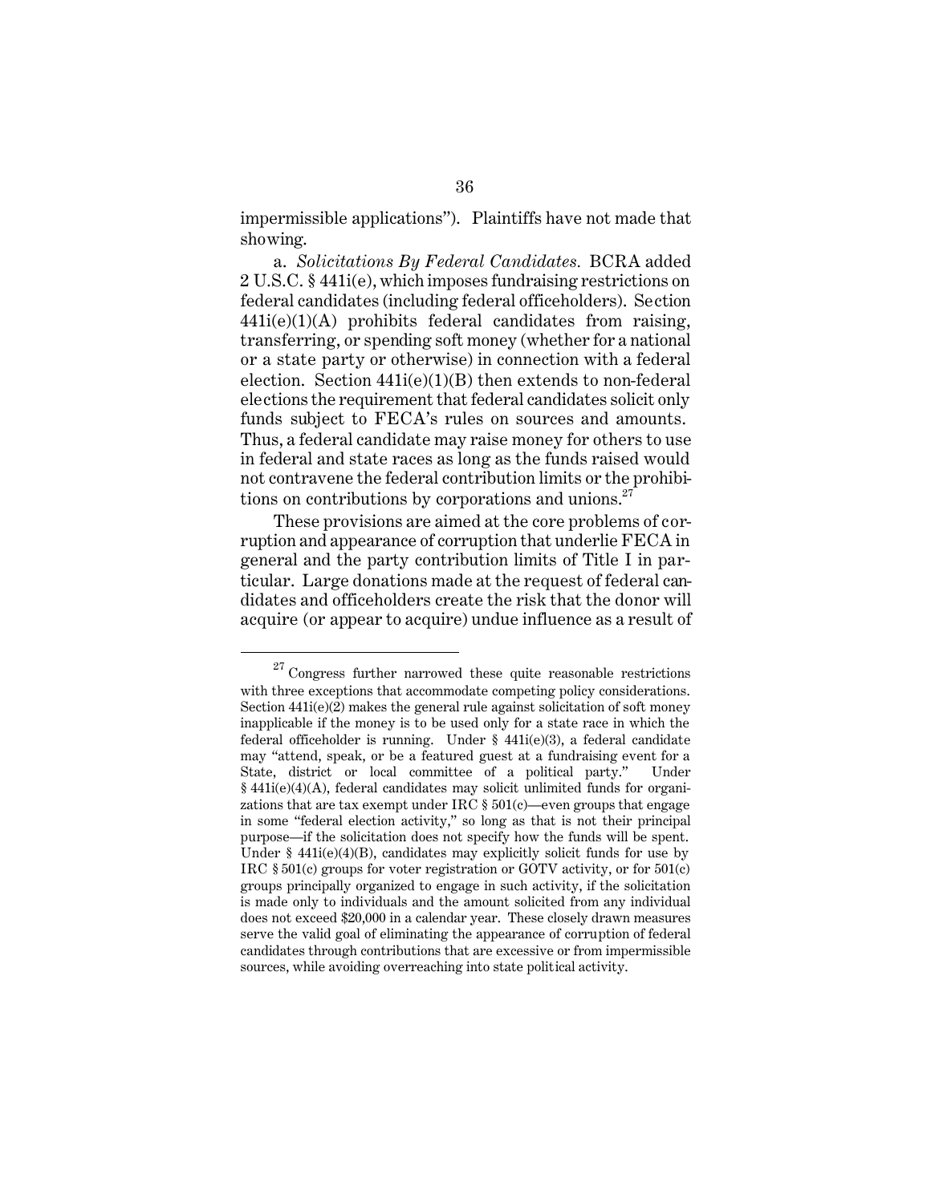impermissible applications"). Plaintiffs have not made that showing.

a. *Solicitations By Federal Candidates.* BCRA added 2 U.S.C. § 441i(e), which imposes fundraising restrictions on federal candidates (including federal officeholders). Section 441i(e)(1)(A) prohibits federal candidates from raising, transferring, or spending soft money (whether for a national or a state party or otherwise) in connection with a federal election. Section 441i(e)(1)(B) then extends to non-federal elections the requirement that federal candidates solicit only funds subject to FECA's rules on sources and amounts. Thus, a federal candidate may raise money for others to use in federal and state races as long as the funds raised would not contravene the federal contribution limits or the prohibitions on contributions by corporations and unions.[27]

These provisions are aimed at the core problems of corruption and appearance of corruption that underlie FECA in general and the party contribution limits of Title I in particular. Large donations made at the request of federal candidates and officeholders create the risk that the donor will acquire (or appear to acquire) undue influence as a result of

---

[27] Congress further narrowed these quite reasonable restrictions with three exceptions that accommodate competing policy considerations. Section 441i(e)(2) makes the general rule against solicitation of soft money inapplicable if the money is to be used only for a state race in which the federal officeholder is running. Under § 441i(e)(3), a federal candidate may "attend, speak, or be a featured guest at a fundraising event for a State, district or local committee of a political party." Under § 441i(e)(4)(A), federal candidates may solicit unlimited funds for organizations that are tax exempt under IRC § 501(c)—even groups that engage in some "federal election activity," so long as that is not their principal purpose—if the solicitation does not specify how the funds will be spent. Under § 441i(e)(4)(B), candidates may explicitly solicit funds for use by IRC § 501(c) groups for voter registration or GOTV activity, or for 501(c) groups principally organized to engage in such activity, if the solicitation is made only to individuals and the amount solicited from any individual does not exceed $20,000 in a calendar year. These closely drawn measures serve the valid goal of eliminating the appearance of corruption of federal candidates through contributions that are excessive or from impermissible sources, while avoiding overreaching into state political activity.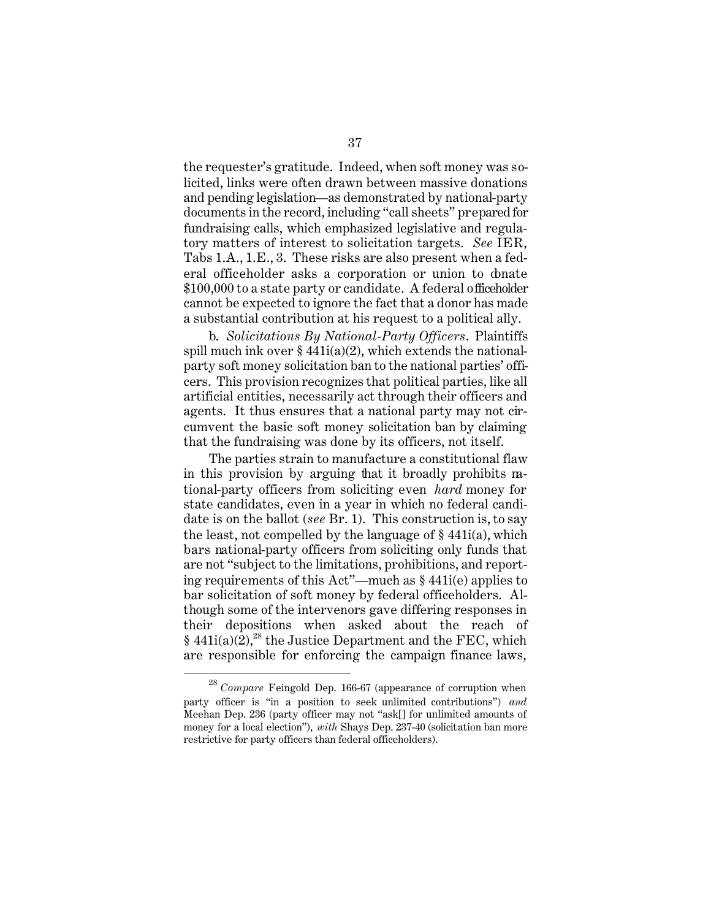the requester's gratitude. Indeed, when soft money was solicited, links were often drawn between massive donations and pending legislation—as demonstrated by national-party documents in the record, including "call sheets" prepared for fundraising calls, which emphasized legislative and regulatory matters of interest to solicitation targets. *See* IER, Tabs 1.A., 1.E., 3. These risks are also present when a federal officeholder asks a corporation or union to donate $100,000 to a state party or candidate. A federal officeholder cannot be expected to ignore the fact that a donor has made a substantial contribution at his request to a political ally.

b. *Solicitations By National-Party Officers*. Plaintiffs spill much ink over § 441i(a)(2), which extends the national-party soft money solicitation ban to the national parties' officers. This provision recognizes that political parties, like all artificial entities, necessarily act through their officers and agents. It thus ensures that a national party may not circumvent the basic soft money solicitation ban by claiming that the fundraising was done by its officers, not itself.

The parties strain to manufacture a constitutional flaw in this provision by arguing that it broadly prohibits national-party officers from soliciting even *hard* money for state candidates, even in a year in which no federal candidate is on the ballot (*see* Br. 1). This construction is, to say the least, not compelled by the language of § 441i(a), which bars national-party officers from soliciting only funds that are not "subject to the limitations, prohibitions, and reporting requirements of this Act"—much as § 441i(e) applies to bar solicitation of soft money by federal officeholders. Although some of the intervenors gave differing responses in their depositions when asked about the reach of § 441i(a)(2),[28] the Justice Department and the FEC, which are responsible for enforcing the campaign finance laws,

---

[28] *Compare* Feingold Dep. 166-67 (appearance of corruption when party officer is "in a position to seek unlimited contributions") *and* Meehan Dep. 236 (party officer may not "ask[] for unlimited amounts of money for a local election"), *with* Shays Dep. 237-40 (solicitation ban more restrictive for party officers than federal officeholders).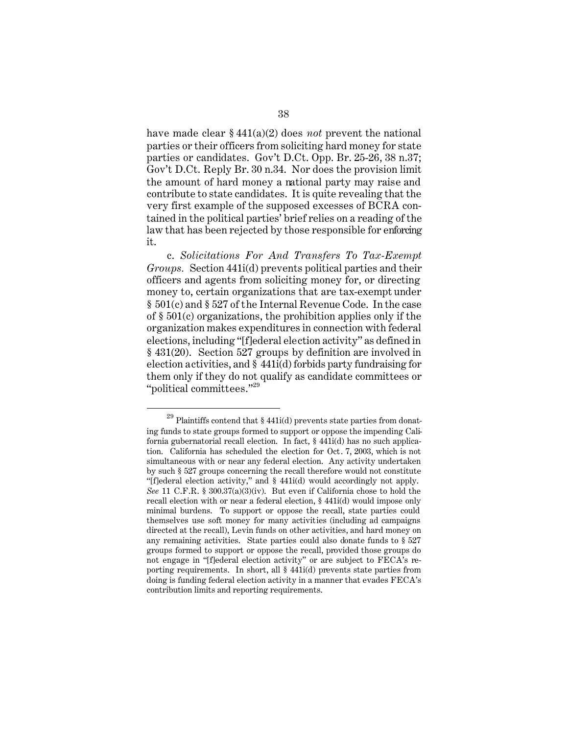have made clear § 441(a)(2) does *not* prevent the national parties or their officers from soliciting hard money for state parties or candidates. Gov't D.Ct. Opp. Br. 25-26, 38 n.37; Gov't D.Ct. Reply Br. 30 n.34. Nor does the provision limit the amount of hard money a national party may raise and contribute to state candidates. It is quite revealing that the very first example of the supposed excesses of BCRA contained in the political parties' brief relies on a reading of the law that has been rejected by those responsible for enforcing it.

c. *Solicitations For And Transfers To Tax-Exempt Groups.* Section 441i(d) prevents political parties and their officers and agents from soliciting money for, or directing money to, certain organizations that are tax-exempt under § 501(c) and § 527 of the Internal Revenue Code. In the case of § 501(c) organizations, the prohibition applies only if the organization makes expenditures in connection with federal elections, including "[f]ederal election activity" as defined in § 431(20). Section 527 groups by definition are involved in election activities, and § 441i(d) forbids party fundraising for them only if they do not qualify as candidate committees or "political committees."[29]

[29] Plaintiffs contend that § 441i(d) prevents state parties from donating funds to state groups formed to support or oppose the impending California gubernatorial recall election. In fact, § 441i(d) has no such application. California has scheduled the election for Oct. 7, 2003, which is not simultaneous with or near any federal election. Any activity undertaken by such § 527 groups concerning the recall therefore would not constitute "[f]ederal election activity," and § 441i(d) would accordingly not apply. *See* 11 C.F.R. § 300.37(a)(3)(iv). But even if California chose to hold the recall election with or near a federal election, § 441i(d) would impose only minimal burdens. To support or oppose the recall, state parties could themselves use soft money for many activities (including ad campaigns directed at the recall), Levin funds on other activities, and hard money on any remaining activities. State parties could also donate funds to § 527 groups formed to support or oppose the recall, provided those groups do not engage in "[f]ederal election activity" or are subject to FECA's reporting requirements. In short, all § 441i(d) prevents state parties from doing is funding federal election activity in a manner that evades FECA's contribution limits and reporting requirements.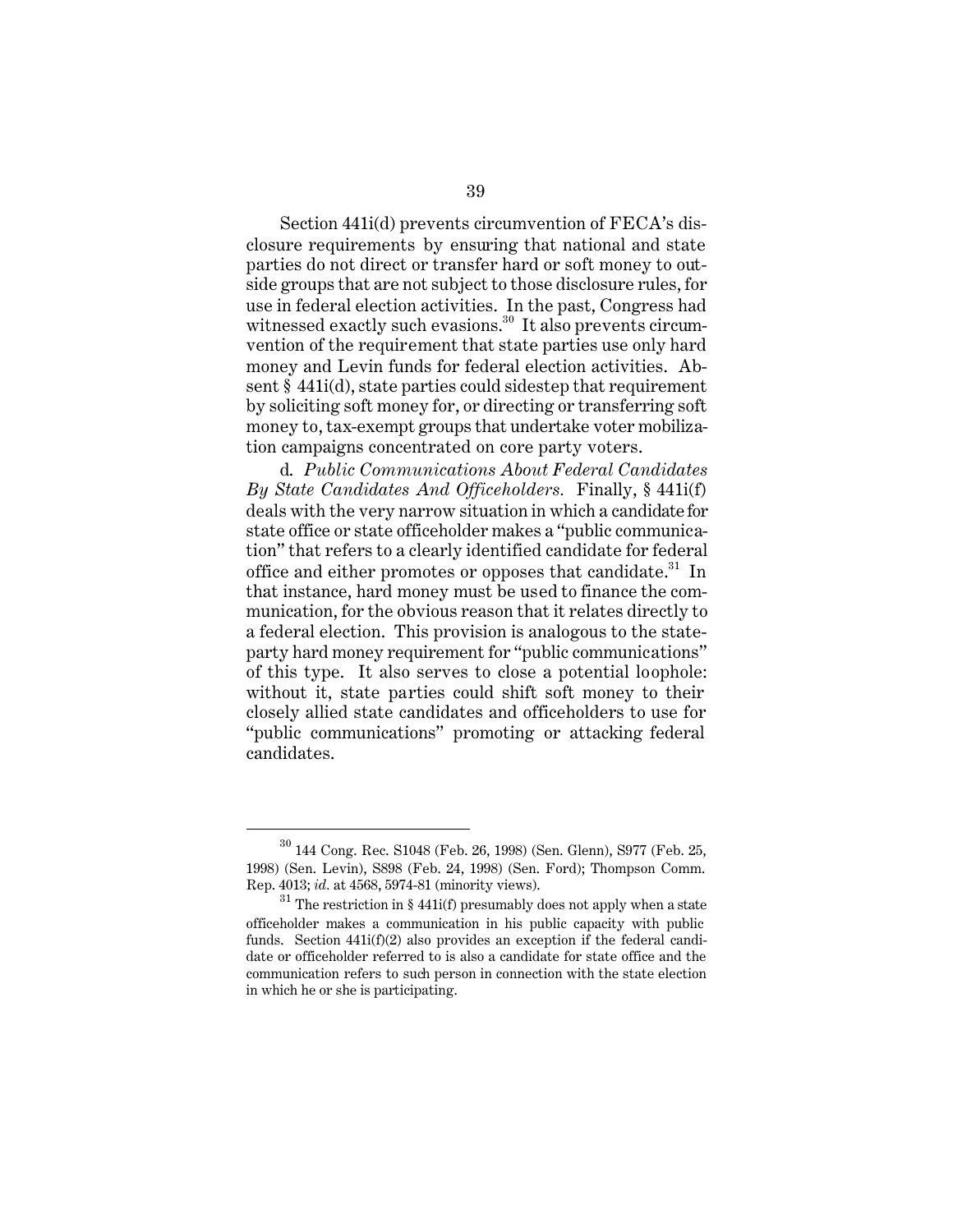Section 441i(d) prevents circumvention of FECA's disclosure requirements by ensuring that national and state parties do not direct or transfer hard or soft money to outside groups that are not subject to those disclosure rules, for use in federal election activities. In the past, Congress had witnessed exactly such evasions.[30] It also prevents circumvention of the requirement that state parties use only hard money and Levin funds for federal election activities. Absent § 441i(d), state parties could sidestep that requirement by soliciting soft money for, or directing or transferring soft money to, tax-exempt groups that undertake voter mobilization campaigns concentrated on core party voters.

d. *Public Communications About Federal Candidates By State Candidates And Officeholders.* Finally, § 441i(f) deals with the very narrow situation in which a candidate for state office or state officeholder makes a "public communication" that refers to a clearly identified candidate for federal office and either promotes or opposes that candidate.[31] In that instance, hard money must be used to finance the communication, for the obvious reason that it relates directly to a federal election. This provision is analogous to the state-party hard money requirement for "public communications" of this type. It also serves to close a potential loophole: without it, state parties could shift soft money to their closely allied state candidates and officeholders to use for "public communications" promoting or attacking federal candidates.

---

[30] 144 Cong. Rec. S1048 (Feb. 26, 1998) (Sen. Glenn), S977 (Feb. 25, 1998) (Sen. Levin), S898 (Feb. 24, 1998) (Sen. Ford); Thompson Comm. Rep. 4013; *id.* at 4568, 5974-81 (minority views).

[31] The restriction in § 441i(f) presumably does not apply when a state officeholder makes a communication in his public capacity with public funds. Section 441i(f)(2) also provides an exception if the federal candidate or officeholder referred to is also a candidate for state office and the communication refers to such person in connection with the state election in which he or she is participating.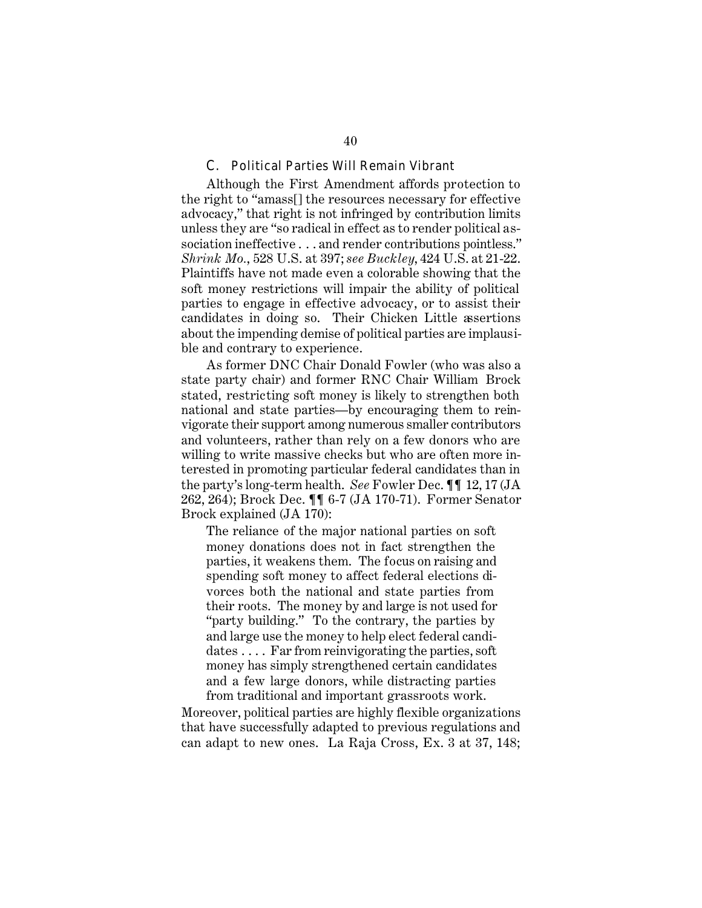### C. Political Parties Will Remain Vibrant

Although the First Amendment affords protection to the right to "amass[] the resources necessary for effective advocacy," that right is not infringed by contribution limits unless they are "so radical in effect as to render political association ineffective . . . and render contributions pointless." *Shrink Mo.*, 528 U.S. at 397; *see Buckley*, 424 U.S. at 21-22. Plaintiffs have not made even a colorable showing that the soft money restrictions will impair the ability of political parties to engage in effective advocacy, or to assist their candidates in doing so. Their Chicken Little assertions about the impending demise of political parties are implausible and contrary to experience.

As former DNC Chair Donald Fowler (who was also a state party chair) and former RNC Chair William Brock stated, restricting soft money is likely to strengthen both national and state parties—by encouraging them to reinvigorate their support among numerous smaller contributors and volunteers, rather than rely on a few donors who are willing to write massive checks but who are often more interested in promoting particular federal candidates than in the party's long-term health. *See* Fowler Dec. ¶¶ 12, 17 (JA 262, 264); Brock Dec. ¶¶ 6-7 (JA 170-71). Former Senator Brock explained (JA 170):

> The reliance of the major national parties on soft money donations does not in fact strengthen the parties, it weakens them. The focus on raising and spending soft money to affect federal elections divorces both the national and state parties from their roots. The money by and large is not used for "party building." To the contrary, the parties by and large use the money to help elect federal candidates . . . . Far from reinvigorating the parties, soft money has simply strengthened certain candidates and a few large donors, while distracting parties from traditional and important grassroots work.

Moreover, political parties are highly flexible organizations that have successfully adapted to previous regulations and can adapt to new ones. La Raja Cross, Ex. 3 at 37, 148;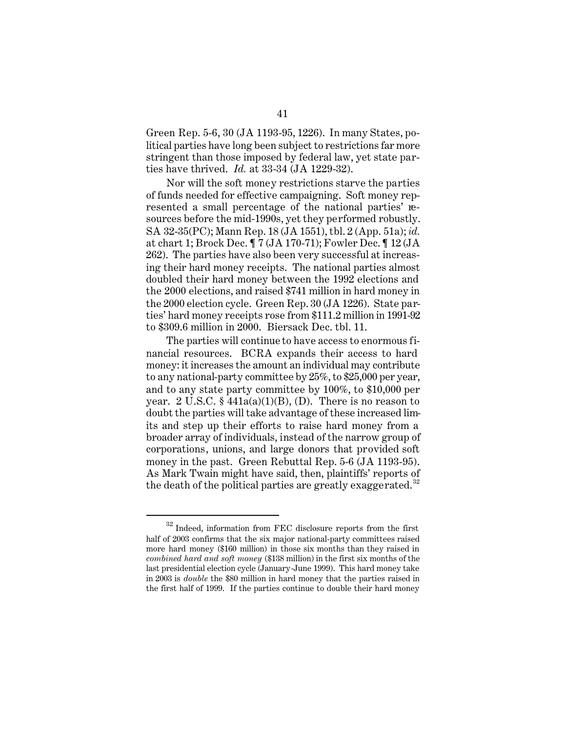Green Rep. 5-6, 30 (JA 1193-95, 1226). In many States, political parties have long been subject to restrictions far more stringent than those imposed by federal law, yet state parties have thrived. *Id.* at 33-34 (JA 1229-32).

Nor will the soft money restrictions starve the parties of funds needed for effective campaigning. Soft money represented a small percentage of the national parties' resources before the mid-1990s, yet they performed robustly. SA 32-35(PC); Mann Rep. 18 (JA 1551), tbl. 2 (App. 51a); *id.* at chart 1; Brock Dec. ¶ 7 (JA 170-71); Fowler Dec. ¶ 12 (JA 262). The parties have also been very successful at increasing their hard money receipts. The national parties almost doubled their hard money between the 1992 elections and the 2000 elections, and raised $741 million in hard money in the 2000 election cycle. Green Rep. 30 (JA 1226). State parties' hard money receipts rose from $111.2 million in 1991-92 to $309.6 million in 2000. Biersack Dec. tbl. 11.

The parties will continue to have access to enormous financial resources. BCRA expands their access to hard money: it increases the amount an individual may contribute to any national-party committee by 25%, to $25,000 per year, and to any state party committee by 100%, to $10,000 per year. 2 U.S.C. § 441a(a)(1)(B), (D). There is no reason to doubt the parties will take advantage of these increased limits and step up their efforts to raise hard money from a broader array of individuals, instead of the narrow group of corporations, unions, and large donors that provided soft money in the past. Green Rebuttal Rep. 5-6 (JA 1193-95). As Mark Twain might have said, then, plaintiffs' reports of the death of the political parties are greatly exaggerated.[32]

---

[32] Indeed, information from FEC disclosure reports from the first half of 2003 confirms that the six major national-party committees raised more hard money ($160 million) in those six months than they raised in *combined hard and soft money* ($138 million) in the first six months of the last presidential election cycle (January-June 1999). This hard money take in 2003 is *double* the $80 million in hard money that the parties raised in the first half of 1999. If the parties continue to double their hard money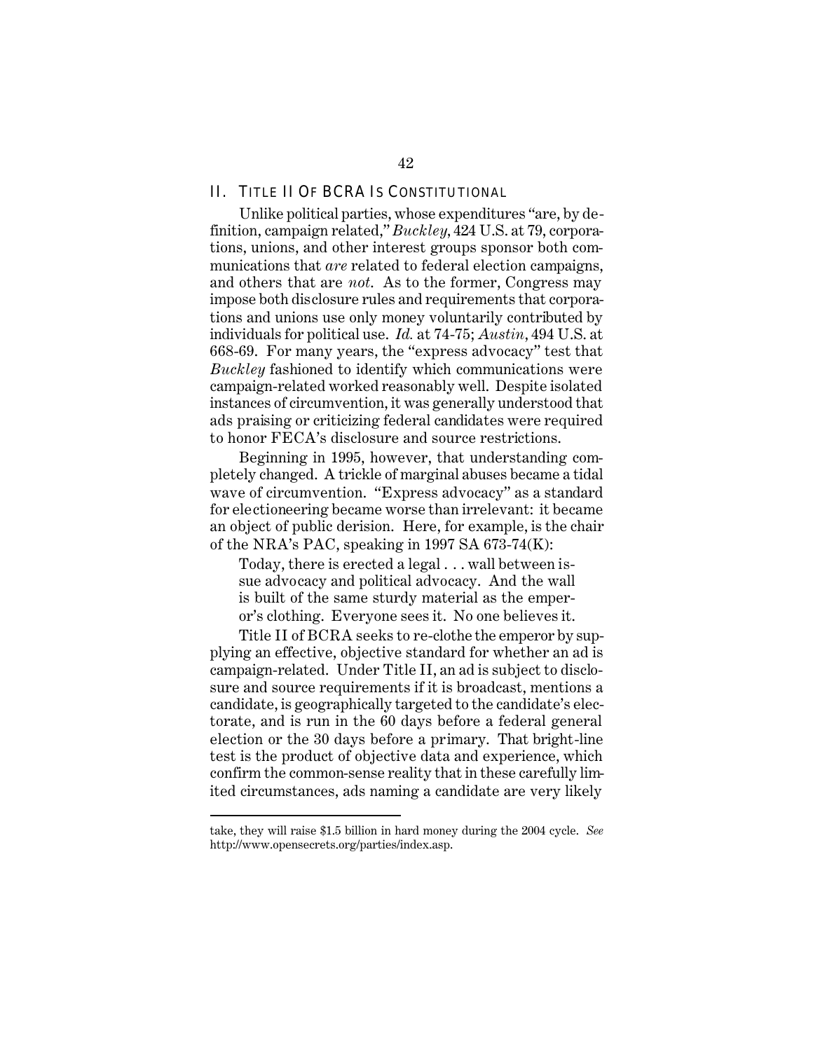## II. TITLE II OF BCRA IS CONSTITUTIONAL

Unlike political parties, whose expenditures "are, by definition, campaign related," *Buckley*, 424 U.S. at 79, corporations, unions, and other interest groups sponsor both communications that *are* related to federal election campaigns, and others that are *not*. As to the former, Congress may impose both disclosure rules and requirements that corporations and unions use only money voluntarily contributed by individuals for political use. *Id.* at 74-75; *Austin*, 494 U.S. at 668-69. For many years, the "express advocacy" test that *Buckley* fashioned to identify which communications were campaign-related worked reasonably well. Despite isolated instances of circumvention, it was generally understood that ads praising or criticizing federal candidates were required to honor FECA's disclosure and source restrictions.

Beginning in 1995, however, that understanding completely changed. A trickle of marginal abuses became a tidal wave of circumvention. "Express advocacy" as a standard for electioneering became worse than irrelevant: it became an object of public derision. Here, for example, is the chair of the NRA's PAC, speaking in 1997 SA 673-74(K):

> Today, there is erected a legal . . . wall between issue advocacy and political advocacy. And the wall is built of the same sturdy material as the emperor's clothing. Everyone sees it. No one believes it.

Title II of BCRA seeks to re-clothe the emperor by supplying an effective, objective standard for whether an ad is campaign-related. Under Title II, an ad is subject to disclosure and source requirements if it is broadcast, mentions a candidate, is geographically targeted to the candidate's electorate, and is run in the 60 days before a federal general election or the 30 days before a primary. That bright-line test is the product of objective data and experience, which confirm the common-sense reality that in these carefully limited circumstances, ads naming a candidate are very likely

---

take, they will raise $1.5 billion in hard money during the 2004 cycle. *See* http://www.opensecrets.org/parties/index.asp.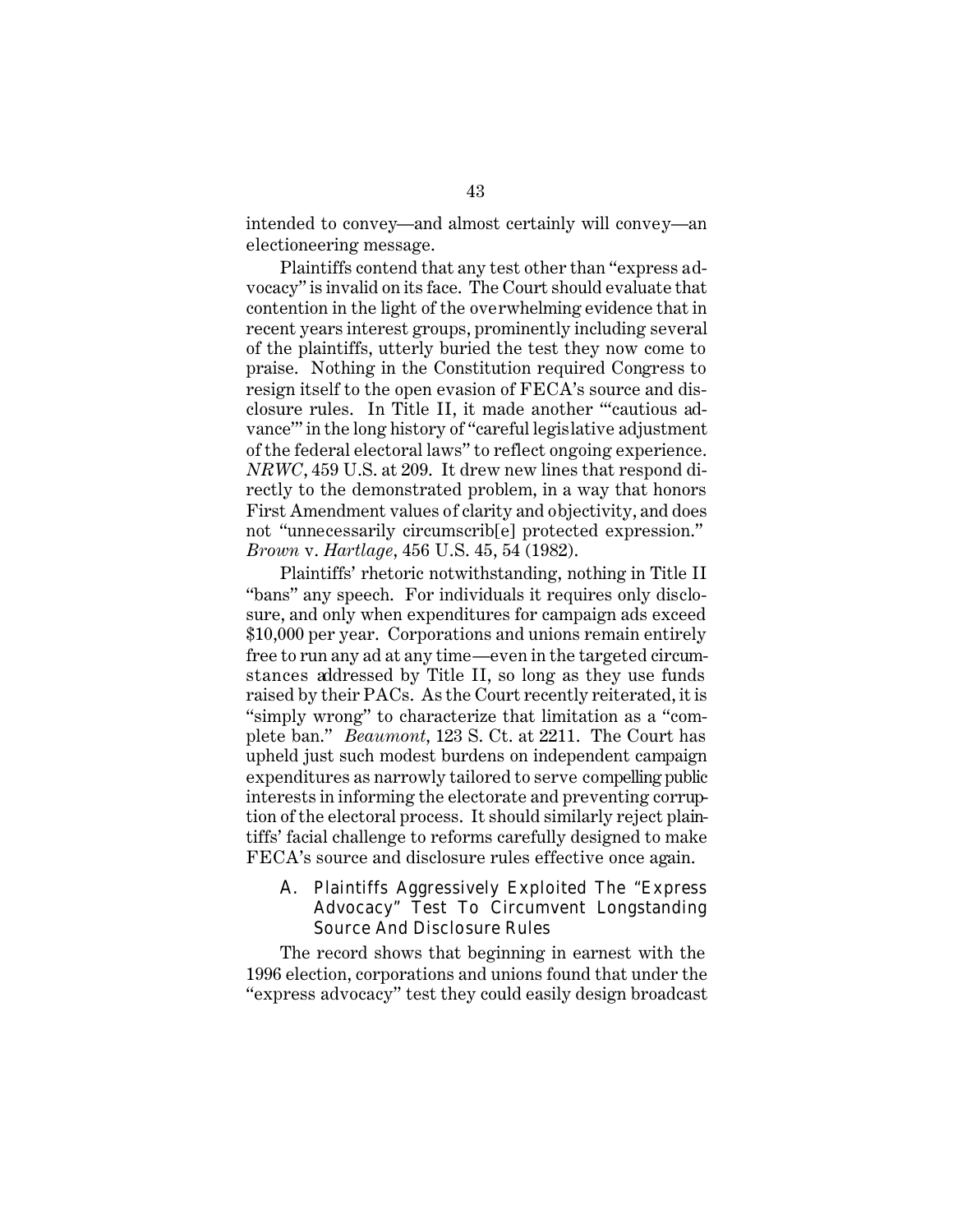intended to convey—and almost certainly will convey—an electioneering message.

Plaintiffs contend that any test other than "express advocacy" is invalid on its face. The Court should evaluate that contention in the light of the overwhelming evidence that in recent years interest groups, prominently including several of the plaintiffs, utterly buried the test they now come to praise. Nothing in the Constitution required Congress to resign itself to the open evasion of FECA's source and disclosure rules. In Title II, it made another "'cautious advance'" in the long history of "careful legislative adjustment of the federal electoral laws" to reflect ongoing experience. *NRWC*, 459 U.S. at 209. It drew new lines that respond directly to the demonstrated problem, in a way that honors First Amendment values of clarity and objectivity, and does not "unnecessarily circumscrib[e] protected expression." *Brown* v. *Hartlage*, 456 U.S. 45, 54 (1982).

Plaintiffs' rhetoric notwithstanding, nothing in Title II "bans" any speech. For individuals it requires only disclosure, and only when expenditures for campaign ads exceed $10,000 per year. Corporations and unions remain entirely free to run any ad at any time—even in the targeted circumstances addressed by Title II, so long as they use funds raised by their PACs. As the Court recently reiterated, it is "simply wrong" to characterize that limitation as a "complete ban." *Beaumont*, 123 S. Ct. at 2211. The Court has upheld just such modest burdens on independent campaign expenditures as narrowly tailored to serve compelling public interests in informing the electorate and preventing corruption of the electoral process. It should similarly reject plaintiffs' facial challenge to reforms carefully designed to make FECA's source and disclosure rules effective once again.

### A. Plaintiffs Aggressively Exploited The "Express Advocacy" Test To Circumvent Longstanding Source And Disclosure Rules

The record shows that beginning in earnest with the 1996 election, corporations and unions found that under the "express advocacy" test they could easily design broadcast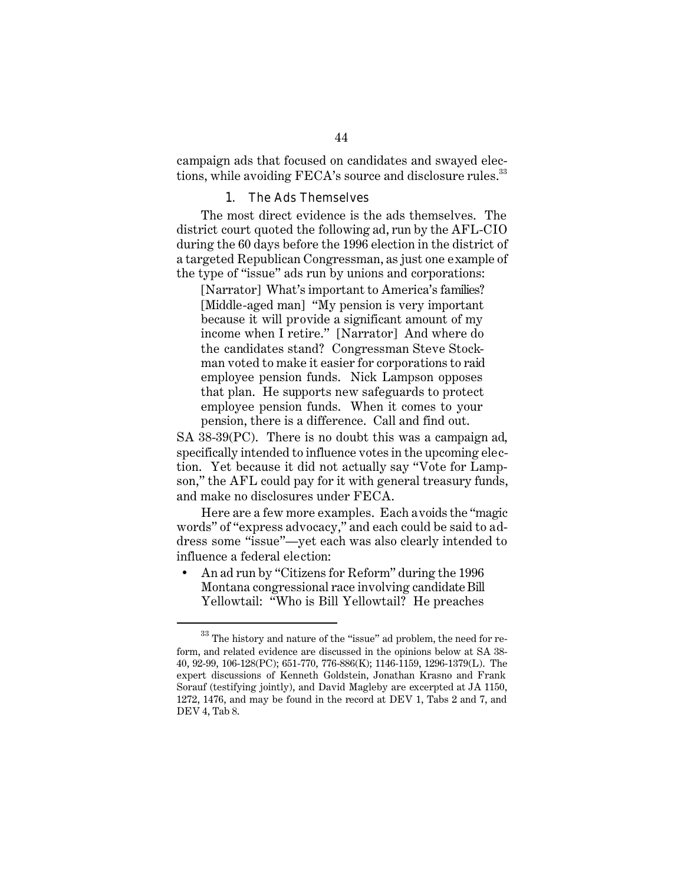campaign ads that focused on candidates and swayed elections, while avoiding FECA's source and disclosure rules.[33]

### 1. *The Ads Themselves*

The most direct evidence is the ads themselves. The district court quoted the following ad, run by the AFL-CIO during the 60 days before the 1996 election in the district of a targeted Republican Congressman, as just one example of the type of "issue" ads run by unions and corporations:

> [Narrator] What's important to America's families? [Middle-aged man] "My pension is very important because it will provide a significant amount of my income when I retire." [Narrator] And where do the candidates stand? Congressman Steve Stockman voted to make it easier for corporations to raid employee pension funds. Nick Lampson opposes that plan. He supports new safeguards to protect employee pension funds. When it comes to your pension, there is a difference. Call and find out.

SA 38-39(PC). There is no doubt this was a campaign ad, specifically intended to influence votes in the upcoming election. Yet because it did not actually say "Vote for Lampson," the AFL could pay for it with general treasury funds, and make no disclosures under FECA.

Here are a few more examples. Each avoids the "magic words" of "express advocacy," and each could be said to address some "issue"—yet each was also clearly intended to influence a federal election:

- An ad run by "Citizens for Reform" during the 1996 Montana congressional race involving candidate Bill Yellowtail: "Who is Bill Yellowtail? He preaches

---

[33] The history and nature of the "issue" ad problem, the need for reform, and related evidence are discussed in the opinions below at SA 38-40, 92-99, 106-128(PC); 651-770, 776-886(K); 1146-1159, 1296-1379(L). The expert discussions of Kenneth Goldstein, Jonathan Krasno and Frank Sorauf (testifying jointly), and David Magleby are excerpted at JA 1150, 1272, 1476, and may be found in the record at DEV 1, Tabs 2 and 7, and DEV 4, Tab 8.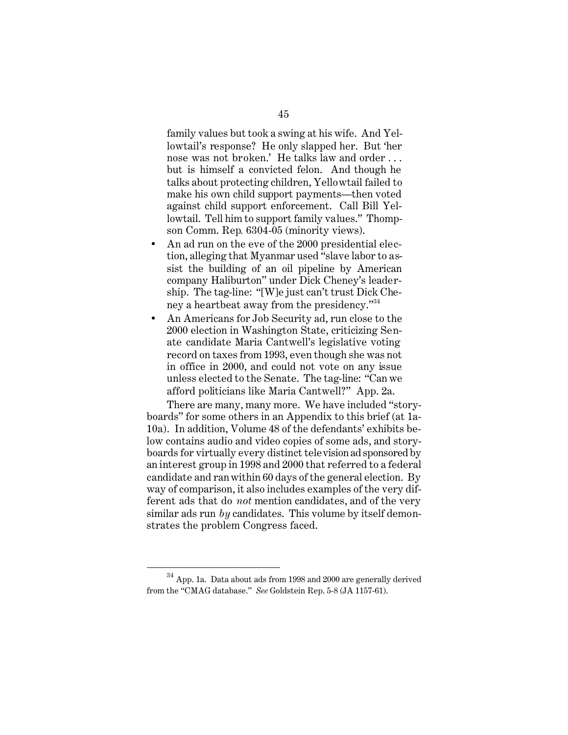family values but took a swing at his wife. And Yellowtail's response? He only slapped her. But 'her nose was not broken.' He talks law and order . . . but is himself a convicted felon. And though he talks about protecting children, Yellowtail failed to make his own child support payments—then voted against child support enforcement. Call Bill Yellowtail. Tell him to support family values." Thompson Comm. Rep. 6304-05 (minority views).

- An ad run on the eve of the 2000 presidential election, alleging that Myanmar used "slave labor to assist the building of an oil pipeline by American company Haliburton" under Dick Cheney's leadership. The tag-line: "[W]e just can't trust Dick Cheney a heartbeat away from the presidency."[34]
- An Americans for Job Security ad, run close to the 2000 election in Washington State, criticizing Senate candidate Maria Cantwell's legislative voting record on taxes from 1993, even though she was not in office in 2000, and could not vote on any issue unless elected to the Senate. The tag-line: "Can we afford politicians like Maria Cantwell?" App. 2a.

There are many, many more. We have included "storyboards" for some others in an Appendix to this brief (at 1a-10a). In addition, Volume 48 of the defendants' exhibits below contains audio and video copies of some ads, and storyboards for virtually every distinct television ad sponsored by an interest group in 1998 and 2000 that referred to a federal candidate and ran within 60 days of the general election. By way of comparison, it also includes examples of the very different ads that do *not* mention candidates, and of the very similar ads run *by* candidates. This volume by itself demonstrates the problem Congress faced.

---

[34] App. 1a. Data about ads from 1998 and 2000 are generally derived from the "CMAG database." *See* Goldstein Rep. 5-8 (JA 1157-61).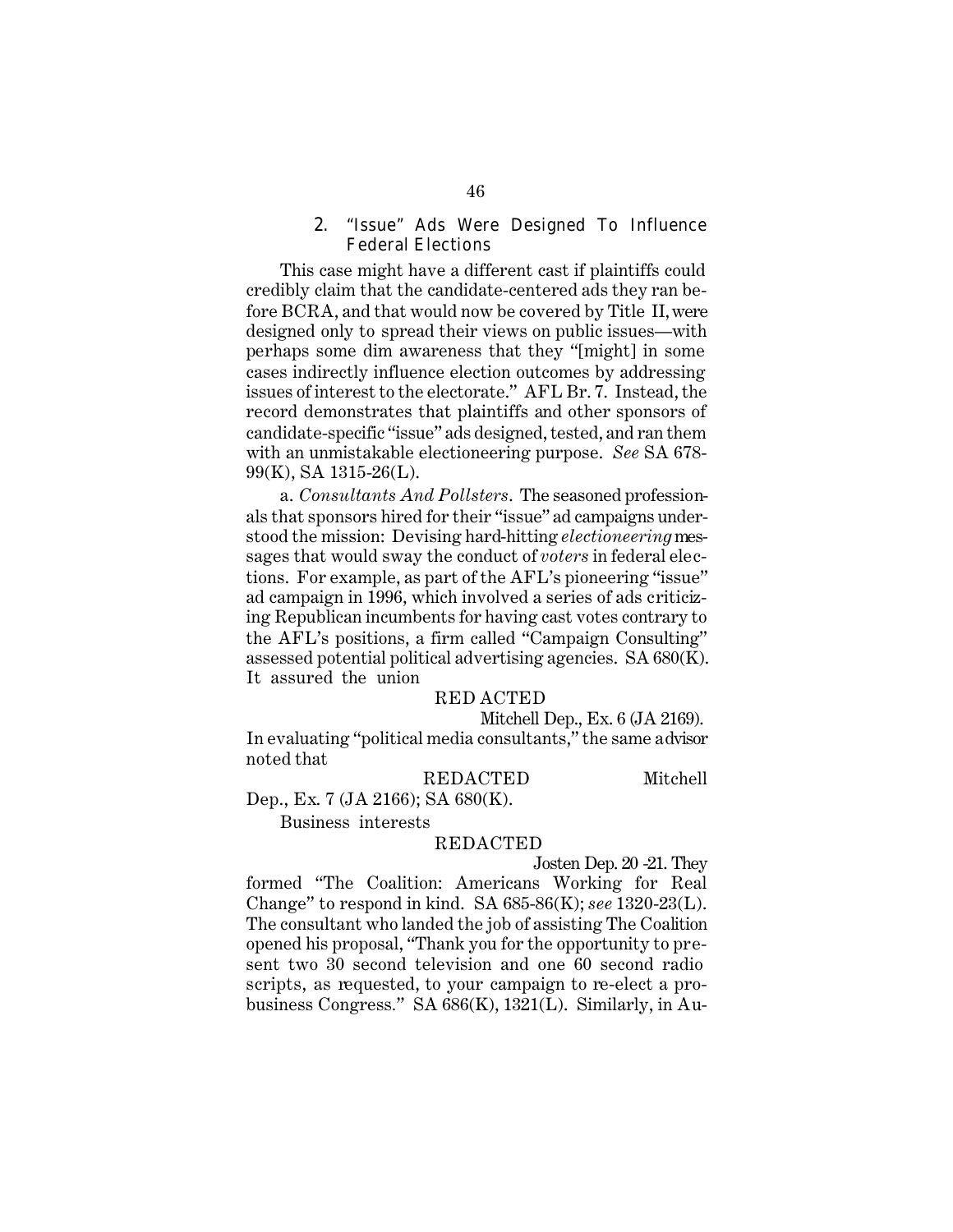### 2. "Issue" Ads Were Designed To Influence Federal Elections

This case might have a different cast if plaintiffs could credibly claim that the candidate-centered ads they ran before BCRA, and that would now be covered by Title II, were designed only to spread their views on public issues—with perhaps some dim awareness that they "[might] in some cases indirectly influence election outcomes by addressing issues of interest to the electorate." AFL Br. 7. Instead, the record demonstrates that plaintiffs and other sponsors of candidate-specific "issue" ads designed, tested, and ran them with an unmistakable electioneering purpose. *See* SA 678-99(K), SA 1315-26(L).

a. *Consultants And Pollsters*. The seasoned professionals that sponsors hired for their "issue" ad campaigns understood the mission: Devising hard-hitting *electioneering* messages that would sway the conduct of *voters* in federal elections. For example, as part of the AFL's pioneering "issue" ad campaign in 1996, which involved a series of ads criticizing Republican incumbents for having cast votes contrary to the AFL's positions, a firm called "Campaign Consulting" assessed potential political advertising agencies. SA 680(K). It assured the union

REDACTED

Mitchell Dep., Ex. 6 (JA 2169).

In evaluating "political media consultants," the same advisor noted that

REDACTED Mitchell Dep., Ex. 7 (JA 2166); SA 680(K).

Business interests

REDACTED

Josten Dep. 20-21. They formed "The Coalition: Americans Working for Real Change" to respond in kind. SA 685-86(K); *see* 1320-23(L). The consultant who landed the job of assisting The Coalition opened his proposal, "Thank you for the opportunity to present two 30 second television and one 60 second radio scripts, as requested, to your campaign to re-elect a pro-business Congress." SA 686(K), 1321(L). Similarly, in Au-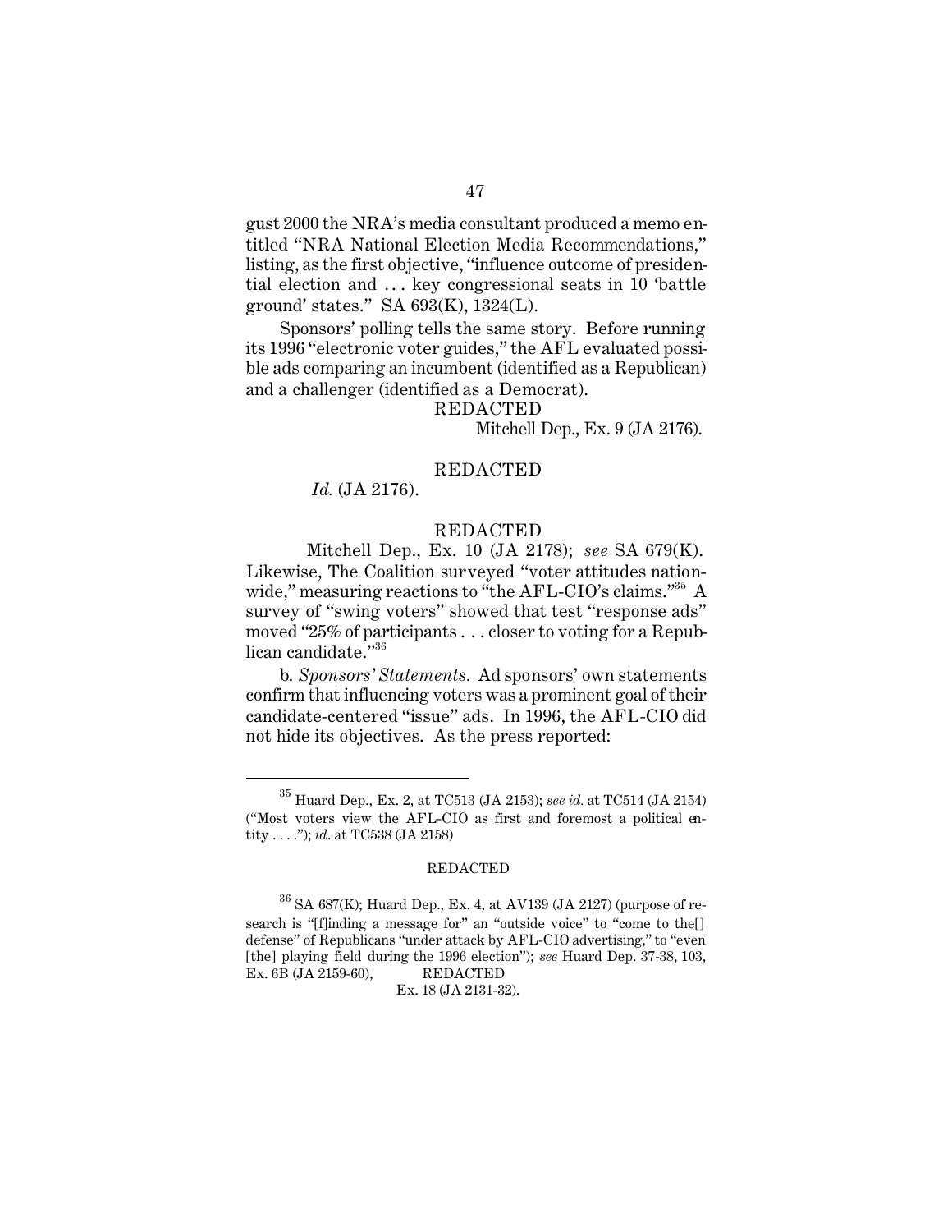gust 2000 the NRA's media consultant produced a memo entitled "NRA National Election Media Recommendations," listing, as the first objective, "influence outcome of presidential election and . . . key congressional seats in 10 'battle ground' states." SA 693(K), 1324(L).

Sponsors' polling tells the same story. Before running its 1996 "electronic voter guides," the AFL evaluated possible ads comparing an incumbent (identified as a Republican) and a challenger (identified as a Democrat).

REDACTED

Mitchell Dep., Ex. 9 (JA 2176).

REDACTED

*Id.* (JA 2176).

REDACTED

Mitchell Dep., Ex. 10 (JA 2178); *see* SA 679(K). Likewise, The Coalition surveyed "voter attitudes nationwide," measuring reactions to "the AFL-CIO's claims."[35] A survey of "swing voters" showed that test "response ads" moved "25% of participants . . . closer to voting for a Republican candidate."[36]

b. *Sponsors' Statements.* Ad sponsors' own statements confirm that influencing voters was a prominent goal of their candidate-centered "issue" ads. In 1996, the AFL-CIO did not hide its objectives. As the press reported:

---

[35] Huard Dep., Ex. 2, at TC513 (JA 2153); *see id.* at TC514 (JA 2154) ("Most voters view the AFL-CIO as first and foremost a political entity . . . ."); *id.* at TC538 (JA 2158)

REDACTED

[36] SA 687(K); Huard Dep., Ex. 4, at AV139 (JA 2127) (purpose of research is "[f]inding a message for" an "outside voice" to "come to the[] defense" of Republicans "under attack by AFL-CIO advertising," to "even [the] playing field during the 1996 election"); *see* Huard Dep. 37-38, 103, Ex. 6B (JA 2159-60), REDACTED Ex. 18 (JA 2131-32).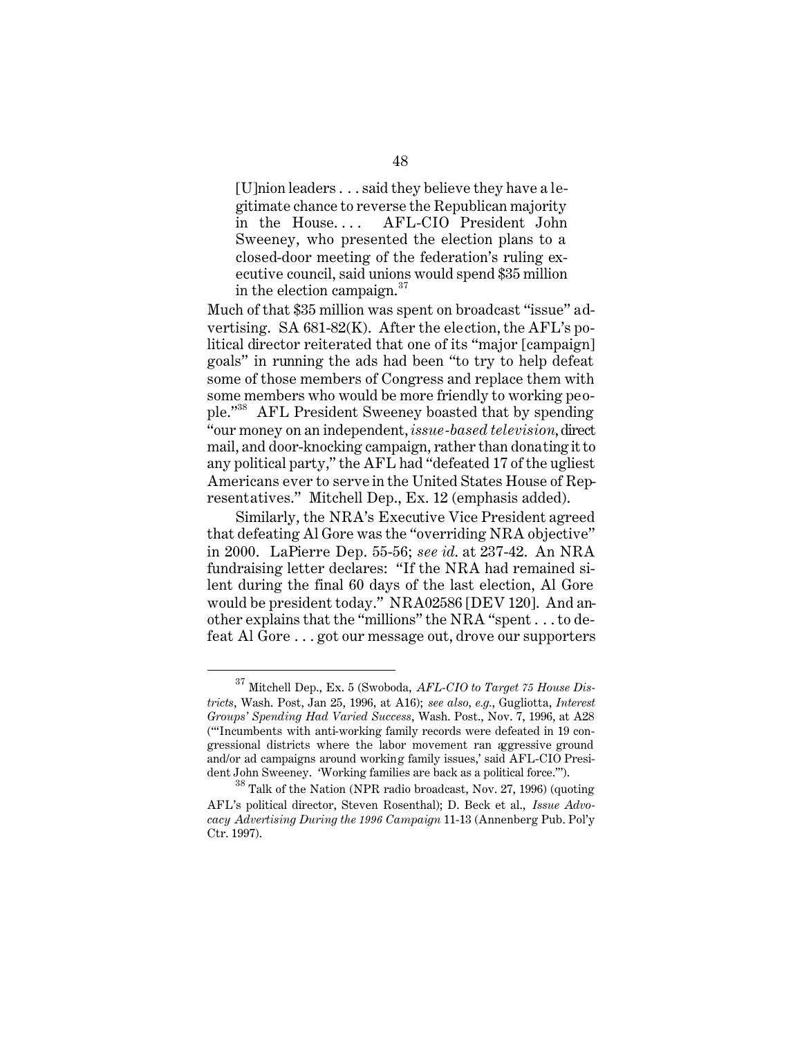> [U]nion leaders . . . said they believe they have a legitimate chance to reverse the Republican majority in the House. . . . AFL-CIO President John Sweeney, who presented the election plans to a closed-door meeting of the federation's ruling executive council, said unions would spend $35 million in the election campaign.[37]

Much of that $35 million was spent on broadcast "issue" advertising. SA 681-82(K). After the election, the AFL's political director reiterated that one of its "major [campaign] goals" in running the ads had been "to try to help defeat some of those members of Congress and replace them with some members who would be more friendly to working people."[38] AFL President Sweeney boasted that by spending "our money on an independent, *issue-based television*, direct mail, and door-knocking campaign, rather than donating it to any political party," the AFL had "defeated 17 of the ugliest Americans ever to serve in the United States House of Representatives." Mitchell Dep., Ex. 12 (emphasis added).

Similarly, the NRA's Executive Vice President agreed that defeating Al Gore was the "overriding NRA objective" in 2000. LaPierre Dep. 55-56; *see id.* at 237-42. An NRA fundraising letter declares: "If the NRA had remained silent during the final 60 days of the last election, Al Gore would be president today." NRA02586 [DEV 120]. And another explains that the "millions" the NRA "spent . . . to defeat Al Gore . . . got our message out, drove our supporters

---

[37] Mitchell Dep., Ex. 5 (Swoboda, *AFL-CIO to Target 75 House Districts*, Wash. Post, Jan 25, 1996, at A16); *see also, e.g.*, Gugliotta, *Interest Groups' Spending Had Varied Success*, Wash. Post., Nov. 7, 1996, at A28 ("'Incumbents with anti-working family records were defeated in 19 congressional districts where the labor movement ran aggressive ground and/or ad campaigns around working family issues,' said AFL-CIO President John Sweeney. 'Working families are back as a political force.'").

[38] Talk of the Nation (NPR radio broadcast, Nov. 27, 1996) (quoting AFL's political director, Steven Rosenthal); D. Beck et al., *Issue Advocacy Advertising During the 1996 Campaign* 11-13 (Annenberg Pub. Pol'y Ctr. 1997).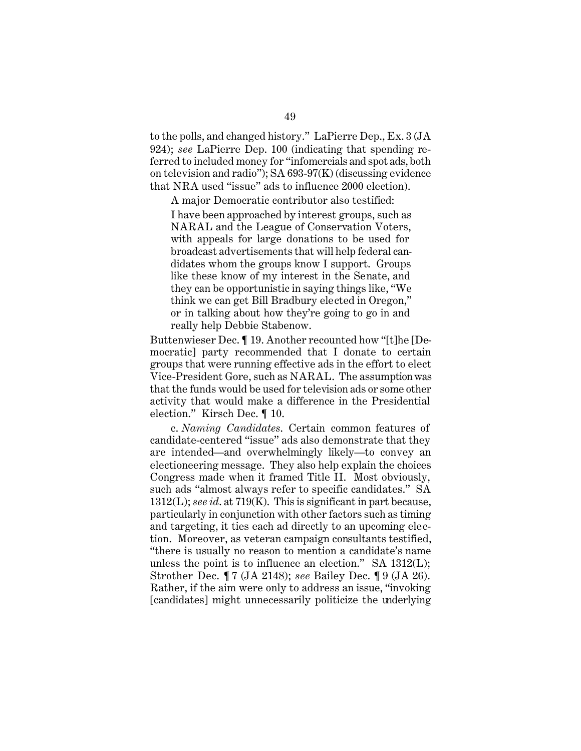to the polls, and changed history." LaPierre Dep., Ex. 3 (JA 924); *see* LaPierre Dep. 100 (indicating that spending referred to included money for "infomercials and spot ads, both on television and radio"); SA 693-97(K) (discussing evidence that NRA used "issue" ads to influence 2000 election).

A major Democratic contributor also testified:

> I have been approached by interest groups, such as NARAL and the League of Conservation Voters, with appeals for large donations to be used for broadcast advertisements that will help federal candidates whom the groups know I support. Groups like these know of my interest in the Senate, and they can be opportunistic in saying things like, "We think we can get Bill Bradbury elected in Oregon," or in talking about how they're going to go in and really help Debbie Stabenow.

Buttenwieser Dec. ¶ 19. Another recounted how "[t]he [Democratic] party recommended that I donate to certain groups that were running effective ads in the effort to elect Vice-President Gore, such as NARAL. The assumption was that the funds would be used for television ads or some other activity that would make a difference in the Presidential election." Kirsch Dec. ¶ 10.

c. *Naming Candidates*. Certain common features of candidate-centered "issue" ads also demonstrate that they are intended—and overwhelmingly likely—to convey an electioneering message. They also help explain the choices Congress made when it framed Title II. Most obviously, such ads "almost always refer to specific candidates." SA 1312(L); *see id*. at 719(K). This is significant in part because, particularly in conjunction with other factors such as timing and targeting, it ties each ad directly to an upcoming election. Moreover, as veteran campaign consultants testified, "there is usually no reason to mention a candidate's name unless the point is to influence an election." SA 1312(L); Strother Dec. ¶ 7 (JA 2148); *see* Bailey Dec. ¶ 9 (JA 26). Rather, if the aim were only to address an issue, "invoking [candidates] might unnecessarily politicize the underlying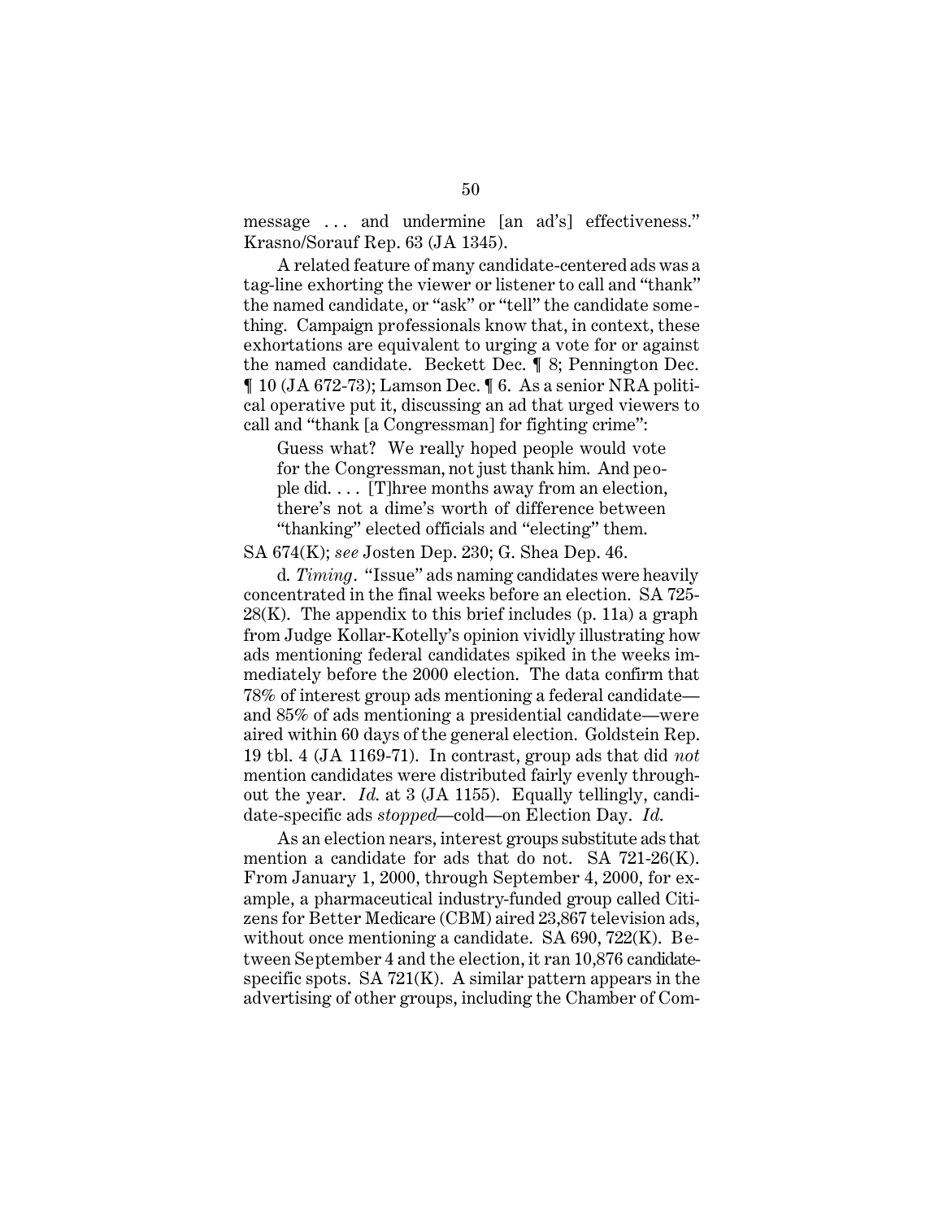message . . . and undermine [an ad's] effectiveness." Krasno/Sorauf Rep. 63 (JA 1345).

A related feature of many candidate-centered ads was a tag-line exhorting the viewer or listener to call and "thank" the named candidate, or "ask" or "tell" the candidate something. Campaign professionals know that, in context, these exhortations are equivalent to urging a vote for or against the named candidate. Beckett Dec. ¶ 8; Pennington Dec. ¶ 10 (JA 672-73); Lamson Dec. ¶ 6. As a senior NRA political operative put it, discussing an ad that urged viewers to call and "thank [a Congressman] for fighting crime":

> Guess what? We really hoped people would vote for the Congressman, not just thank him. And people did. . . . [T]hree months away from an election, there's not a dime's worth of difference between "thanking" elected officials and "electing" them.

SA 674(K); *see* Josten Dep. 230; G. Shea Dep. 46.

d. *Timing*. "Issue" ads naming candidates were heavily concentrated in the final weeks before an election. SA 725-28(K). The appendix to this brief includes (p. 11a) a graph from Judge Kollar-Kotelly's opinion vividly illustrating how ads mentioning federal candidates spiked in the weeks immediately before the 2000 election. The data confirm that 78% of interest group ads mentioning a federal candidate—and 85% of ads mentioning a presidential candidate—were aired within 60 days of the general election. Goldstein Rep. 19 tbl. 4 (JA 1169-71). In contrast, group ads that did *not* mention candidates were distributed fairly evenly throughout the year. *Id.* at 3 (JA 1155). Equally tellingly, candidate-specific ads *stopped*—cold—on Election Day. *Id.*

As an election nears, interest groups substitute ads that mention a candidate for ads that do not. SA 721-26(K). From January 1, 2000, through September 4, 2000, for example, a pharmaceutical industry-funded group called Citizens for Better Medicare (CBM) aired 23,867 television ads, without once mentioning a candidate. SA 690, 722(K). Between September 4 and the election, it ran 10,876 candidate-specific spots. SA 721(K). A similar pattern appears in the advertising of other groups, including the Chamber of Com-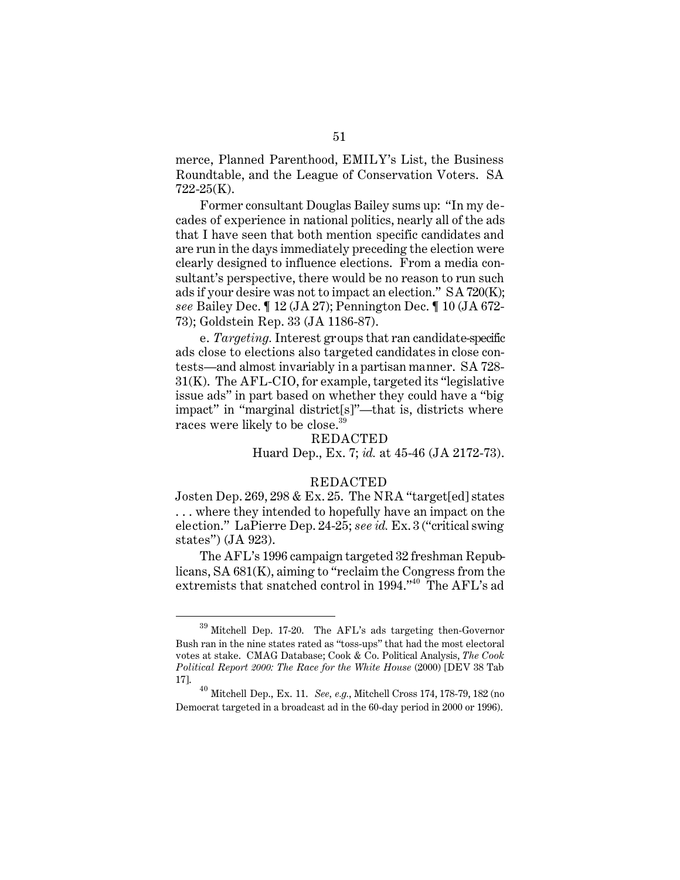merce, Planned Parenthood, EMILY's List, the Business Roundtable, and the League of Conservation Voters. SA 722-25(K).

Former consultant Douglas Bailey sums up: "In my decades of experience in national politics, nearly all of the ads that I have seen that both mention specific candidates and are run in the days immediately preceding the election were clearly designed to influence elections. From a media consultant's perspective, there would be no reason to run such ads if your desire was not to impact an election." SA 720(K); *see* Bailey Dec. ¶ 12 (JA 27); Pennington Dec. ¶ 10 (JA 672-73); Goldstein Rep. 33 (JA 1186-87).

e. *Targeting.* Interest groups that ran candidate-specific ads close to elections also targeted candidates in close contests—and almost invariably in a partisan manner. SA 728-31(K). The AFL-CIO, for example, targeted its "legislative issue ads" in part based on whether they could have a "big impact" in "marginal district[s]"—that is, districts where races were likely to be close.[39]

REDACTED

Huard Dep., Ex. 7; *id.* at 45-46 (JA 2172-73).

REDACTED

Josten Dep. 269, 298 & Ex. 25. The NRA "target[ed] states . . . where they intended to hopefully have an impact on the election." LaPierre Dep. 24-25; *see id.* Ex. 3 ("critical swing states") (JA 923).

The AFL's 1996 campaign targeted 32 freshman Republicans, SA 681(K), aiming to "reclaim the Congress from the extremists that snatched control in 1994."[40] The AFL's ad

---

[39] Mitchell Dep. 17-20. The AFL's ads targeting then-Governor Bush ran in the nine states rated as "toss-ups" that had the most electoral votes at stake. CMAG Database; Cook & Co. Political Analysis, *The Cook Political Report 2000: The Race for the White House* (2000) [DEV 38 Tab 17].

[40] Mitchell Dep., Ex. 11. *See, e.g.*, Mitchell Cross 174, 178-79, 182 (no Democrat targeted in a broadcast ad in the 60-day period in 2000 or 1996).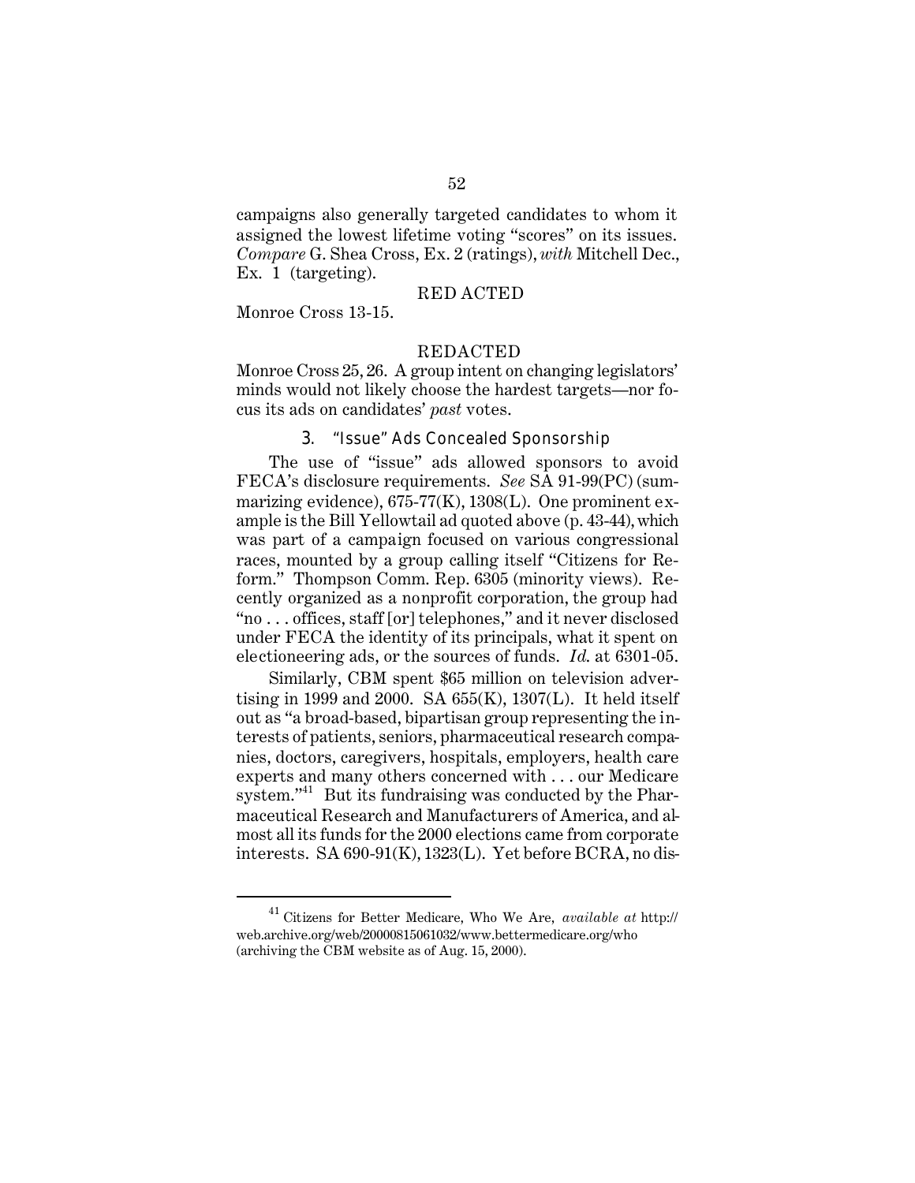campaigns also generally targeted candidates to whom it assigned the lowest lifetime voting "scores" on its issues. *Compare* G. Shea Cross, Ex. 2 (ratings), *with* Mitchell Dec., Ex. 1 (targeting).

RED ACTED

Monroe Cross 13-15.

REDACTED

Monroe Cross 25, 26. A group intent on changing legislators' minds would not likely choose the hardest targets—nor focus its ads on candidates' *past* votes.

### 3. "Issue" Ads Concealed Sponsorship

The use of "issue" ads allowed sponsors to avoid FECA's disclosure requirements. *See* SA 91-99(PC) (summarizing evidence), 675-77(K), 1308(L). One prominent example is the Bill Yellowtail ad quoted above (p. 43-44), which was part of a campaign focused on various congressional races, mounted by a group calling itself "Citizens for Reform." Thompson Comm. Rep. 6305 (minority views). Recently organized as a nonprofit corporation, the group had "no . . . offices, staff [or] telephones," and it never disclosed under FECA the identity of its principals, what it spent on electioneering ads, or the sources of funds. *Id.* at 6301-05.

Similarly, CBM spent \$65 million on television advertising in 1999 and 2000. SA 655(K), 1307(L). It held itself out as "a broad-based, bipartisan group representing the interests of patients, seniors, pharmaceutical research companies, doctors, caregivers, hospitals, employers, health care experts and many others concerned with . . . our Medicare system."[41] But its fundraising was conducted by the Pharmaceutical Research and Manufacturers of America, and almost all its funds for the 2000 elections came from corporate interests. SA 690-91(K), 1323(L). Yet before BCRA, no dis-

---

[41] Citizens for Better Medicare, Who We Are, *available at* http://web.archive.org/web/20000815061032/www.bettermedicare.org/who (archiving the CBM website as of Aug. 15, 2000).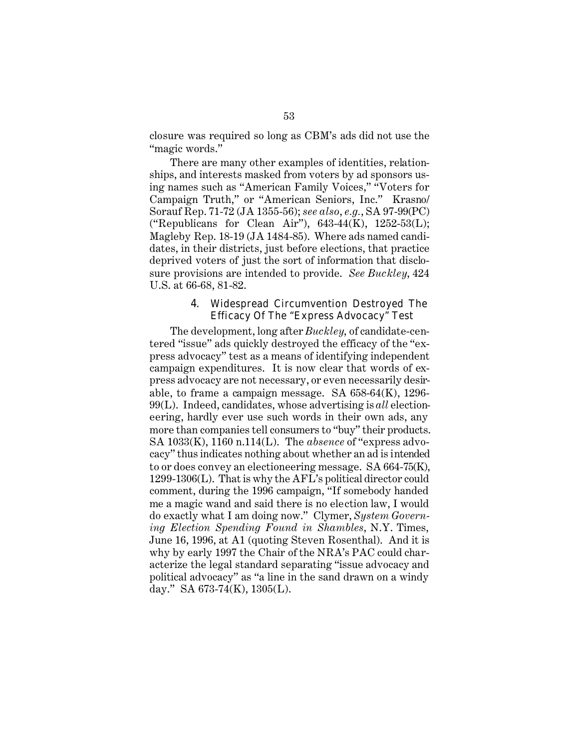closure was required so long as CBM's ads did not use the "magic words."

There are many other examples of identities, relationships, and interests masked from voters by ad sponsors using names such as "American Family Voices," "Voters for Campaign Truth," or "American Seniors, Inc." Krasno/Sorauf Rep. 71-72 (JA 1355-56); *see also*, *e.g.*, SA 97-99(PC) ("Republicans for Clean Air"), 643-44(K), 1252-53(L); Magleby Rep. 18-19 (JA 1484-85). Where ads named candidates, in their districts, just before elections, that practice deprived voters of just the sort of information that disclosure provisions are intended to provide. *See Buckley*, 424 U.S. at 66-68, 81-82.

#### 4. Widespread Circumvention Destroyed The Efficacy Of The "Express Advocacy" Test

The development, long after *Buckley*, of candidate-centered "issue" ads quickly destroyed the efficacy of the "express advocacy" test as a means of identifying independent campaign expenditures. It is now clear that words of express advocacy are not necessary, or even necessarily desirable, to frame a campaign message. SA 658-64(K), 1296-99(L). Indeed, candidates, whose advertising is *all* electioneering, hardly ever use such words in their own ads, any more than companies tell consumers to "buy" their products. SA 1033(K), 1160 n.114(L). The *absence* of "express advocacy" thus indicates nothing about whether an ad is intended to or does convey an electioneering message. SA 664-75(K), 1299-1306(L). That is why the AFL's political director could comment, during the 1996 campaign, "If somebody handed me a magic wand and said there is no election law, I would do exactly what I am doing now." Clymer, *System Governing Election Spending Found in Shambles*, N.Y. Times, June 16, 1996, at A1 (quoting Steven Rosenthal). And it is why by early 1997 the Chair of the NRA's PAC could characterize the legal standard separating "issue advocacy and political advocacy" as "a line in the sand drawn on a windy day." SA 673-74(K), 1305(L).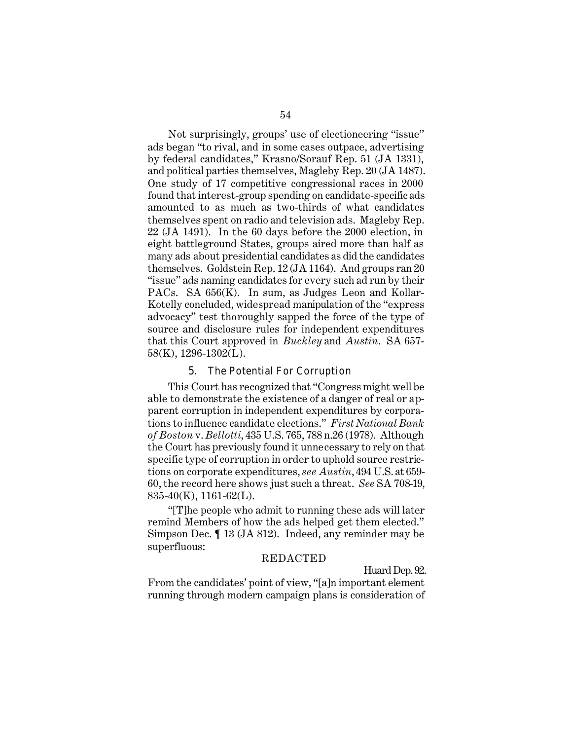Not surprisingly, groups' use of electioneering "issue" ads began "to rival, and in some cases outpace, advertising by federal candidates," Krasno/Sorauf Rep. 51 (JA 1331), and political parties themselves, Magleby Rep. 20 (JA 1487). One study of 17 competitive congressional races in 2000 found that interest-group spending on candidate-specific ads amounted to as much as two-thirds of what candidates themselves spent on radio and television ads. Magleby Rep. 22 (JA 1491). In the 60 days before the 2000 election, in eight battleground States, groups aired more than half as many ads about presidential candidates as did the candidates themselves. Goldstein Rep. 12 (JA 1164). And groups ran 20 "issue" ads naming candidates for every such ad run by their PACs. SA 656(K). In sum, as Judges Leon and Kollar-Kotelly concluded, widespread manipulation of the "express advocacy" test thoroughly sapped the force of the type of source and disclosure rules for independent expenditures that this Court approved in *Buckley* and *Austin*. SA 657-58(K), 1296-1302(L).

### 5. The Potential For Corruption

This Court has recognized that "Congress might well be able to demonstrate the existence of a danger of real or apparent corruption in independent expenditures by corporations to influence candidate elections." *First National Bank of Boston* v. *Bellotti*, 435 U.S. 765, 788 n.26 (1978). Although the Court has previously found it unnecessary to rely on that specific type of corruption in order to uphold source restrictions on corporate expenditures, *see Austin*, 494 U.S. at 659-60, the record here shows just such a threat. *See* SA 708-19, 835-40(K), 1161-62(L).

"[T]he people who admit to running these ads will later remind Members of how the ads helped get them elected." Simpson Dec. ¶ 13 (JA 812). Indeed, any reminder may be superfluous:

REDACTED

Huard Dep. 92.

From the candidates' point of view, "[a]n important element running through modern campaign plans is consideration of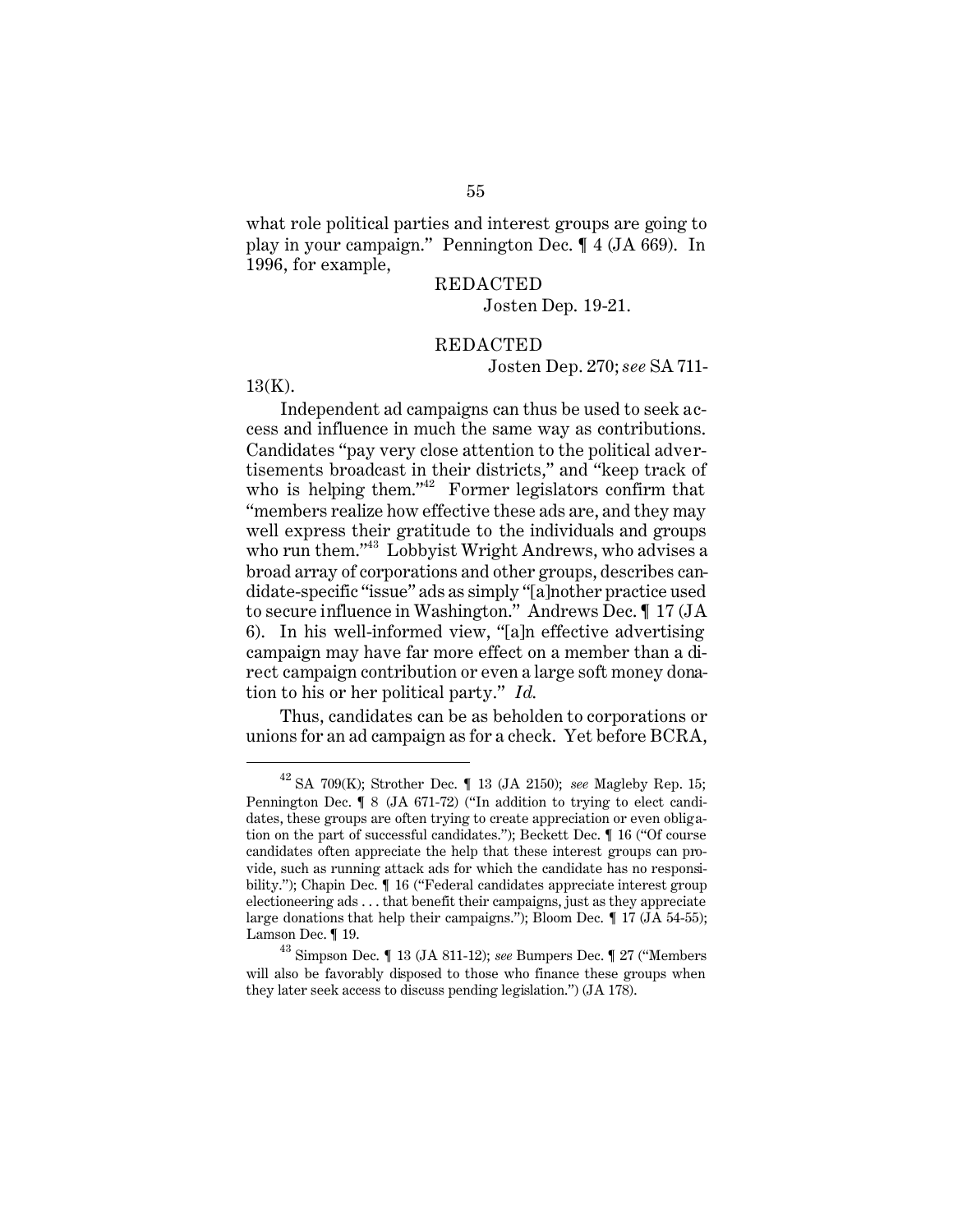what role political parties and interest groups are going to play in your campaign." Pennington Dec. ¶ 4 (JA 669). In 1996, for example,

REDACTED

Josten Dep. 19-21.

REDACTED

Josten Dep. 270; *see* SA 711-13(K).

Independent ad campaigns can thus be used to seek access and influence in much the same way as contributions. Candidates "pay very close attention to the political advertisements broadcast in their districts," and "keep track of who is helping them."[42] Former legislators confirm that "members realize how effective these ads are, and they may well express their gratitude to the individuals and groups who run them."[43] Lobbyist Wright Andrews, who advises a broad array of corporations and other groups, describes candidate-specific "issue" ads as simply "[a]nother practice used to secure influence in Washington." Andrews Dec. ¶ 17 (JA 6). In his well-informed view, "[a]n effective advertising campaign may have far more effect on a member than a direct campaign contribution or even a large soft money donation to his or her political party." *Id.*

Thus, candidates can be as beholden to corporations or unions for an ad campaign as for a check. Yet before BCRA,

---

[42] SA 709(K); Strother Dec. ¶ 13 (JA 2150); *see* Magleby Rep. 15; Pennington Dec. ¶ 8 (JA 671-72) ("In addition to trying to elect candidates, these groups are often trying to create appreciation or even obligation on the part of successful candidates."); Beckett Dec. ¶ 16 ("Of course candidates often appreciate the help that these interest groups can provide, such as running attack ads for which the candidate has no responsibility."); Chapin Dec. ¶ 16 ("Federal candidates appreciate interest group electioneering ads . . . that benefit their campaigns, just as they appreciate large donations that help their campaigns."); Bloom Dec. ¶ 17 (JA 54-55); Lamson Dec. ¶ 19.

[43] Simpson Dec. ¶ 13 (JA 811-12); *see* Bumpers Dec. ¶ 27 ("Members will also be favorably disposed to those who finance these groups when they later seek access to discuss pending legislation.") (JA 178).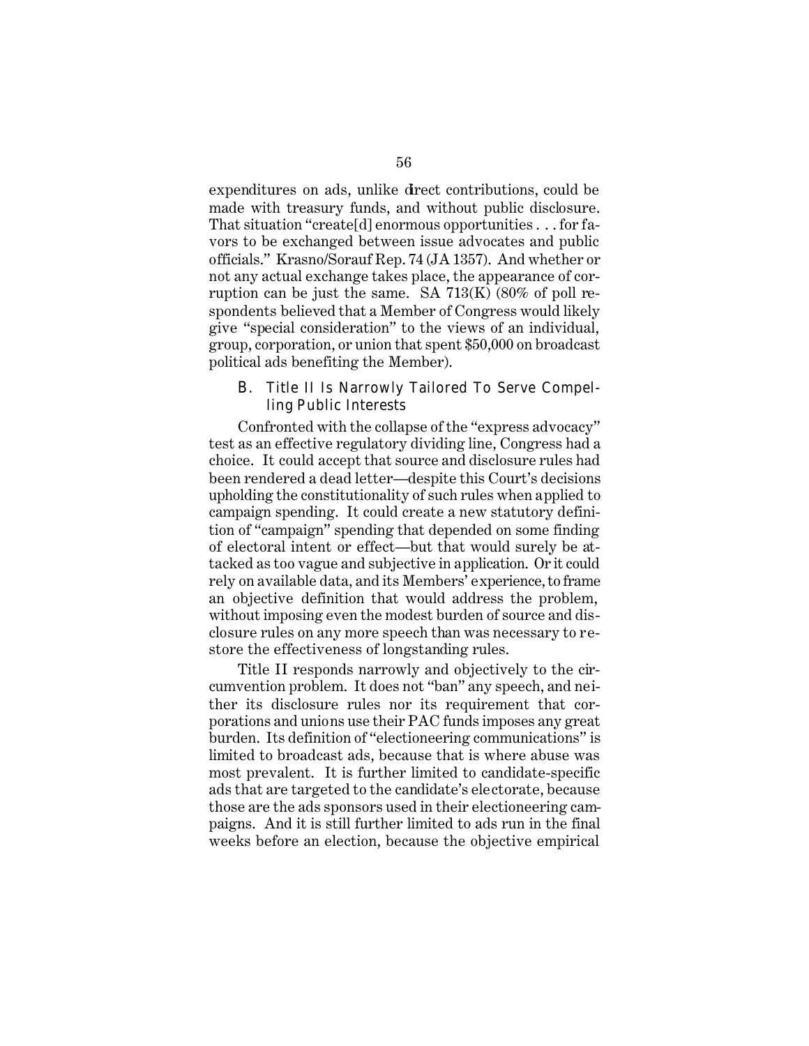expenditures on ads, unlike direct contributions, could be made with treasury funds, and without public disclosure. That situation "create[d] enormous opportunities . . . for favors to be exchanged between issue advocates and public officials." Krasno/Sorauf Rep. 74 (JA 1357). And whether or not any actual exchange takes place, the appearance of corruption can be just the same. SA 713(K) (80% of poll respondents believed that a Member of Congress would likely give "special consideration" to the views of an individual, group, corporation, or union that spent $50,000 on broadcast political ads benefiting the Member).

### B. Title II Is Narrowly Tailored To Serve Compelling Public Interests

Confronted with the collapse of the "express advocacy" test as an effective regulatory dividing line, Congress had a choice. It could accept that source and disclosure rules had been rendered a dead letter—despite this Court's decisions upholding the constitutionality of such rules when applied to campaign spending. It could create a new statutory definition of "campaign" spending that depended on some finding of electoral intent or effect—but that would surely be attacked as too vague and subjective in application. Or it could rely on available data, and its Members' experience, to frame an objective definition that would address the problem, without imposing even the modest burden of source and disclosure rules on any more speech than was necessary to restore the effectiveness of longstanding rules.

Title II responds narrowly and objectively to the circumvention problem. It does not "ban" any speech, and neither its disclosure rules nor its requirement that corporations and unions use their PAC funds imposes any great burden. Its definition of "electioneering communications" is limited to broadcast ads, because that is where abuse was most prevalent. It is further limited to candidate-specific ads that are targeted to the candidate's electorate, because those are the ads sponsors used in their electioneering campaigns. And it is still further limited to ads run in the final weeks before an election, because the objective empirical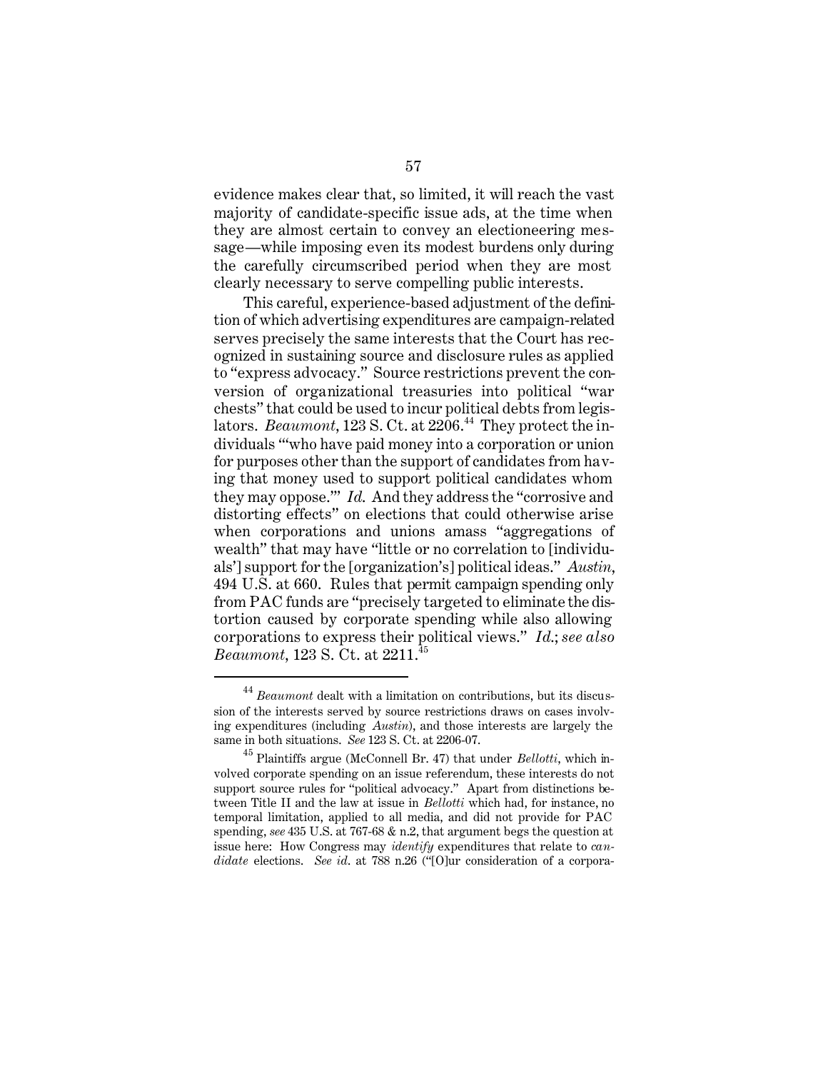evidence makes clear that, so limited, it will reach the vast majority of candidate-specific issue ads, at the time when they are almost certain to convey an electioneering message—while imposing even its modest burdens only during the carefully circumscribed period when they are most clearly necessary to serve compelling public interests.

This careful, experience-based adjustment of the definition of which advertising expenditures are campaign-related serves precisely the same interests that the Court has recognized in sustaining source and disclosure rules as applied to "express advocacy." Source restrictions prevent the conversion of organizational treasuries into political "war chests" that could be used to incur political debts from legislators. *Beaumont*, 123 S. Ct. at 2206.[44] They protect the individuals "'who have paid money into a corporation or union for purposes other than the support of candidates from having that money used to support political candidates whom they may oppose.'" *Id.* And they address the "corrosive and distorting effects" on elections that could otherwise arise when corporations and unions amass "aggregations of wealth" that may have "little or no correlation to [individuals'] support for the [organization's] political ideas." *Austin*, 494 U.S. at 660. Rules that permit campaign spending only from PAC funds are "precisely targeted to eliminate the distortion caused by corporate spending while also allowing corporations to express their political views." *Id.*; *see also Beaumont*, 123 S. Ct. at 2211.[45]

---

[44] *Beaumont* dealt with a limitation on contributions, but its discussion of the interests served by source restrictions draws on cases involving expenditures (including *Austin*), and those interests are largely the same in both situations. *See* 123 S. Ct. at 2206-07.

[45] Plaintiffs argue (McConnell Br. 47) that under *Bellotti*, which involved corporate spending on an issue referendum, these interests do not support source rules for "political advocacy." Apart from distinctions between Title II and the law at issue in *Bellotti* which had, for instance, no temporal limitation, applied to all media, and did not provide for PAC spending, *see* 435 U.S. at 767-68 & n.2, that argument begs the question at issue here: How Congress may *identify* expenditures that relate to *candidate* elections. *See id.* at 788 n.26 ("[O]ur consideration of a corpora-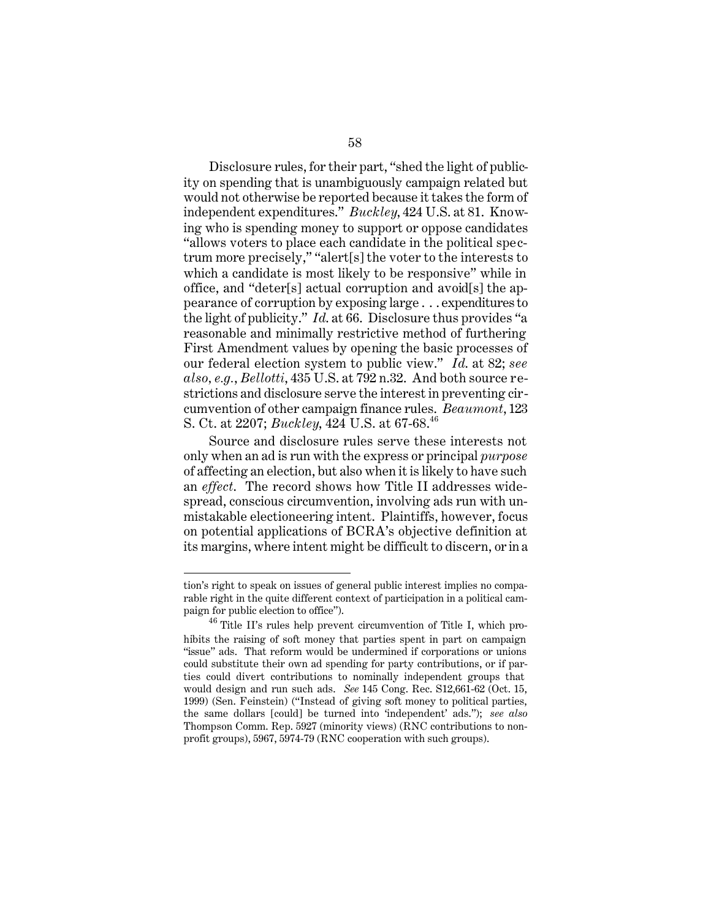Disclosure rules, for their part, "shed the light of publicity on spending that is unambiguously campaign related but would not otherwise be reported because it takes the form of independent expenditures." *Buckley*, 424 U.S. at 81. Knowing who is spending money to support or oppose candidates "allows voters to place each candidate in the political spectrum more precisely," "alert[s] the voter to the interests to which a candidate is most likely to be responsive" while in office, and "deter[s] actual corruption and avoid[s] the appearance of corruption by exposing large . . . expenditures to the light of publicity." *Id.* at 66. Disclosure thus provides "a reasonable and minimally restrictive method of furthering First Amendment values by opening the basic processes of our federal election system to public view." *Id.* at 82; *see also, e.g.*, *Bellotti*, 435 U.S. at 792 n.32. And both source restrictions and disclosure serve the interest in preventing circumvention of other campaign finance rules. *Beaumont*, 123 S. Ct. at 2207; *Buckley*, 424 U.S. at 67-68.[46]

Source and disclosure rules serve these interests not only when an ad is run with the express or principal *purpose* of affecting an election, but also when it is likely to have such an *effect*. The record shows how Title II addresses widespread, conscious circumvention, involving ads run with unmistakable electioneering intent. Plaintiffs, however, focus on potential applications of BCRA's objective definition at its margins, where intent might be difficult to discern, or in a

---

tion's right to speak on issues of general public interest implies no comparable right in the quite different context of participation in a political campaign for public election to office").

[46] Title II's rules help prevent circumvention of Title I, which prohibits the raising of soft money that parties spent in part on campaign "issue" ads. That reform would be undermined if corporations or unions could substitute their own ad spending for party contributions, or if parties could divert contributions to nominally independent groups that would design and run such ads. *See* 145 Cong. Rec. S12,661-62 (Oct. 15, 1999) (Sen. Feinstein) ("Instead of giving soft money to political parties, the same dollars [could] be turned into 'independent' ads."); *see also* Thompson Comm. Rep. 5927 (minority views) (RNC contributions to nonprofit groups), 5967, 5974-79 (RNC cooperation with such groups).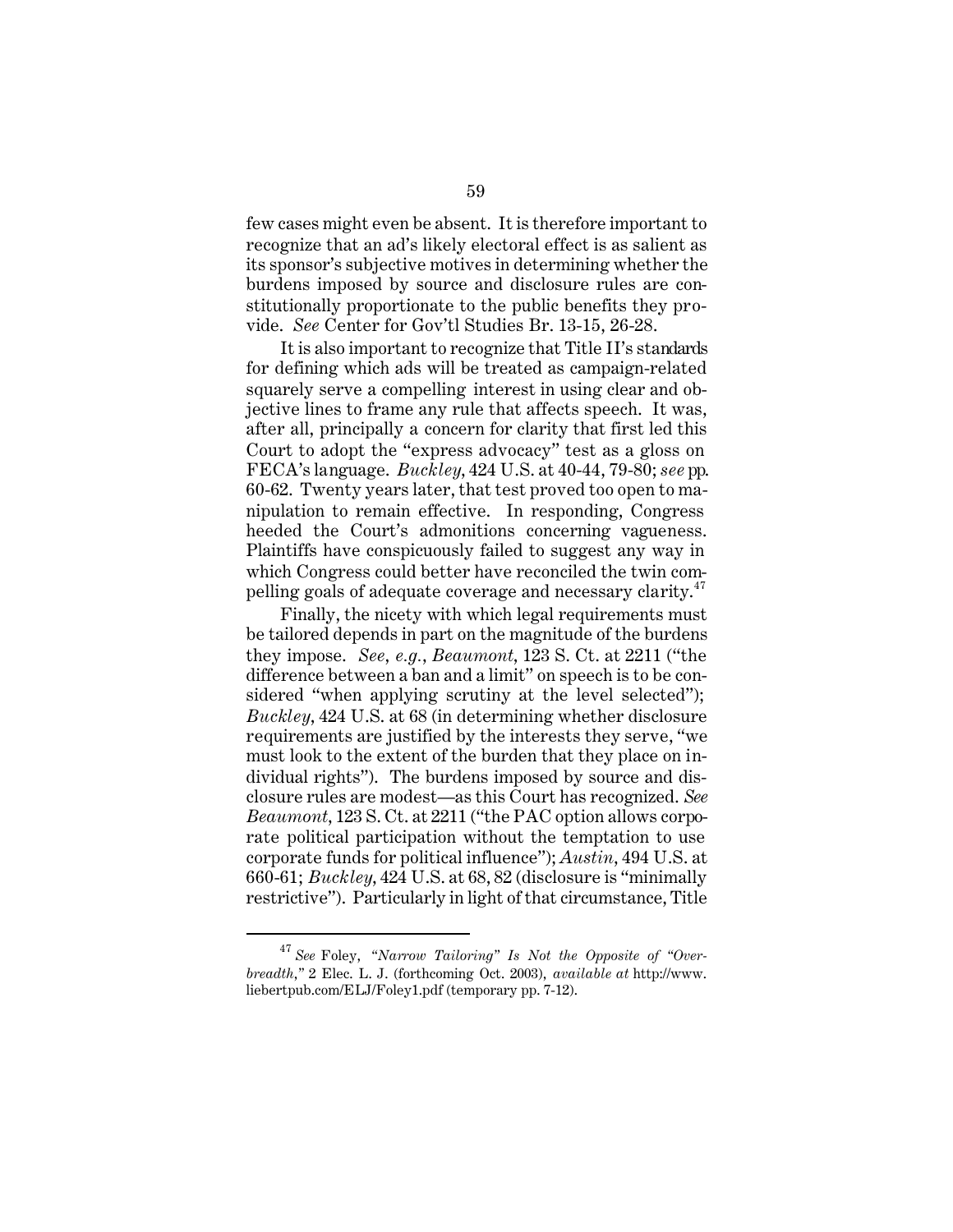few cases might even be absent. It is therefore important to recognize that an ad's likely electoral effect is as salient as its sponsor's subjective motives in determining whether the burdens imposed by source and disclosure rules are constitutionally proportionate to the public benefits they provide. *See* Center for Gov'tl Studies Br. 13-15, 26-28.

It is also important to recognize that Title II's standards for defining which ads will be treated as campaign-related squarely serve a compelling interest in using clear and objective lines to frame any rule that affects speech. It was, after all, principally a concern for clarity that first led this Court to adopt the "express advocacy" test as a gloss on FECA's language. *Buckley*, 424 U.S. at 40-44, 79-80; *see* pp. 60-62. Twenty years later, that test proved too open to manipulation to remain effective. In responding, Congress heeded the Court's admonitions concerning vagueness. Plaintiffs have conspicuously failed to suggest any way in which Congress could better have reconciled the twin compelling goals of adequate coverage and necessary clarity.[47]

Finally, the nicety with which legal requirements must be tailored depends in part on the magnitude of the burdens they impose. *See, e.g.*, *Beaumont*, 123 S. Ct. at 2211 ("the difference between a ban and a limit" on speech is to be considered "when applying scrutiny at the level selected"); *Buckley*, 424 U.S. at 68 (in determining whether disclosure requirements are justified by the interests they serve, "we must look to the extent of the burden that they place on individual rights"). The burdens imposed by source and disclosure rules are modest—as this Court has recognized. *See Beaumont*, 123 S. Ct. at 2211 ("the PAC option allows corporate political participation without the temptation to use corporate funds for political influence"); *Austin*, 494 U.S. at 660-61; *Buckley*, 424 U.S. at 68, 82 (disclosure is "minimally restrictive"). Particularly in light of that circumstance, Title

[47] *See* Foley, *"Narrow Tailoring" Is Not the Opposite of "Overbreadth,"* 2 Elec. L. J. (forthcoming Oct. 2003), *available at* http://www.liebertpub.com/ELJ/Foley1.pdf (temporary pp. 7-12).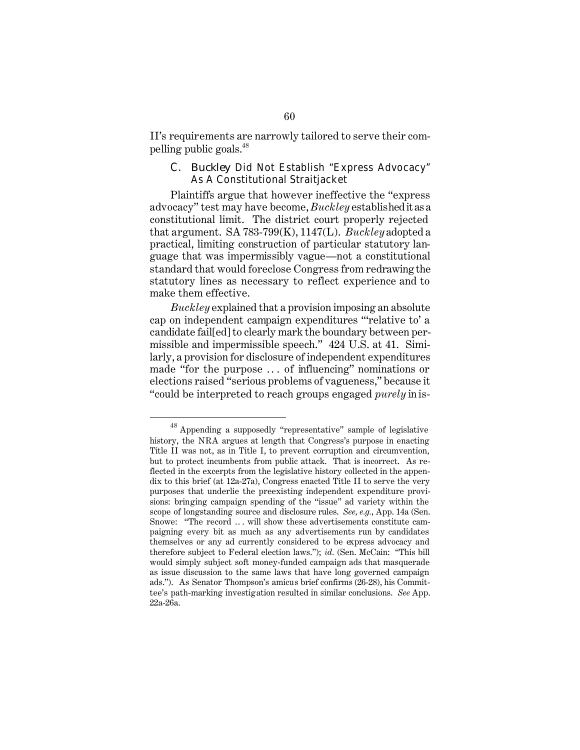II's requirements are narrowly tailored to serve their compelling public goals.[48]

### C. *Buckley* Did Not Establish "Express Advocacy" As A Constitutional Straitjacket

Plaintiffs argue that however ineffective the "express advocacy" test may have become, *Buckley* established it as a constitutional limit. The district court properly rejected that argument. SA 783-799(K), 1147(L). *Buckley* adopted a practical, limiting construction of particular statutory language that was impermissibly vague—not a constitutional standard that would foreclose Congress from redrawing the statutory lines as necessary to reflect experience and to make them effective.

*Buckley* explained that a provision imposing an absolute cap on independent campaign expenditures "'relative to' a candidate fail[ed] to clearly mark the boundary between permissible and impermissible speech." 424 U.S. at 41. Similarly, a provision for disclosure of independent expenditures made "for the purpose . . . of influencing" nominations or elections raised "serious problems of vagueness," because it "could be interpreted to reach groups engaged *purely* in is-

---

[48] Appending a supposedly "representative" sample of legislative history, the NRA argues at length that Congress's purpose in enacting Title II was not, as in Title I, to prevent corruption and circumvention, but to protect incumbents from public attack. That is incorrect. As reflected in the excerpts from the legislative history collected in the appendix to this brief (at 12a-27a), Congress enacted Title II to serve the very purposes that underlie the preexisting independent expenditure provisions: bringing campaign spending of the "issue" ad variety within the scope of longstanding source and disclosure rules. *See, e.g.*, App. 14a (Sen. Snowe: "The record . . . will show these advertisements constitute campaigning every bit as much as any advertisements run by candidates themselves or any ad currently considered to be express advocacy and therefore subject to Federal election laws."); *id.* (Sen. McCain: "This bill would simply subject soft money-funded campaign ads that masquerade as issue discussion to the same laws that have long governed campaign ads."). As Senator Thompson's amicus brief confirms (26-28), his Committee's path-marking investigation resulted in similar conclusions. *See* App. 22a-26a.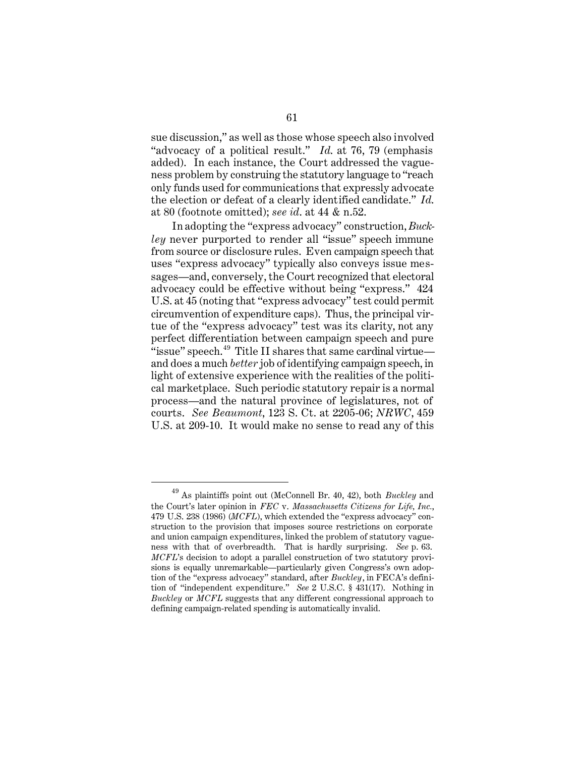sue discussion," as well as those whose speech also involved "advocacy of a political result." *Id.* at 76, 79 (emphasis added). In each instance, the Court addressed the vagueness problem by construing the statutory language to "reach only funds used for communications that expressly advocate the election or defeat of a clearly identified candidate." *Id.* at 80 (footnote omitted); *see id.* at 44 & n.52.

In adopting the "express advocacy" construction, *Buckley* never purported to render all "issue" speech immune from source or disclosure rules. Even campaign speech that uses "express advocacy" typically also conveys issue messages—and, conversely, the Court recognized that electoral advocacy could be effective without being "express." 424 U.S. at 45 (noting that "express advocacy" test could permit circumvention of expenditure caps). Thus, the principal virtue of the "express advocacy" test was its clarity, not any perfect differentiation between campaign speech and pure "issue" speech.[49] Title II shares that same cardinal virtue—and does a much *better* job of identifying campaign speech, in light of extensive experience with the realities of the political marketplace. Such periodic statutory repair is a normal process—and the natural province of legislatures, not of courts. *See Beaumont*, 123 S. Ct. at 2205-06; *NRWC*, 459 U.S. at 209-10. It would make no sense to read any of this

---

[49] As plaintiffs point out (McConnell Br. 40, 42), both *Buckley* and the Court's later opinion in *FEC* v. *Massachusetts Citizens for Life, Inc.*, 479 U.S. 238 (1986) (*MCFL*), which extended the "express advocacy" construction to the provision that imposes source restrictions on corporate and union campaign expenditures, linked the problem of statutory vagueness with that of overbreadth. That is hardly surprising. *See* p. 63. *MCFL*'s decision to adopt a parallel construction of two statutory provisions is equally unremarkable—particularly given Congress's own adoption of the "express advocacy" standard, after *Buckley*, in FECA's definition of "independent expenditure." *See* 2 U.S.C. § 431(17). Nothing in *Buckley* or *MCFL* suggests that any different congressional approach to defining campaign-related spending is automatically invalid.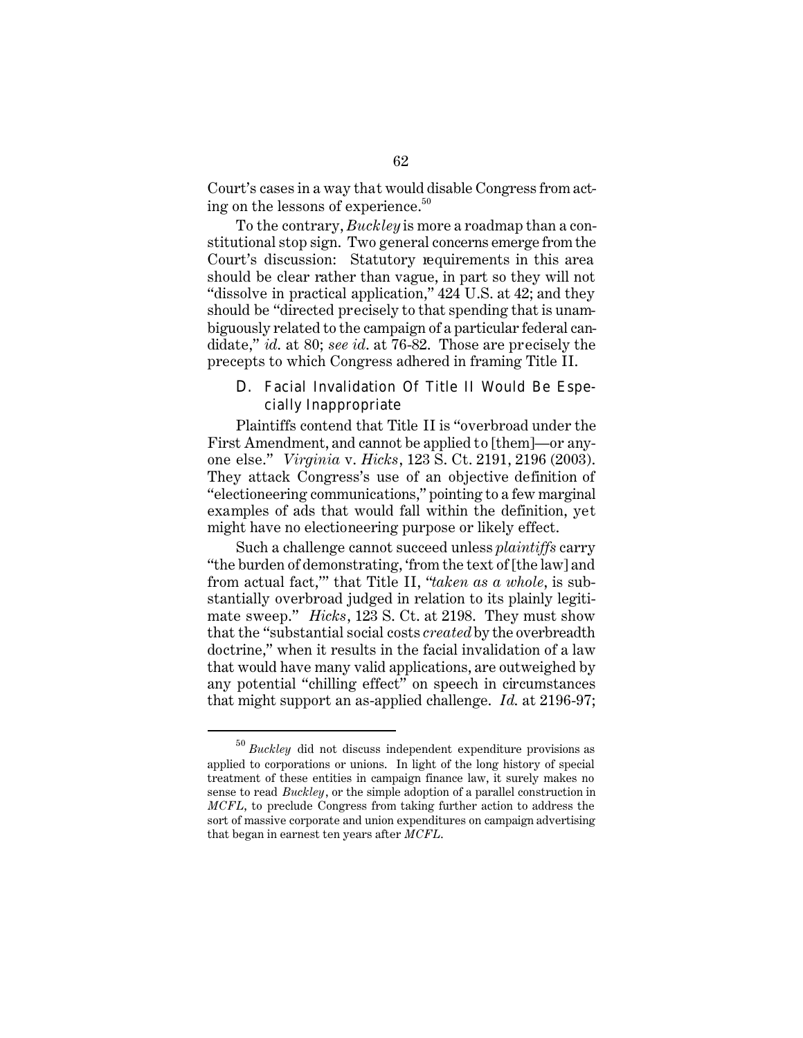Court's cases in a way that would disable Congress from acting on the lessons of experience.[50]

To the contrary, *Buckley* is more a roadmap than a constitutional stop sign. Two general concerns emerge from the Court's discussion: Statutory requirements in this area should be clear rather than vague, in part so they will not "dissolve in practical application," 424 U.S. at 42; and they should be "directed precisely to that spending that is unambiguously related to the campaign of a particular federal candidate," *id.* at 80; *see id.* at 76-82. Those are precisely the precepts to which Congress adhered in framing Title II.

### D. Facial Invalidation Of Title II Would Be Especially Inappropriate

Plaintiffs contend that Title II is "overbroad under the First Amendment, and cannot be applied to [them]—or anyone else." *Virginia* v. *Hicks*, 123 S. Ct. 2191, 2196 (2003). They attack Congress's use of an objective definition of "electioneering communications," pointing to a few marginal examples of ads that would fall within the definition, yet might have no electioneering purpose or likely effect.

Such a challenge cannot succeed unless *plaintiffs* carry "the burden of demonstrating, 'from the text of [the law] and from actual fact,'" that Title II, "*taken as a whole*, is substantially overbroad judged in relation to its plainly legitimate sweep." *Hicks*, 123 S. Ct. at 2198. They must show that the "substantial social costs *created* by the overbreadth doctrine," when it results in the facial invalidation of a law that would have many valid applications, are outweighed by any potential "chilling effect" on speech in circumstances that might support an as-applied challenge. *Id.* at 2196-97;

---

[50] *Buckley* did not discuss independent expenditure provisions as applied to corporations or unions. In light of the long history of special treatment of these entities in campaign finance law, it surely makes no sense to read *Buckley*, or the simple adoption of a parallel construction in *MCFL*, to preclude Congress from taking further action to address the sort of massive corporate and union expenditures on campaign advertising that began in earnest ten years after *MCFL*.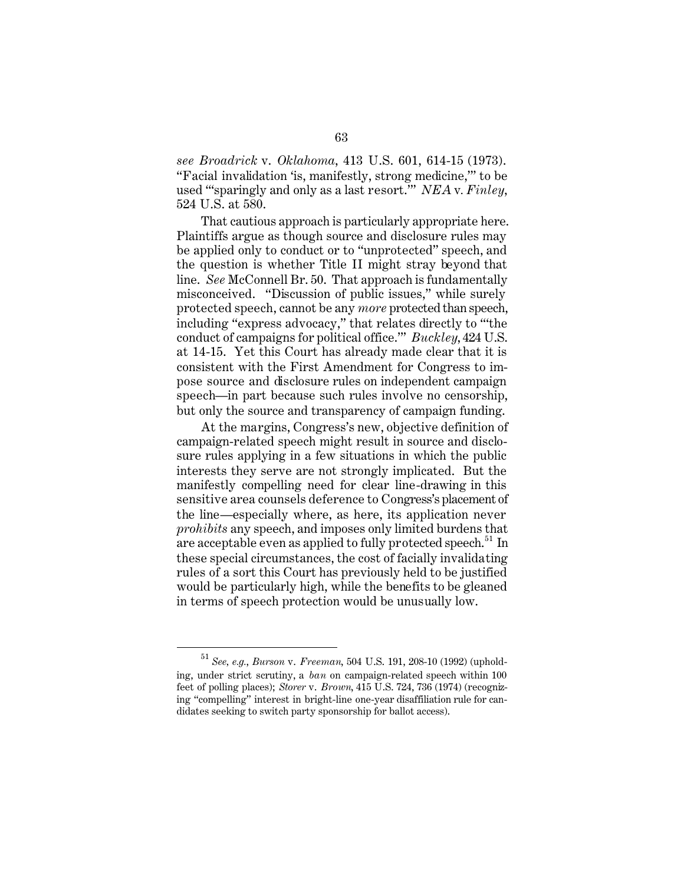*see Broadrick* v. *Oklahoma*, 413 U.S. 601, 614-15 (1973). "Facial invalidation 'is, manifestly, strong medicine,'" to be used "'sparingly and only as a last resort.'" *NEA* v. *Finley*, 524 U.S. at 580.

That cautious approach is particularly appropriate here. Plaintiffs argue as though source and disclosure rules may be applied only to conduct or to "unprotected" speech, and the question is whether Title II might stray beyond that line. *See* McConnell Br. 50. That approach is fundamentally misconceived. "Discussion of public issues," while surely protected speech, cannot be any *more* protected than speech, including "express advocacy," that relates directly to "'the conduct of campaigns for political office.'" *Buckley*, 424 U.S. at 14-15. Yet this Court has already made clear that it is consistent with the First Amendment for Congress to impose source and disclosure rules on independent campaign speech—in part because such rules involve no censorship, but only the source and transparency of campaign funding.

At the margins, Congress's new, objective definition of campaign-related speech might result in source and disclosure rules applying in a few situations in which the public interests they serve are not strongly implicated. But the manifestly compelling need for clear line-drawing in this sensitive area counsels deference to Congress's placement of the line—especially where, as here, its application never *prohibits* any speech, and imposes only limited burdens that are acceptable even as applied to fully protected speech.[51] In these special circumstances, the cost of facially invalidating rules of a sort this Court has previously held to be justified would be particularly high, while the benefits to be gleaned in terms of speech protection would be unusually low.

---

[51] *See, e.g.*, *Burson* v. *Freeman*, 504 U.S. 191, 208-10 (1992) (upholding, under strict scrutiny, a *ban* on campaign-related speech within 100 feet of polling places); *Storer* v. *Brown*, 415 U.S. 724, 736 (1974) (recognizing "compelling" interest in bright-line one-year disaffiliation rule for candidates seeking to switch party sponsorship for ballot access).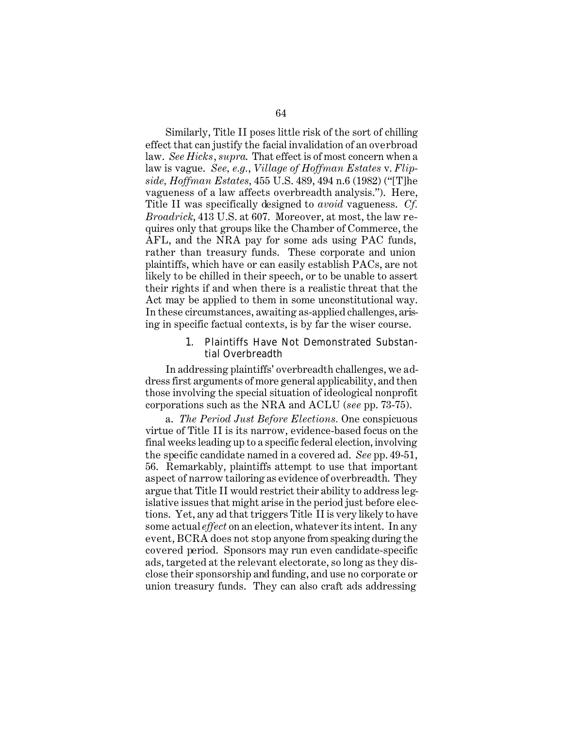Similarly, Title II poses little risk of the sort of chilling effect that can justify the facial invalidation of an overbroad law. *See Hicks*, *supra*. That effect is of most concern when a law is vague. *See, e.g.*, *Village of Hoffman Estates* v. *Flipside, Hoffman Estates*, 455 U.S. 489, 494 n.6 (1982) ("[T]he vagueness of a law affects overbreadth analysis."). Here, Title II was specifically designed to *avoid* vagueness. *Cf. Broadrick*, 413 U.S. at 607. Moreover, at most, the law requires only that groups like the Chamber of Commerce, the AFL, and the NRA pay for some ads using PAC funds, rather than treasury funds. These corporate and union plaintiffs, which have or can easily establish PACs, are not likely to be chilled in their speech, or to be unable to assert their rights if and when there is a realistic threat that the Act may be applied to them in some unconstitutional way. In these circumstances, awaiting as-applied challenges, arising in specific factual contexts, is by far the wiser course.

### 1. Plaintiffs Have Not Demonstrated Substantial Overbreadth

In addressing plaintiffs' overbreadth challenges, we address first arguments of more general applicability, and then those involving the special situation of ideological nonprofit corporations such as the NRA and ACLU (*see* pp. 73-75).

a. *The Period Just Before Elections.* One conspicuous virtue of Title II is its narrow, evidence-based focus on the final weeks leading up to a specific federal election, involving the specific candidate named in a covered ad. *See* pp. 49-51, 56. Remarkably, plaintiffs attempt to use that important aspect of narrow tailoring as evidence of overbreadth. They argue that Title II would restrict their ability to address legislative issues that might arise in the period just before elections. Yet, any ad that triggers Title II is very likely to have some actual *effect* on an election, whatever its intent. In any event, BCRA does not stop anyone from speaking during the covered period. Sponsors may run even candidate-specific ads, targeted at the relevant electorate, so long as they disclose their sponsorship and funding, and use no corporate or union treasury funds. They can also craft ads addressing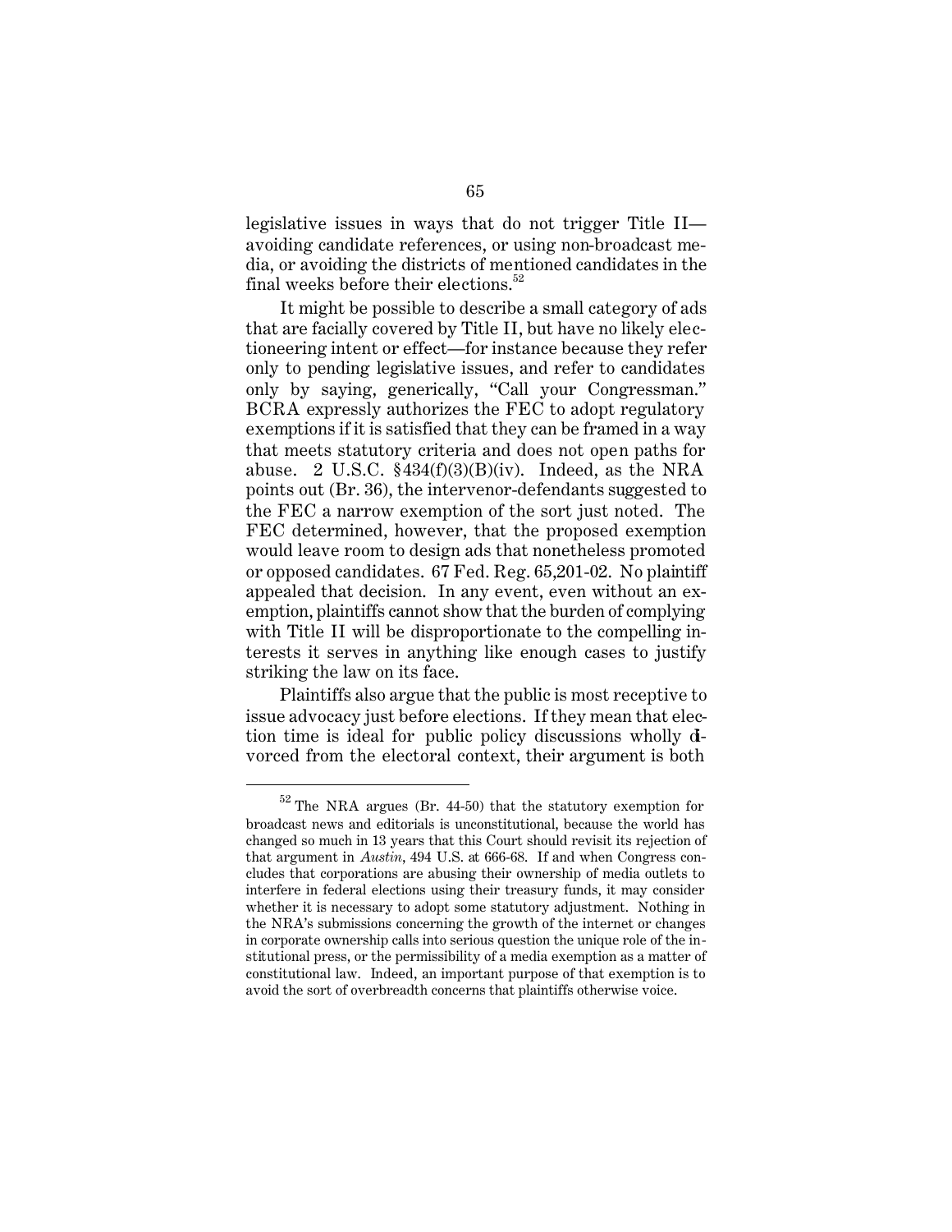legislative issues in ways that do not trigger Title II—avoiding candidate references, or using non-broadcast media, or avoiding the districts of mentioned candidates in the final weeks before their elections.[52]

It might be possible to describe a small category of ads that are facially covered by Title II, but have no likely electioneering intent or effect—for instance because they refer only to pending legislative issues, and refer to candidates only by saying, generically, "Call your Congressman." BCRA expressly authorizes the FEC to adopt regulatory exemptions if it is satisfied that they can be framed in a way that meets statutory criteria and does not open paths for abuse. 2 U.S.C. §434(f)(3)(B)(iv). Indeed, as the NRA points out (Br. 36), the intervenor-defendants suggested to the FEC a narrow exemption of the sort just noted. The FEC determined, however, that the proposed exemption would leave room to design ads that nonetheless promoted or opposed candidates. 67 Fed. Reg. 65,201-02. No plaintiff appealed that decision. In any event, even without an exemption, plaintiffs cannot show that the burden of complying with Title II will be disproportionate to the compelling interests it serves in anything like enough cases to justify striking the law on its face.

Plaintiffs also argue that the public is most receptive to issue advocacy just before elections. If they mean that election time is ideal for public policy discussions wholly divorced from the electoral context, their argument is both

---

[52] The NRA argues (Br. 44-50) that the statutory exemption for broadcast news and editorials is unconstitutional, because the world has changed so much in 13 years that this Court should revisit its rejection of that argument in *Austin*, 494 U.S. at 666-68. If and when Congress concludes that corporations are abusing their ownership of media outlets to interfere in federal elections using their treasury funds, it may consider whether it is necessary to adopt some statutory adjustment. Nothing in the NRA's submissions concerning the growth of the internet or changes in corporate ownership calls into serious question the unique role of the institutional press, or the permissibility of a media exemption as a matter of constitutional law. Indeed, an important purpose of that exemption is to avoid the sort of overbreadth concerns that plaintiffs otherwise voice.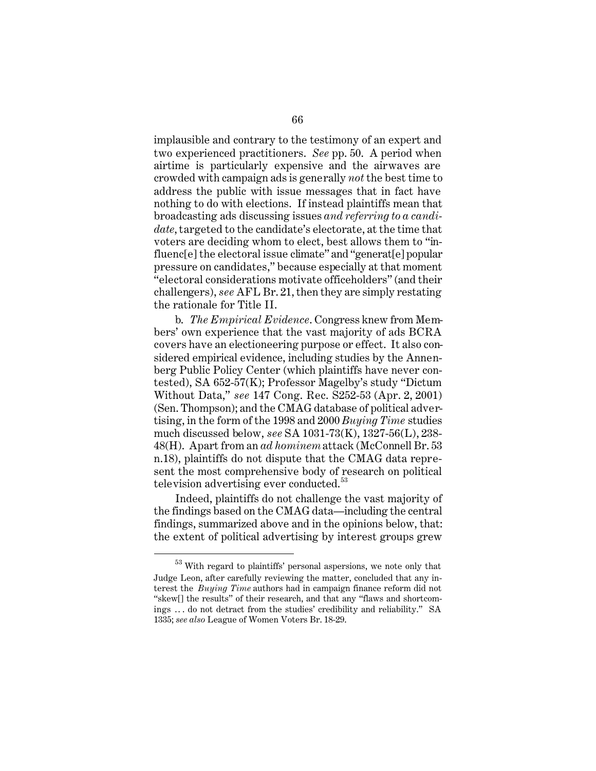implausible and contrary to the testimony of an expert and two experienced practitioners. *See* pp. 50. A period when airtime is particularly expensive and the airwaves are crowded with campaign ads is generally *not* the best time to address the public with issue messages that in fact have nothing to do with elections. If instead plaintiffs mean that broadcasting ads discussing issues *and referring to a candidate*, targeted to the candidate's electorate, at the time that voters are deciding whom to elect, best allows them to "influenc[e] the electoral issue climate" and "generat[e] popular pressure on candidates," because especially at that moment "electoral considerations motivate officeholders" (and their challengers), *see* AFL Br. 21, then they are simply restating the rationale for Title II.

b. *The Empirical Evidence*. Congress knew from Members' own experience that the vast majority of ads BCRA covers have an electioneering purpose or effect. It also considered empirical evidence, including studies by the Annenberg Public Policy Center (which plaintiffs have never contested), SA 652-57(K); Professor Magelby's study "Dictum Without Data," *see* 147 Cong. Rec. S252-53 (Apr. 2, 2001) (Sen. Thompson); and the CMAG database of political advertising, in the form of the 1998 and 2000 *Buying Time* studies much discussed below, *see* SA 1031-73(K), 1327-56(L), 238-48(H). Apart from an *ad hominem* attack (McConnell Br. 53 n.18), plaintiffs do not dispute that the CMAG data represent the most comprehensive body of research on political television advertising ever conducted.[53]

Indeed, plaintiffs do not challenge the vast majority of the findings based on the CMAG data—including the central findings, summarized above and in the opinions below, that: the extent of political advertising by interest groups grew

[53] With regard to plaintiffs' personal aspersions, we note only that Judge Leon, after carefully reviewing the matter, concluded that any interest the *Buying Time* authors had in campaign finance reform did not "skew[] the results" of their research, and that any "flaws and shortcomings . . . do not detract from the studies' credibility and reliability." SA 1335; *see also* League of Women Voters Br. 18-29.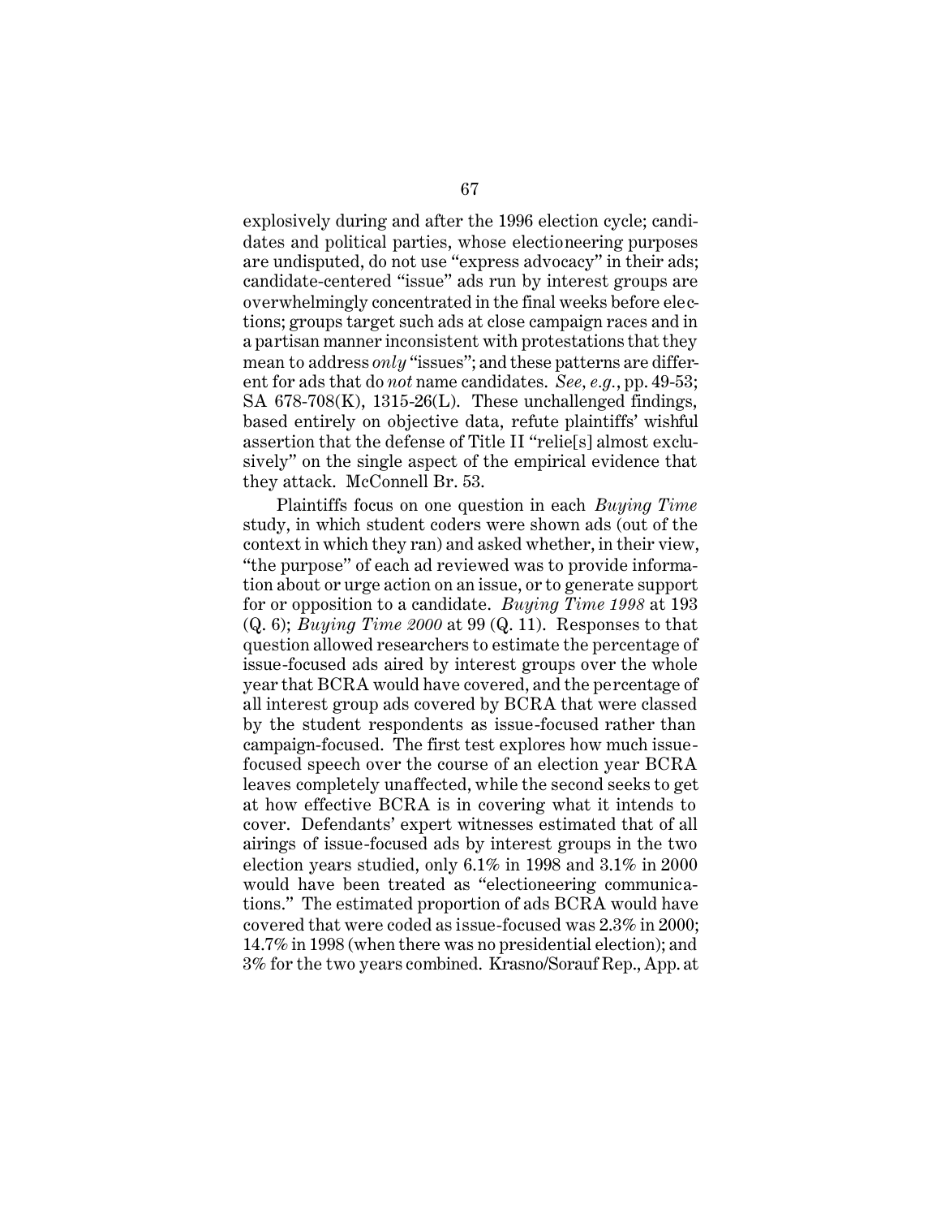explosively during and after the 1996 election cycle; candidates and political parties, whose electioneering purposes are undisputed, do not use "express advocacy" in their ads; candidate-centered "issue" ads run by interest groups are overwhelmingly concentrated in the final weeks before elections; groups target such ads at close campaign races and in a partisan manner inconsistent with protestations that they mean to address *only* "issues"; and these patterns are different for ads that do *not* name candidates. *See, e.g.*, pp. 49-53; SA 678-708(K), 1315-26(L). These unchallenged findings, based entirely on objective data, refute plaintiffs' wishful assertion that the defense of Title II "relie[s] almost exclusively" on the single aspect of the empirical evidence that they attack. McConnell Br. 53.

Plaintiffs focus on one question in each *Buying Time* study, in which student coders were shown ads (out of the context in which they ran) and asked whether, in their view, "the purpose" of each ad reviewed was to provide information about or urge action on an issue, or to generate support for or opposition to a candidate. *Buying Time 1998* at 193 (Q. 6); *Buying Time 2000* at 99 (Q. 11). Responses to that question allowed researchers to estimate the percentage of issue-focused ads aired by interest groups over the whole year that BCRA would have covered, and the percentage of all interest group ads covered by BCRA that were classed by the student respondents as issue-focused rather than campaign-focused. The first test explores how much issue-focused speech over the course of an election year BCRA leaves completely unaffected, while the second seeks to get at how effective BCRA is in covering what it intends to cover. Defendants' expert witnesses estimated that of all airings of issue-focused ads by interest groups in the two election years studied, only 6.1% in 1998 and 3.1% in 2000 would have been treated as "electioneering communications." The estimated proportion of ads BCRA would have covered that were coded as issue-focused was 2.3% in 2000; 14.7% in 1998 (when there was no presidential election); and 3% for the two years combined. Krasno/Sorauf Rep., App. at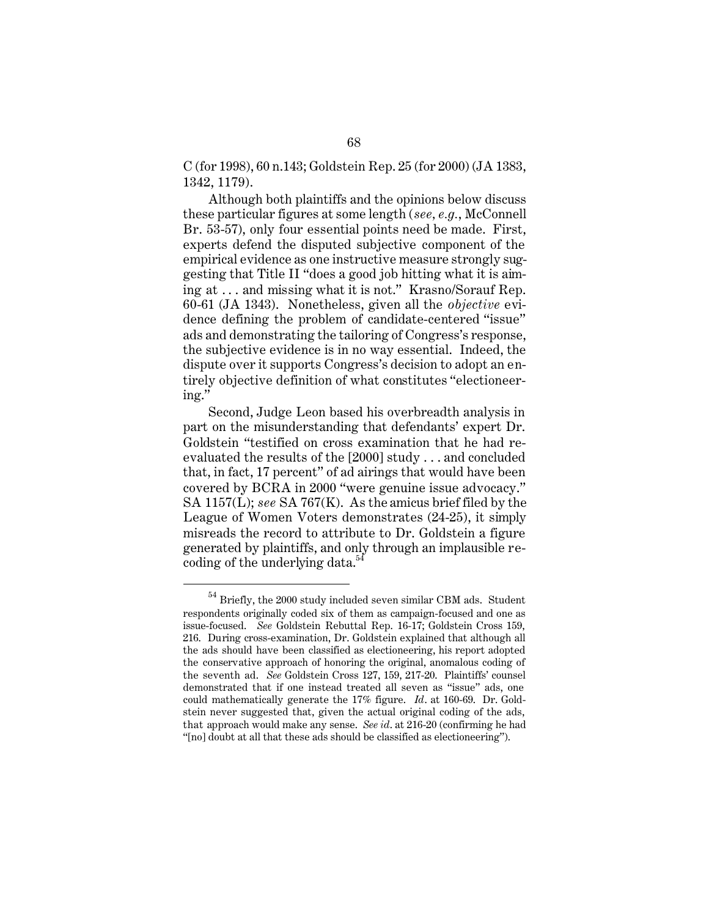C (for 1998), 60 n.143; Goldstein Rep. 25 (for 2000) (JA 1383, 1342, 1179).

Although both plaintiffs and the opinions below discuss these particular figures at some length (*see, e.g.*, McConnell Br. 53-57), only four essential points need be made. First, experts defend the disputed subjective component of the empirical evidence as one instructive measure strongly suggesting that Title II "does a good job hitting what it is aiming at . . . and missing what it is not." Krasno/Sorauf Rep. 60-61 (JA 1343). Nonetheless, given all the *objective* evidence defining the problem of candidate-centered "issue" ads and demonstrating the tailoring of Congress's response, the subjective evidence is in no way essential. Indeed, the dispute over it supports Congress's decision to adopt an entirely objective definition of what constitutes "electioneering."

Second, Judge Leon based his overbreadth analysis in part on the misunderstanding that defendants' expert Dr. Goldstein "testified on cross examination that he had re-evaluated the results of the [2000] study . . . and concluded that, in fact, 17 percent" of ad airings that would have been covered by BCRA in 2000 "were genuine issue advocacy." SA 1157(L); *see* SA 767(K). As the amicus brief filed by the League of Women Voters demonstrates (24-25), it simply misreads the record to attribute to Dr. Goldstein a figure generated by plaintiffs, and only through an implausible recoding of the underlying data.[54]

---

[54] Briefly, the 2000 study included seven similar CBM ads. Student respondents originally coded six of them as campaign-focused and one as issue-focused. *See* Goldstein Rebuttal Rep. 16-17; Goldstein Cross 159, 216. During cross-examination, Dr. Goldstein explained that although all the ads should have been classified as electioneering, his report adopted the conservative approach of honoring the original, anomalous coding of the seventh ad. *See* Goldstein Cross 127, 159, 217-20. Plaintiffs' counsel demonstrated that if one instead treated all seven as "issue" ads, one could mathematically generate the 17% figure. *Id*. at 160-69. Dr. Goldstein never suggested that, given the actual original coding of the ads, that approach would make any sense. *See id*. at 216-20 (confirming he had "[no] doubt at all that these ads should be classified as electioneering").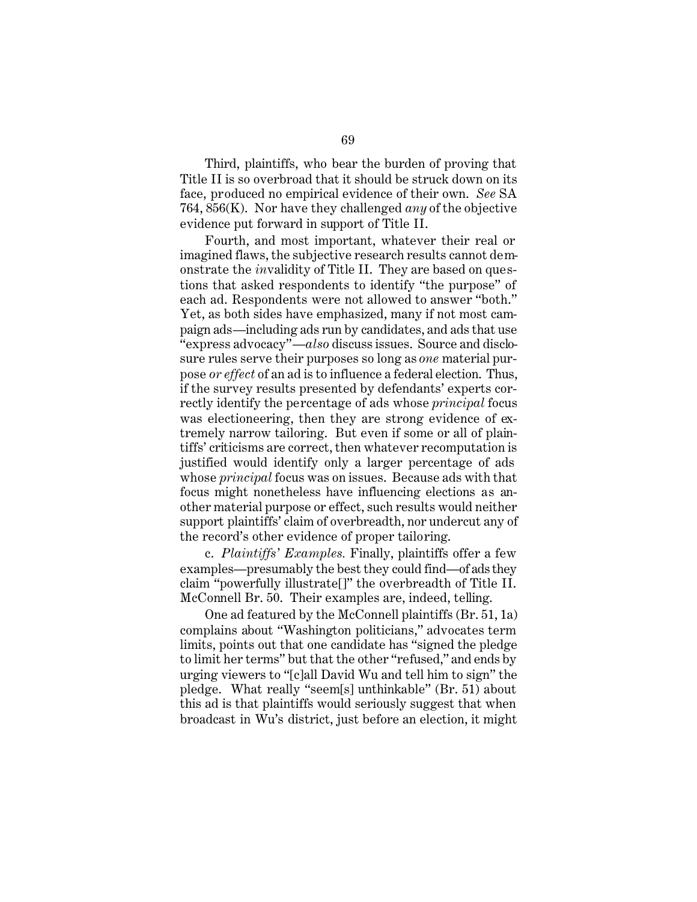Third, plaintiffs, who bear the burden of proving that Title II is so overbroad that it should be struck down on its face, produced no empirical evidence of their own. *See* SA 764, 856(K). Nor have they challenged *any* of the objective evidence put forward in support of Title II.

Fourth, and most important, whatever their real or imagined flaws, the subjective research results cannot demonstrate the *in*validity of Title II. They are based on questions that asked respondents to identify "the purpose" of each ad. Respondents were not allowed to answer "both." Yet, as both sides have emphasized, many if not most campaign ads—including ads run by candidates, and ads that use "express advocacy"—*also* discuss issues. Source and disclosure rules serve their purposes so long as *one* material purpose *or effect* of an ad is to influence a federal election. Thus, if the survey results presented by defendants' experts correctly identify the percentage of ads whose *principal* focus was electioneering, then they are strong evidence of extremely narrow tailoring. But even if some or all of plaintiffs' criticisms are correct, then whatever recomputation is justified would identify only a larger percentage of ads whose *principal* focus was on issues. Because ads with that focus might nonetheless have influencing elections as another material purpose or effect, such results would neither support plaintiffs' claim of overbreadth, nor undercut any of the record's other evidence of proper tailoring.

c. *Plaintiffs' Examples.* Finally, plaintiffs offer a few examples—presumably the best they could find—of ads they claim "powerfully illustrate[]" the overbreadth of Title II. McConnell Br. 50. Their examples are, indeed, telling.

One ad featured by the McConnell plaintiffs (Br. 51, 1a) complains about "Washington politicians," advocates term limits, points out that one candidate has "signed the pledge to limit her terms" but that the other "refused," and ends by urging viewers to "[c]all David Wu and tell him to sign" the pledge. What really "seem[s] unthinkable" (Br. 51) about this ad is that plaintiffs would seriously suggest that when broadcast in Wu's district, just before an election, it might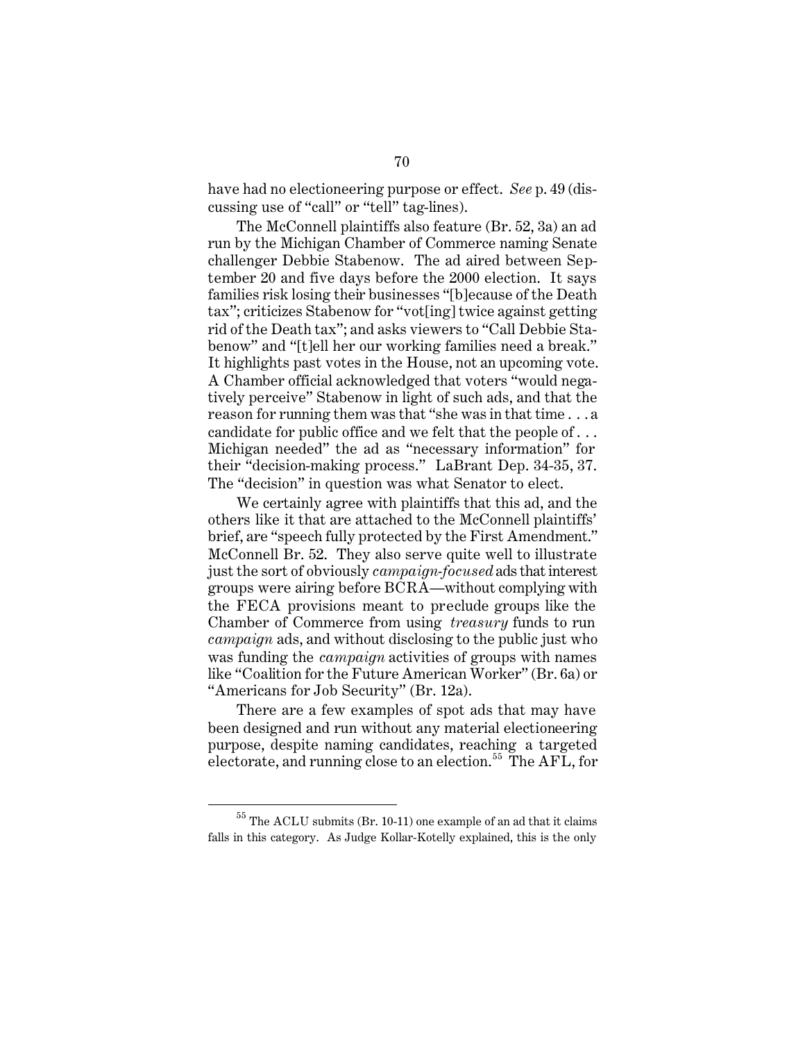have had no electioneering purpose or effect. *See* p. 49 (discussing use of "call" or "tell" tag-lines).

The McConnell plaintiffs also feature (Br. 52, 3a) an ad run by the Michigan Chamber of Commerce naming Senate challenger Debbie Stabenow. The ad aired between September 20 and five days before the 2000 election. It says families risk losing their businesses "[b]ecause of the Death tax"; criticizes Stabenow for "vot[ing] twice against getting rid of the Death tax"; and asks viewers to "Call Debbie Stabenow" and "[t]ell her our working families need a break." It highlights past votes in the House, not an upcoming vote. A Chamber official acknowledged that voters "would negatively perceive" Stabenow in light of such ads, and that the reason for running them was that "she was in that time . . . a candidate for public office and we felt that the people of . . . Michigan needed" the ad as "necessary information" for their "decision-making process." LaBrant Dep. 34-35, 37. The "decision" in question was what Senator to elect.

We certainly agree with plaintiffs that this ad, and the others like it that are attached to the McConnell plaintiffs' brief, are "speech fully protected by the First Amendment." McConnell Br. 52. They also serve quite well to illustrate just the sort of obviously *campaign-focused* ads that interest groups were airing before BCRA—without complying with the FECA provisions meant to preclude groups like the Chamber of Commerce from using *treasury* funds to run *campaign* ads, and without disclosing to the public just who was funding the *campaign* activities of groups with names like "Coalition for the Future American Worker" (Br. 6a) or "Americans for Job Security" (Br. 12a).

There are a few examples of spot ads that may have been designed and run without any material electioneering purpose, despite naming candidates, reaching a targeted electorate, and running close to an election.[55] The AFL, for

---

[55] The ACLU submits (Br. 10-11) one example of an ad that it claims falls in this category. As Judge Kollar-Kotelly explained, this is the only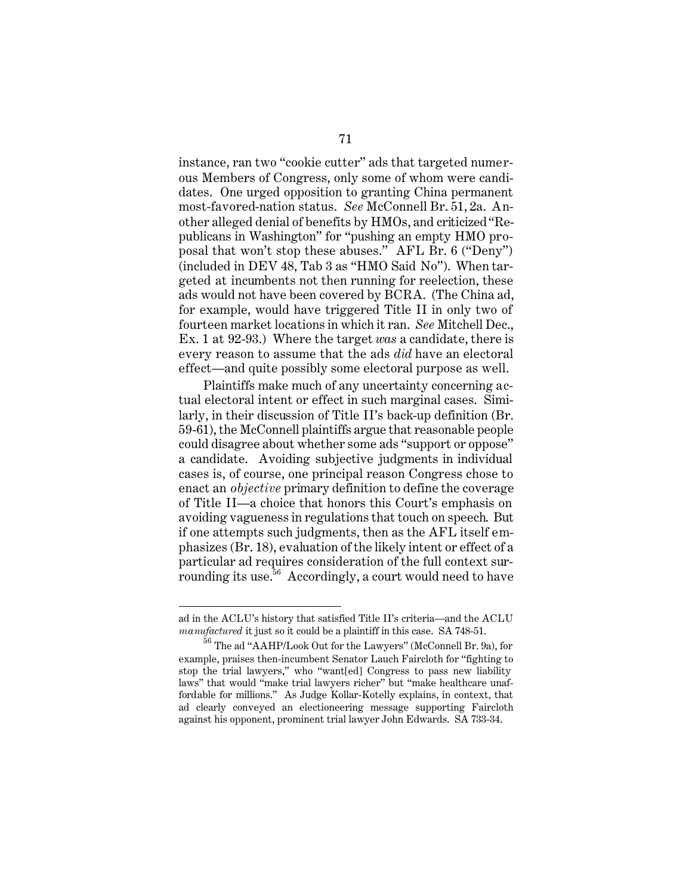instance, ran two "cookie cutter" ads that targeted numerous Members of Congress, only some of whom were candidates. One urged opposition to granting China permanent most-favored-nation status. *See* McConnell Br. 51, 2a. Another alleged denial of benefits by HMOs, and criticized "Republicans in Washington" for "pushing an empty HMO proposal that won't stop these abuses." AFL Br. 6 ("Deny") (included in DEV 48, Tab 3 as "HMO Said No"). When targeted at incumbents not then running for reelection, these ads would not have been covered by BCRA. (The China ad, for example, would have triggered Title II in only two of fourteen market locations in which it ran. *See* Mitchell Dec., Ex. 1 at 92-93.) Where the target *was* a candidate, there is every reason to assume that the ads *did* have an electoral effect—and quite possibly some electoral purpose as well.

Plaintiffs make much of any uncertainty concerning actual electoral intent or effect in such marginal cases. Similarly, in their discussion of Title II's back-up definition (Br. 59-61), the McConnell plaintiffs argue that reasonable people could disagree about whether some ads "support or oppose" a candidate. Avoiding subjective judgments in individual cases is, of course, one principal reason Congress chose to enact an *objective* primary definition to define the coverage of Title II—a choice that honors this Court's emphasis on avoiding vagueness in regulations that touch on speech. But if one attempts such judgments, then as the AFL itself emphasizes (Br. 18), evaluation of the likely intent or effect of a particular ad requires consideration of the full context surrounding its use.[56] Accordingly, a court would need to have

---

ad in the ACLU's history that satisfied Title II's criteria—and the ACLU *manufactured* it just so it could be a plaintiff in this case. SA 748-51.

[56] The ad "AAHP/Look Out for the Lawyers" (McConnell Br. 9a), for example, praises then-incumbent Senator Lauch Faircloth for "fighting to stop the trial lawyers," who "want[ed] Congress to pass new liability laws" that would "make trial lawyers richer" but "make healthcare unaffordable for millions." As Judge Kollar-Kotelly explains, in context, that ad clearly conveyed an electioneering message supporting Faircloth against his opponent, prominent trial lawyer John Edwards. SA 733-34.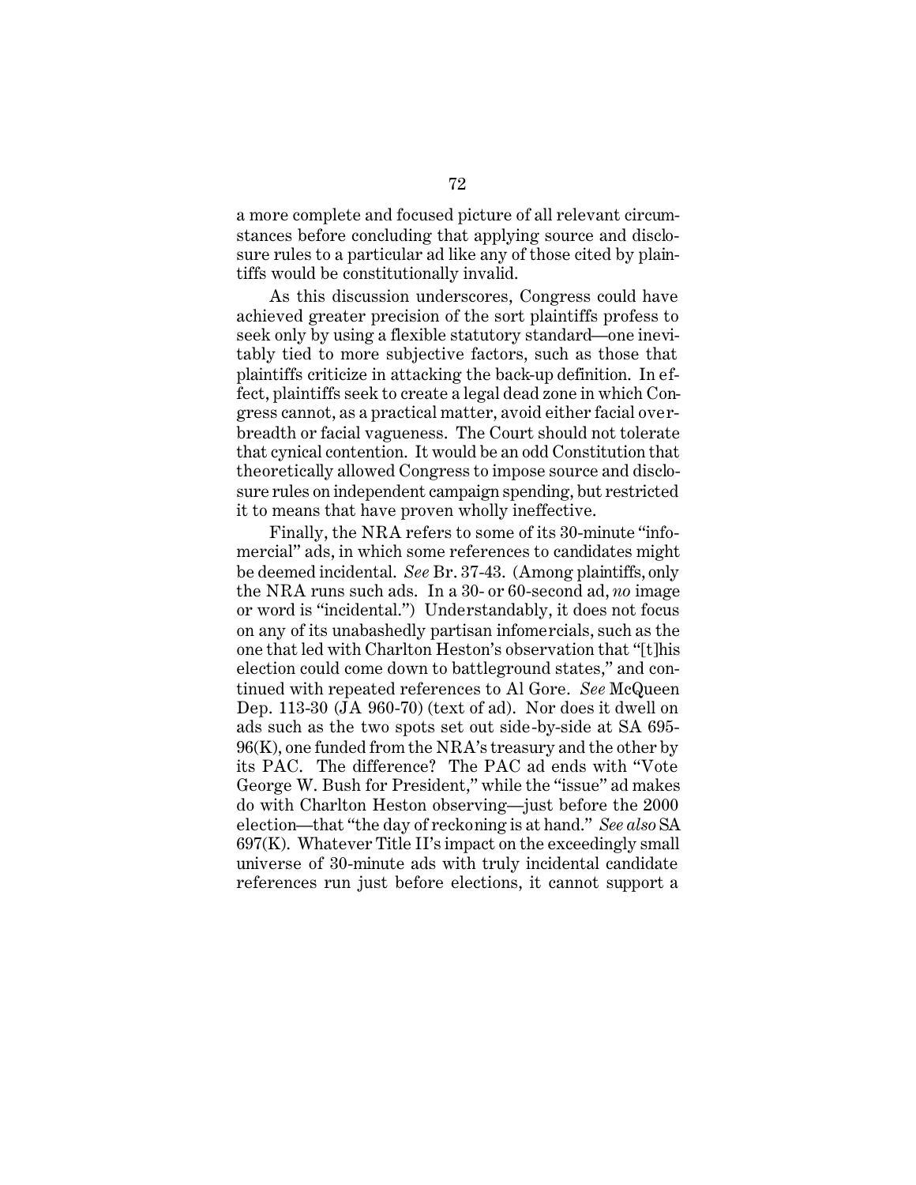a more complete and focused picture of all relevant circumstances before concluding that applying source and disclosure rules to a particular ad like any of those cited by plaintiffs would be constitutionally invalid.

As this discussion underscores, Congress could have achieved greater precision of the sort plaintiffs profess to seek only by using a flexible statutory standard—one inevitably tied to more subjective factors, such as those that plaintiffs criticize in attacking the back-up definition. In effect, plaintiffs seek to create a legal dead zone in which Congress cannot, as a practical matter, avoid either facial overbreadth or facial vagueness. The Court should not tolerate that cynical contention. It would be an odd Constitution that theoretically allowed Congress to impose source and disclosure rules on independent campaign spending, but restricted it to means that have proven wholly ineffective.

Finally, the NRA refers to some of its 30-minute "infomercial" ads, in which some references to candidates might be deemed incidental. *See* Br. 37-43. (Among plaintiffs, only the NRA runs such ads. In a 30- or 60-second ad, *no* image or word is "incidental.") Understandably, it does not focus on any of its unabashedly partisan infomercials, such as the one that led with Charlton Heston's observation that "[t]his election could come down to battleground states," and continued with repeated references to Al Gore. *See* McQueen Dep. 113-30 (JA 960-70) (text of ad). Nor does it dwell on ads such as the two spots set out side-by-side at SA 695-96(K), one funded from the NRA's treasury and the other by its PAC. The difference? The PAC ad ends with "Vote George W. Bush for President," while the "issue" ad makes do with Charlton Heston observing—just before the 2000 election—that "the day of reckoning is at hand." *See also* SA 697(K). Whatever Title II's impact on the exceedingly small universe of 30-minute ads with truly incidental candidate references run just before elections, it cannot support a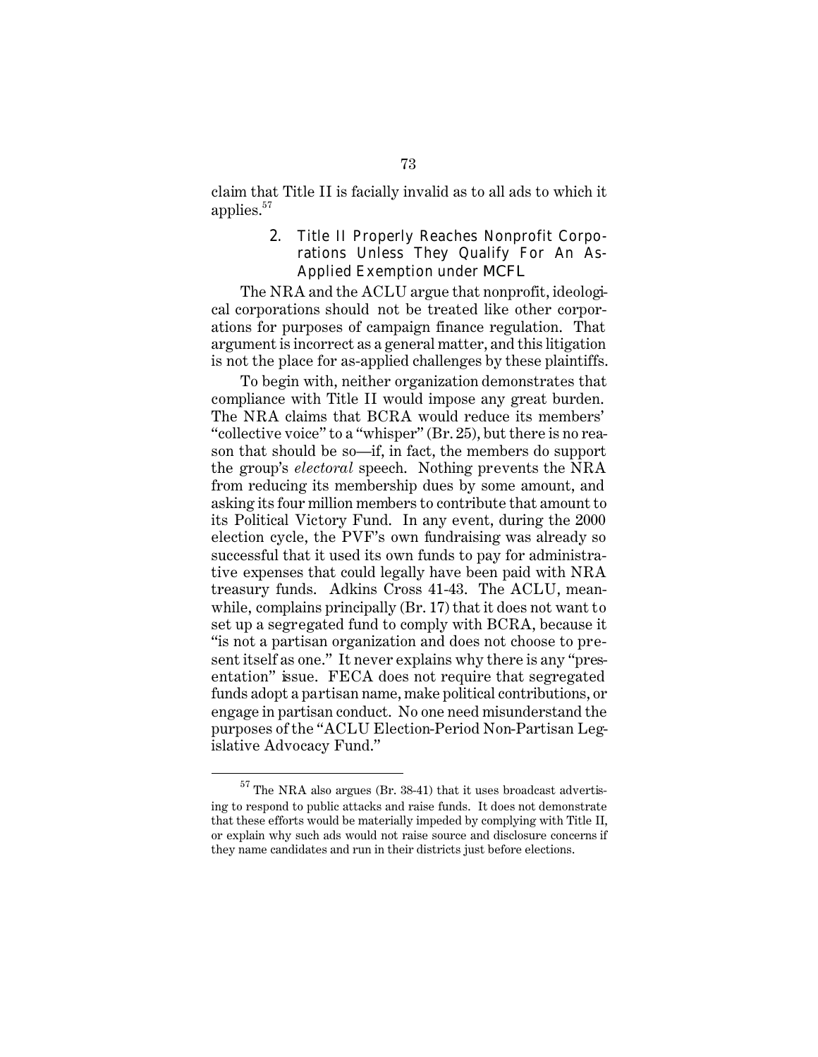claim that Title II is facially invalid as to all ads to which it applies.[57]

### 2. Title II Properly Reaches Nonprofit Corporations Unless They Qualify For An As-Applied Exemption under MCFL

The NRA and the ACLU argue that nonprofit, ideological corporations should not be treated like other corporations for purposes of campaign finance regulation. That argument is incorrect as a general matter, and this litigation is not the place for as-applied challenges by these plaintiffs.

To begin with, neither organization demonstrates that compliance with Title II would impose any great burden. The NRA claims that BCRA would reduce its members' "collective voice" to a "whisper" (Br. 25), but there is no reason that should be so—if, in fact, the members do support the group's *electoral* speech. Nothing prevents the NRA from reducing its membership dues by some amount, and asking its four million members to contribute that amount to its Political Victory Fund. In any event, during the 2000 election cycle, the PVF's own fundraising was already so successful that it used its own funds to pay for administrative expenses that could legally have been paid with NRA treasury funds. Adkins Cross 41-43. The ACLU, meanwhile, complains principally (Br. 17) that it does not want to set up a segregated fund to comply with BCRA, because it "is not a partisan organization and does not choose to present itself as one." It never explains why there is any "presentation" issue. FECA does not require that segregated funds adopt a partisan name, make political contributions, or engage in partisan conduct. No one need misunderstand the purposes of the "ACLU Election-Period Non-Partisan Legislative Advocacy Fund."

---

[57] The NRA also argues (Br. 38-41) that it uses broadcast advertising to respond to public attacks and raise funds. It does not demonstrate that these efforts would be materially impeded by complying with Title II, or explain why such ads would not raise source and disclosure concerns if they name candidates and run in their districts just before elections.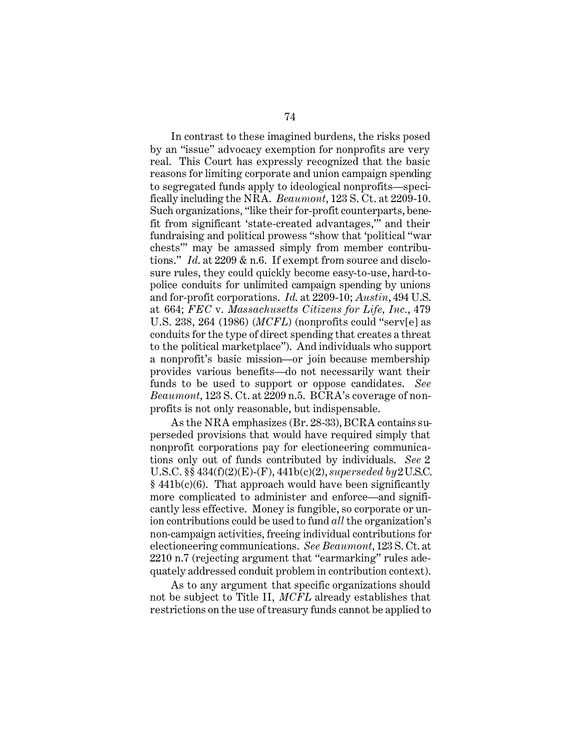In contrast to these imagined burdens, the risks posed by an "issue" advocacy exemption for nonprofits are very real. This Court has expressly recognized that the basic reasons for limiting corporate and union campaign spending to segregated funds apply to ideological nonprofits—specifically including the NRA. *Beaumont*, 123 S. Ct. at 2209-10. Such organizations, "like their for-profit counterparts, benefit from significant 'state-created advantages,'" and their fundraising and political prowess "show that 'political "war chests"' may be amassed simply from member contributions." *Id.* at 2209 & n.6. If exempt from source and disclosure rules, they could quickly become easy-to-use, hard-to-police conduits for unlimited campaign spending by unions and for-profit corporations. *Id.* at 2209-10; *Austin*, 494 U.S. at 664; *FEC* v. *Massachusetts Citizens for Life, Inc.*, 479 U.S. 238, 264 (1986) (*MCFL*) (nonprofits could "serv[e] as conduits for the type of direct spending that creates a threat to the political marketplace"). And individuals who support a nonprofit's basic mission—or join because membership provides various benefits—do not necessarily want their funds to be used to support or oppose candidates. *See Beaumont*, 123 S. Ct. at 2209 n.5. BCRA's coverage of nonprofits is not only reasonable, but indispensable.

As the NRA emphasizes (Br. 28-33), BCRA contains superseded provisions that would have required simply that nonprofit corporations pay for electioneering communications only out of funds contributed by individuals. *See* 2 U.S.C. §§ 434(f)(2)(E)-(F), 441b(c)(2), *superseded by* 2 U.S.C. § 441b(c)(6). That approach would have been significantly more complicated to administer and enforce—and significantly less effective. Money is fungible, so corporate or union contributions could be used to fund *all* the organization's non-campaign activities, freeing individual contributions for electioneering communications. *See Beaumont*, 123 S. Ct. at 2210 n.7 (rejecting argument that "earmarking" rules adequately addressed conduit problem in contribution context).

As to any argument that specific organizations should not be subject to Title II, *MCFL* already establishes that restrictions on the use of treasury funds cannot be applied to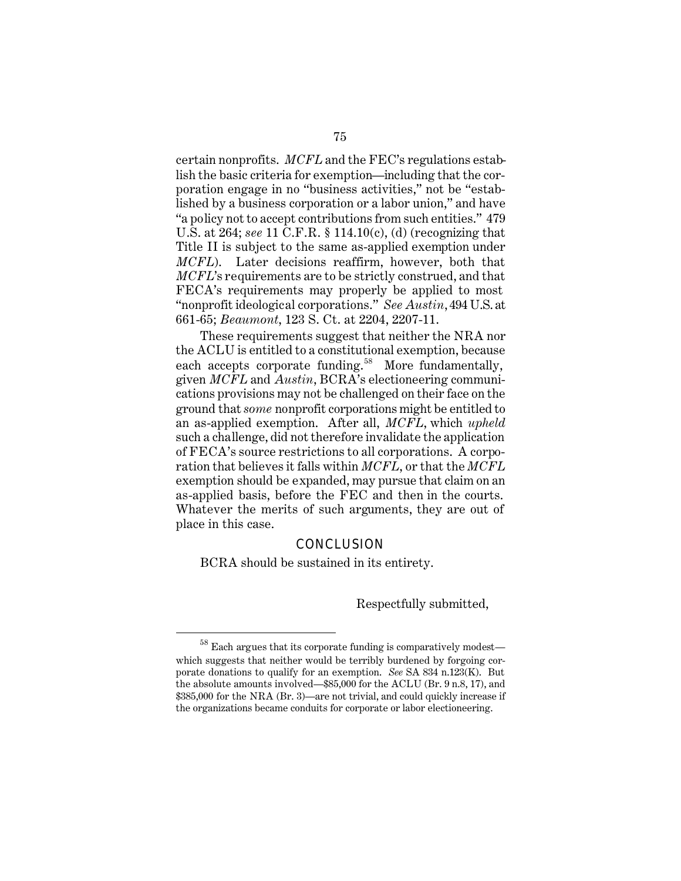certain nonprofits. *MCFL* and the FEC's regulations establish the basic criteria for exemption—including that the corporation engage in no "business activities," not be "established by a business corporation or a labor union," and have "a policy not to accept contributions from such entities." 479 U.S. at 264; *see* 11 C.F.R. § 114.10(c), (d) (recognizing that Title II is subject to the same as-applied exemption under *MCFL*). Later decisions reaffirm, however, both that *MCFL*'s requirements are to be strictly construed, and that FECA's requirements may properly be applied to most "nonprofit ideological corporations." *See Austin*, 494 U.S. at 661-65; *Beaumont*, 123 S. Ct. at 2204, 2207-11.

These requirements suggest that neither the NRA nor the ACLU is entitled to a constitutional exemption, because each accepts corporate funding.[58] More fundamentally, given *MCFL* and *Austin*, BCRA's electioneering communications provisions may not be challenged on their face on the ground that *some* nonprofit corporations might be entitled to an as-applied exemption. After all, *MCFL*, which *upheld* such a challenge, did not therefore invalidate the application of FECA's source restrictions to all corporations. A corporation that believes it falls within *MCFL*, or that the *MCFL* exemption should be expanded, may pursue that claim on an as-applied basis, before the FEC and then in the courts. Whatever the merits of such arguments, they are out of place in this case.

## CONCLUSION

BCRA should be sustained in its entirety.

Respectfully submitted,

---

[58] Each argues that its corporate funding is comparatively modest—which suggests that neither would be terribly burdened by forgoing corporate donations to qualify for an exemption. *See* SA 834 n.123(K). But the absolute amounts involved—$85,000 for the ACLU (Br. 9 n.8, 17), and $385,000 for the NRA (Br. 3)—are not trivial, and could quickly increase if the organizations became conduits for corporate or labor electioneering.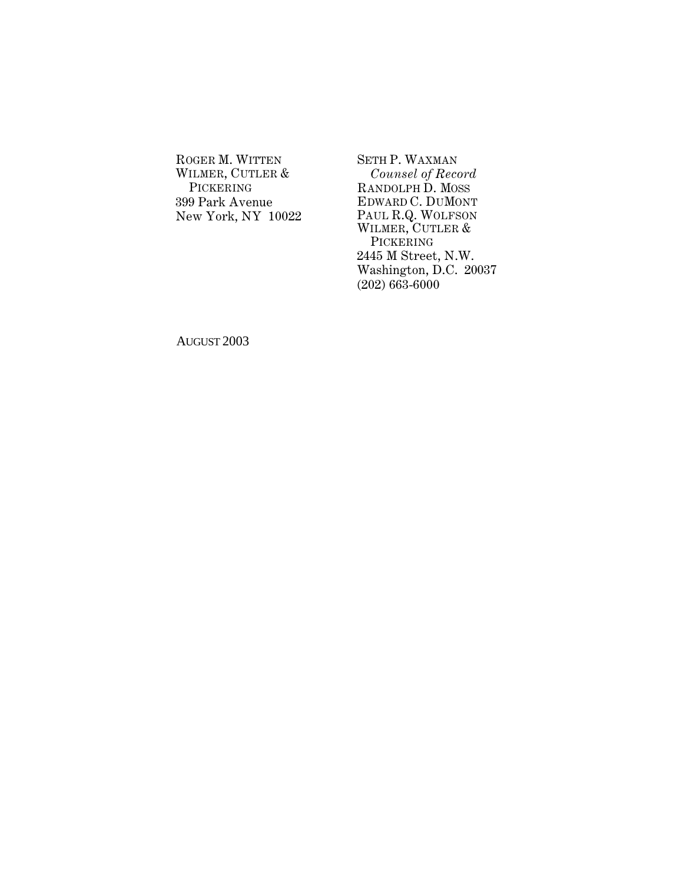ROGER M. WITTEN
WILMER, CUTLER & PICKERING
399 Park Avenue
New York, NY 10022

SETH P. WAXMAN
*Counsel of Record*
RANDOLPH D. MOSS
EDWARD C. DUMONT
PAUL R.Q. WOLFSON
WILMER, CUTLER & PICKERING
2445 M Street, N.W.
Washington, D.C. 20037
(202) 663-6000

AUGUST 2003